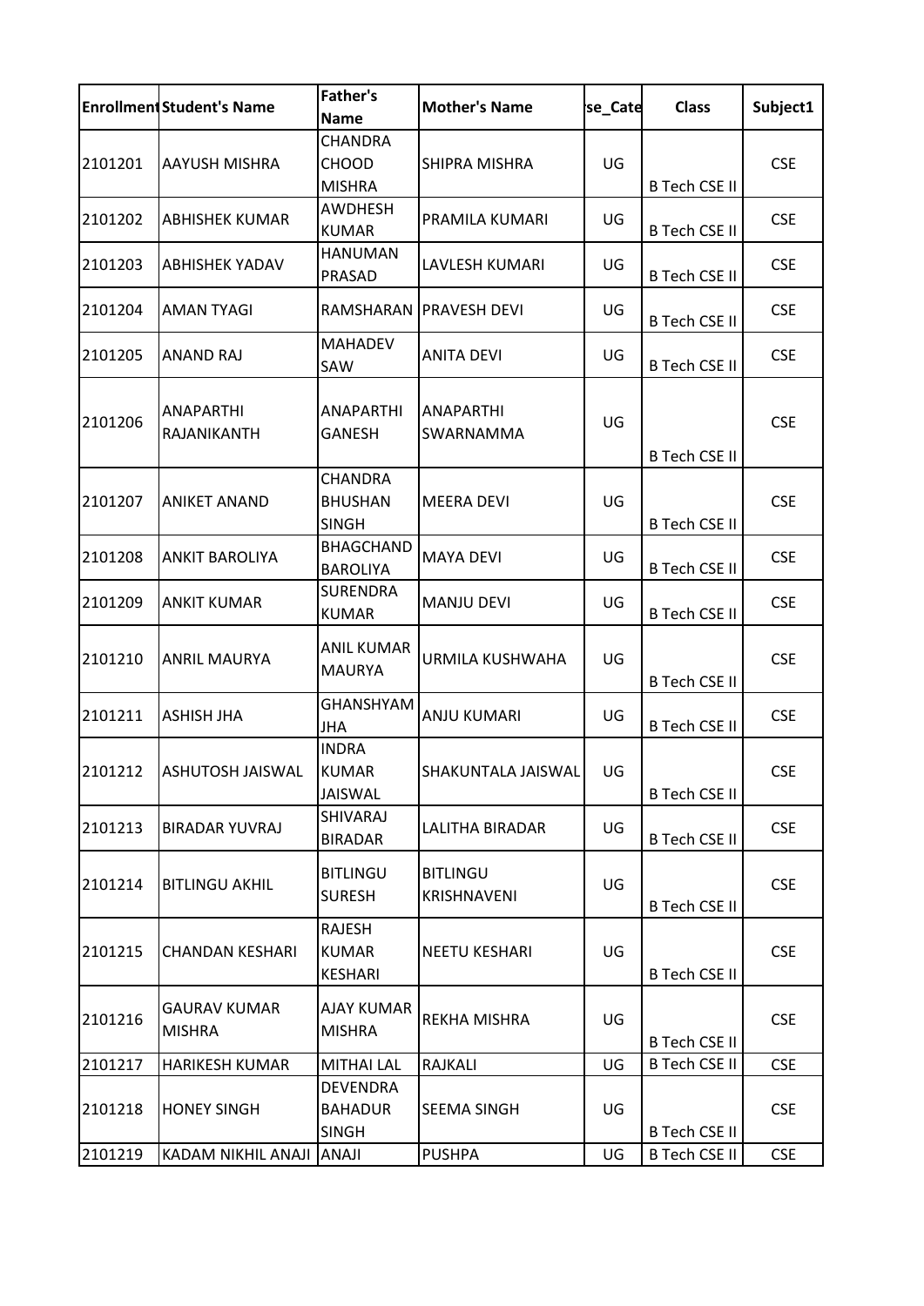| Enrollment | Student's Name | Father's Name | Mother's Name | se_Cate | Class | Subject1 |
|---|---|---|---|---|---|---|
| 2101201 | AAYUSH MISHRA | CHANDRA CHOOD MISHRA | SHIPRA MISHRA | UG | B Tech CSE II | CSE |
| 2101202 | ABHISHEK KUMAR | AWDHESH KUMAR | PRAMILA KUMARI | UG | B Tech CSE II | CSE |
| 2101203 | ABHISHEK YADAV | HANUMAN PRASAD | LAVLESH KUMARI | UG | B Tech CSE II | CSE |
| 2101204 | AMAN TYAGI | RAMSHARAN | PRAVESH DEVI | UG | B Tech CSE II | CSE |
| 2101205 | ANAND RAJ | MAHADEV SAW | ANITA DEVI | UG | B Tech CSE II | CSE |
| 2101206 | ANAPARTHI RAJANIKANTH | ANAPARTHI GANESH | ANAPARTHI SWARNAMMA | UG | B Tech CSE II | CSE |
| 2101207 | ANIKET ANAND | CHANDRA BHUSHAN SINGH | MEERA DEVI | UG | B Tech CSE II | CSE |
| 2101208 | ANKIT BAROLIYA | BHAGCHAND BAROLIYA | MAYA DEVI | UG | B Tech CSE II | CSE |
| 2101209 | ANKIT KUMAR | SURENDRA KUMAR | MANJU DEVI | UG | B Tech CSE II | CSE |
| 2101210 | ANRIL MAURYA | ANIL KUMAR MAURYA | URMILA KUSHWAHA | UG | B Tech CSE II | CSE |
| 2101211 | ASHISH JHA | GHANSHYAM JHA | ANJU KUMARI | UG | B Tech CSE II | CSE |
| 2101212 | ASHUTOSH JAISWAL | INDRA KUMAR JAISWAL | SHAKUNTALA JAISWAL | UG | B Tech CSE II | CSE |
| 2101213 | BIRADAR YUVRAJ | SHIVARAJ BIRADAR | LALITHA BIRADAR | UG | B Tech CSE II | CSE |
| 2101214 | BITLINGU AKHIL | BITLINGU SURESH | BITLINGU KRISHNAVENI | UG | B Tech CSE II | CSE |
| 2101215 | CHANDAN KESHARI | RAJESH KUMAR KESHARI | NEETU KESHARI | UG | B Tech CSE II | CSE |
| 2101216 | GAURAV KUMAR MISHRA | AJAY KUMAR MISHRA | REKHA MISHRA | UG | B Tech CSE II | CSE |
| 2101217 | HARIKESH KUMAR | MITHAI LAL | RAJKALI | UG | B Tech CSE II | CSE |
| 2101218 | HONEY SINGH | DEVENDRA BAHADUR SINGH | SEEMA SINGH | UG | B Tech CSE II | CSE |
| 2101219 | KADAM NIKHIL ANAJI | ANAJI | PUSHPA | UG | B Tech CSE II | CSE |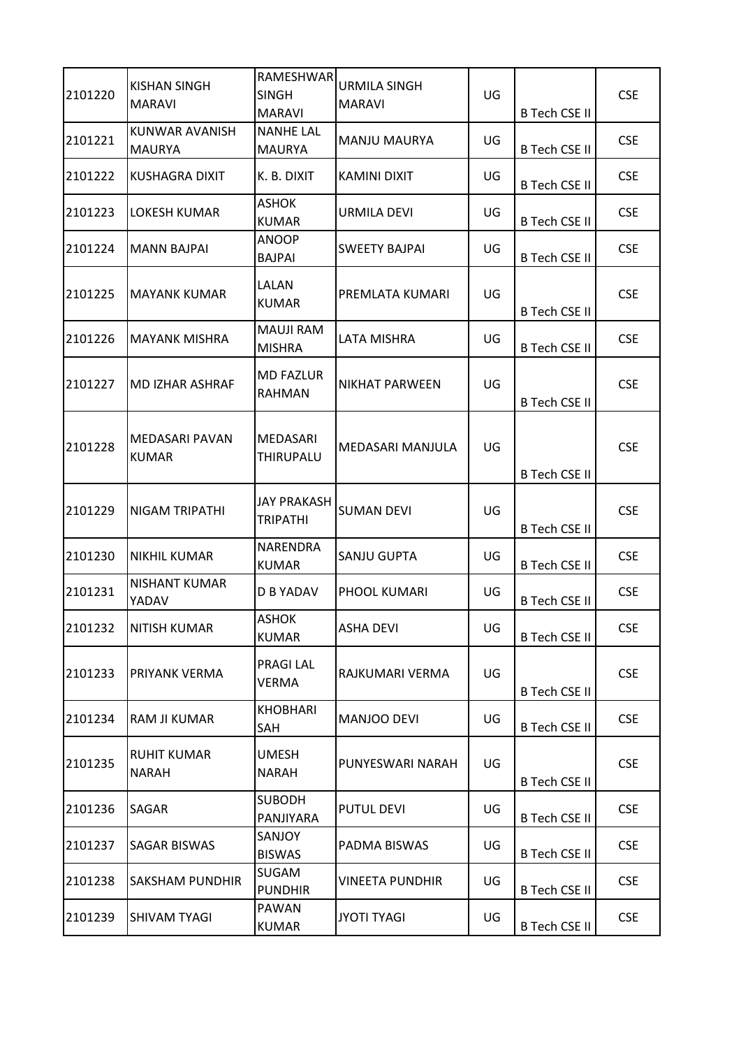| | | | | | | |
|---|---|---|---|---|---|---|
| 2101220 | KISHAN SINGH MARAVI | RAMESHWAR SINGH MARAVI | URMILA SINGH MARAVI | UG | B Tech CSE II | CSE |
| 2101221 | KUNWAR AVANISH MAURYA | NANHE LAL MAURYA | MANJU MAURYA | UG | B Tech CSE II | CSE |
| 2101222 | KUSHAGRA DIXIT | K. B. DIXIT | KAMINI DIXIT | UG | B Tech CSE II | CSE |
| 2101223 | LOKESH KUMAR | ASHOK KUMAR | URMILA DEVI | UG | B Tech CSE II | CSE |
| 2101224 | MANN BAJPAI | ANOOP BAJPAI | SWEETY BAJPAI | UG | B Tech CSE II | CSE |
| 2101225 | MAYANK KUMAR | LALAN KUMAR | PREMLATA KUMARI | UG | B Tech CSE II | CSE |
| 2101226 | MAYANK MISHRA | MAUJI RAM MISHRA | LATA MISHRA | UG | B Tech CSE II | CSE |
| 2101227 | MD IZHAR ASHRAF | MD FAZLUR RAHMAN | NIKHAT PARWEEN | UG | B Tech CSE II | CSE |
| 2101228 | MEDASARI PAVAN KUMAR | MEDASARI THIRUPALU | MEDASARI MANJULA | UG | B Tech CSE II | CSE |
| 2101229 | NIGAM TRIPATHI | JAY PRAKASH TRIPATHI | SUMAN DEVI | UG | B Tech CSE II | CSE |
| 2101230 | NIKHIL KUMAR | NARENDRA KUMAR | SANJU GUPTA | UG | B Tech CSE II | CSE |
| 2101231 | NISHANT KUMAR YADAV | D B YADAV | PHOOL KUMARI | UG | B Tech CSE II | CSE |
| 2101232 | NITISH KUMAR | ASHOK KUMAR | ASHA DEVI | UG | B Tech CSE II | CSE |
| 2101233 | PRIYANK VERMA | PRAGI LAL VERMA | RAJKUMARI VERMA | UG | B Tech CSE II | CSE |
| 2101234 | RAM JI KUMAR | KHOBHARI SAH | MANJOO DEVI | UG | B Tech CSE II | CSE |
| 2101235 | RUHIT KUMAR NARAH | UMESH NARAH | PUNYESWARI NARAH | UG | B Tech CSE II | CSE |
| 2101236 | SAGAR | SUBODH PANJIYARA | PUTUL DEVI | UG | B Tech CSE II | CSE |
| 2101237 | SAGAR BISWAS | SANJOY BISWAS | PADMA BISWAS | UG | B Tech CSE II | CSE |
| 2101238 | SAKSHAM PUNDHIR | SUGAM PUNDHIR | VINEETA PUNDHIR | UG | B Tech CSE II | CSE |
| 2101239 | SHIVAM TYAGI | PAWAN KUMAR | JYOTI TYAGI | UG | B Tech CSE II | CSE |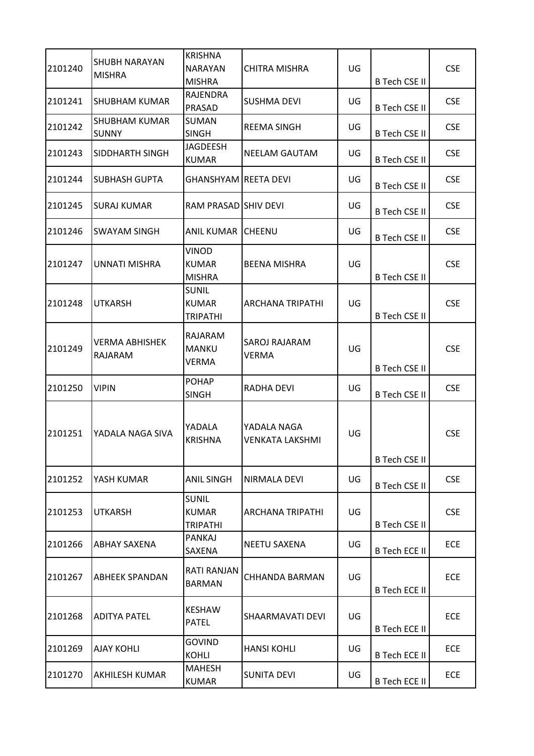| | | | | | | |
|---|---|---|---|---|---|---|
| 2101240 | SHUBH NARAYAN MISHRA | KRISHNA NARAYAN MISHRA | CHITRA MISHRA | UG | B Tech CSE II | CSE |
| 2101241 | SHUBHAM KUMAR | RAJENDRA PRASAD | SUSHMA DEVI | UG | B Tech CSE II | CSE |
| 2101242 | SHUBHAM KUMAR SUNNY | SUMAN SINGH | REEMA SINGH | UG | B Tech CSE II | CSE |
| 2101243 | SIDDHARTH SINGH | JAGDEESH KUMAR | NEELAM GAUTAM | UG | B Tech CSE II | CSE |
| 2101244 | SUBHASH GUPTA | GHANSHYAM | REETA DEVI | UG | B Tech CSE II | CSE |
| 2101245 | SURAJ KUMAR | RAM PRASAD | SHIV DEVI | UG | B Tech CSE II | CSE |
| 2101246 | SWAYAM SINGH | ANIL KUMAR | CHEENU | UG | B Tech CSE II | CSE |
| 2101247 | UNNATI MISHRA | VINOD KUMAR MISHRA | BEENA MISHRA | UG | B Tech CSE II | CSE |
| 2101248 | UTKARSH | SUNIL KUMAR TRIPATHI | ARCHANA TRIPATHI | UG | B Tech CSE II | CSE |
| 2101249 | VERMA ABHISHEK RAJARAM | RAJARAM MANKU VERMA | SAROJ RAJARAM VERMA | UG | B Tech CSE II | CSE |
| 2101250 | VIPIN | POHAP SINGH | RADHA DEVI | UG | B Tech CSE II | CSE |
| 2101251 | YADALA NAGA SIVA | YADALA KRISHNA | YADALA NAGA VENKATA LAKSHMI | UG | B Tech CSE II | CSE |
| 2101252 | YASH KUMAR | ANIL SINGH | NIRMALA DEVI | UG | B Tech CSE II | CSE |
| 2101253 | UTKARSH | SUNIL KUMAR TRIPATHI | ARCHANA TRIPATHI | UG | B Tech CSE II | CSE |
| 2101266 | ABHAY SAXENA | PANKAJ SAXENA | NEETU SAXENA | UG | B Tech ECE II | ECE |
| 2101267 | ABHEEK SPANDAN | RATI RANJAN BARMAN | CHHANDA BARMAN | UG | B Tech ECE II | ECE |
| 2101268 | ADITYA PATEL | KESHAW PATEL | SHAARMAVATI DEVI | UG | B Tech ECE II | ECE |
| 2101269 | AJAY KOHLI | GOVIND KOHLI | HANSI KOHLI | UG | B Tech ECE II | ECE |
| 2101270 | AKHILESH KUMAR | MAHESH KUMAR | SUNITA DEVI | UG | B Tech ECE II | ECE |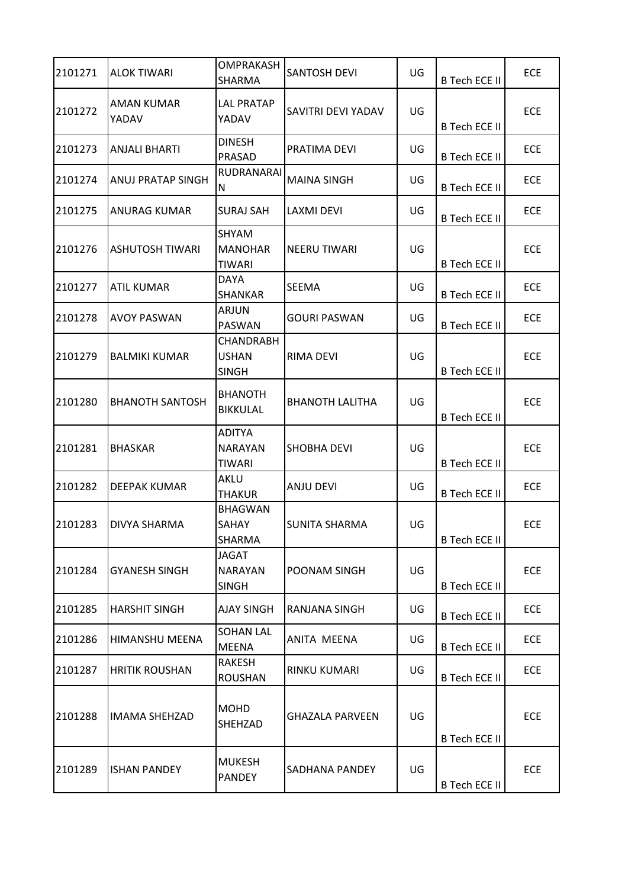| | | | | | | |
|---|---|---|---|---|---|---|
| 2101271 | ALOK TIWARI | OMPRAKASH SHARMA | SANTOSH DEVI | UG | B Tech ECE II | ECE |
| 2101272 | AMAN KUMAR YADAV | LAL PRATAP YADAV | SAVITRI DEVI YADAV | UG | B Tech ECE II | ECE |
| 2101273 | ANJALI BHARTI | DINESH PRASAD | PRATIMA DEVI | UG | B Tech ECE II | ECE |
| 2101274 | ANUJ PRATAP SINGH | RUDRANARAIN | MAINA SINGH | UG | B Tech ECE II | ECE |
| 2101275 | ANURAG KUMAR | SURAJ SAH | LAXMI DEVI | UG | B Tech ECE II | ECE |
| 2101276 | ASHUTOSH TIWARI | SHYAM MANOHAR TIWARI | NEERU TIWARI | UG | B Tech ECE II | ECE |
| 2101277 | ATIL KUMAR | DAYA SHANKAR | SEEMA | UG | B Tech ECE II | ECE |
| 2101278 | AVOY PASWAN | ARJUN PASWAN | GOURI PASWAN | UG | B Tech ECE II | ECE |
| 2101279 | BALMIKI KUMAR | CHANDRABHUSHAN SINGH | RIMA DEVI | UG | B Tech ECE II | ECE |
| 2101280 | BHANOTH SANTOSH | BHANOTH BIKKULAL | BHANOTH LALITHA | UG | B Tech ECE II | ECE |
| 2101281 | BHASKAR | ADITYA NARAYAN TIWARI | SHOBHA DEVI | UG | B Tech ECE II | ECE |
| 2101282 | DEEPAK KUMAR | AKLU THAKUR | ANJU DEVI | UG | B Tech ECE II | ECE |
| 2101283 | DIVYA SHARMA | BHAGWAN SAHAY SHARMA | SUNITA SHARMA | UG | B Tech ECE II | ECE |
| 2101284 | GYANESH SINGH | JAGAT NARAYAN SINGH | POONAM SINGH | UG | B Tech ECE II | ECE |
| 2101285 | HARSHIT SINGH | AJAY SINGH | RANJANA SINGH | UG | B Tech ECE II | ECE |
| 2101286 | HIMANSHU MEENA | SOHAN LAL MEENA | ANITA MEENA | UG | B Tech ECE II | ECE |
| 2101287 | HRITIK ROUSHAN | RAKESH ROUSHAN | RINKU KUMARI | UG | B Tech ECE II | ECE |
| 2101288 | IMAMA SHEHZAD | MOHD SHEHZAD | GHAZALA PARVEEN | UG | B Tech ECE II | ECE |
| 2101289 | ISHAN PANDEY | MUKESH PANDEY | SADHANA PANDEY | UG | B Tech ECE II | ECE |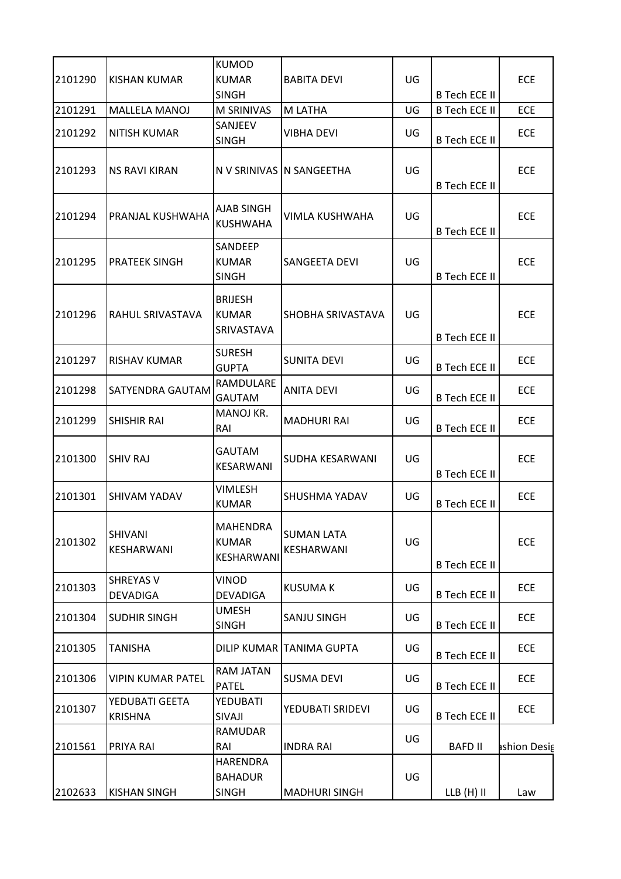| 2101290 | KISHAN KUMAR | KUMOD KUMAR SINGH | BABITA DEVI | UG | B Tech ECE II | ECE |
|---|---|---|---|---|---|---|
| 2101291 | MALLELA MANOJ | M SRINIVAS | M LATHA | UG | B Tech ECE II | ECE |
| 2101292 | NITISH KUMAR | SANJEEV SINGH | VIBHA DEVI | UG | B Tech ECE II | ECE |
| 2101293 | NS RAVI KIRAN | N V SRINIVAS | N SANGEETHA | UG | B Tech ECE II | ECE |
| 2101294 | PRANJAL KUSHWAHA | AJAB SINGH KUSHWAHA | VIMLA KUSHWAHA | UG | B Tech ECE II | ECE |
| 2101295 | PRATEEK SINGH | SANDEEP KUMAR SINGH | SANGEETA DEVI | UG | B Tech ECE II | ECE |
| 2101296 | RAHUL SRIVASTAVA | BRIJESH KUMAR SRIVASTAVA | SHOBHA SRIVASTAVA | UG | B Tech ECE II | ECE |
| 2101297 | RISHAV KUMAR | SURESH GUPTA | SUNITA DEVI | UG | B Tech ECE II | ECE |
| 2101298 | SATYENDRA GAUTAM | RAMDULARE GAUTAM | ANITA DEVI | UG | B Tech ECE II | ECE |
| 2101299 | SHISHIR RAI | MANOJ KR. RAI | MADHURI RAI | UG | B Tech ECE II | ECE |
| 2101300 | SHIV RAJ | GAUTAM KESARWANI | SUDHA KESARWANI | UG | B Tech ECE II | ECE |
| 2101301 | SHIVAM YADAV | VIMLESH KUMAR | SHUSHMA YADAV | UG | B Tech ECE II | ECE |
| 2101302 | SHIVANI KESHARWANI | MAHENDRA KUMAR KESHARWANI | SUMAN LATA KESHARWANI | UG | B Tech ECE II | ECE |
| 2101303 | SHREYAS V DEVADIGA | VINOD DEVADIGA | KUSUMA K | UG | B Tech ECE II | ECE |
| 2101304 | SUDHIR SINGH | UMESH SINGH | SANJU SINGH | UG | B Tech ECE II | ECE |
| 2101305 | TANISHA | DILIP KUMAR | TANIMA GUPTA | UG | B Tech ECE II | ECE |
| 2101306 | VIPIN KUMAR PATEL | RAM JATAN PATEL | SUSMA DEVI | UG | B Tech ECE II | ECE |
| 2101307 | YEDUBATI GEETA KRISHNA | YEDUBATI SIVAJI | YEDUBATI SRIDEVI | UG | B Tech ECE II | ECE |
| 2101561 | PRIYA RAI | RAMUDAR RAI | INDRA RAI | UG | BAFD II | ashion Desig |
| 2102633 | KISHAN SINGH | HARENDRA BAHADUR SINGH | MADHURI SINGH | UG | LLB (H) II | Law |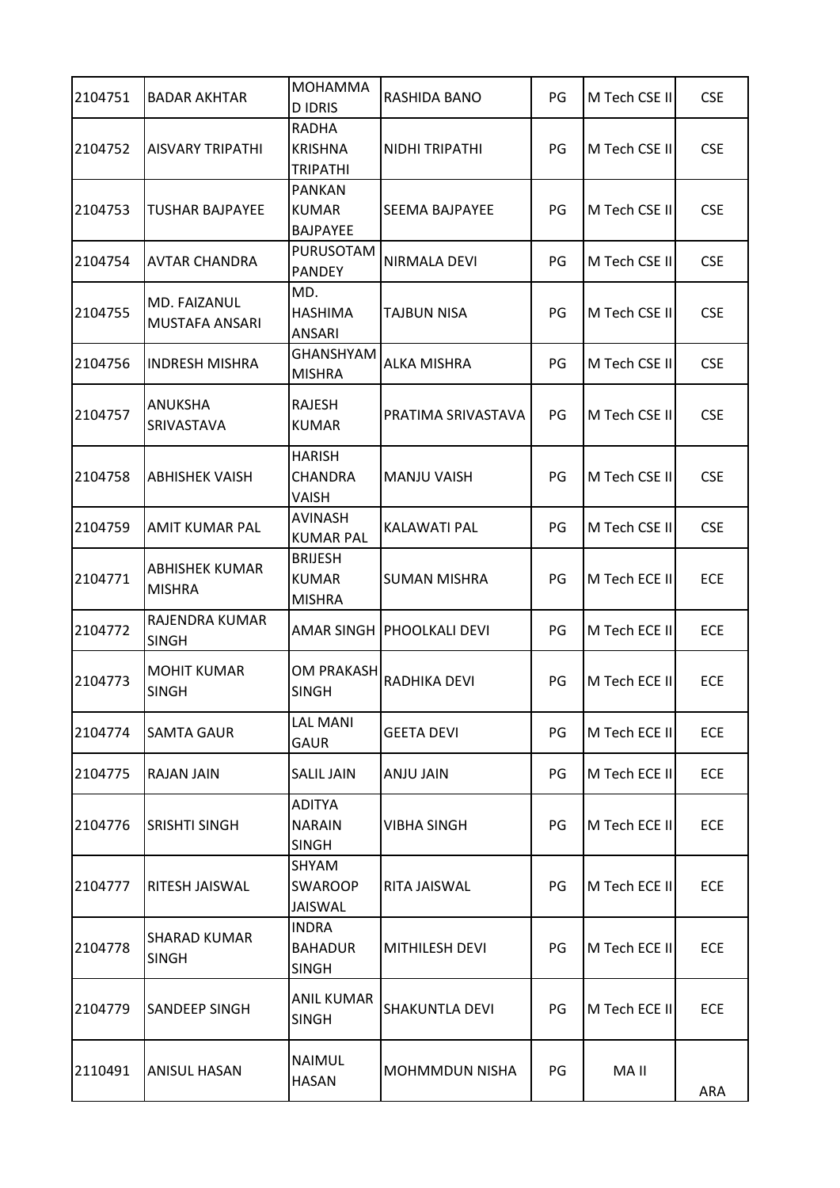| | | | | | | |
|---|---|---|---|---|---|---|
| 2104751 | BADAR AKHTAR | MOHAMMAD IDRIS | RASHIDA BANO | PG | M Tech CSE II | CSE |
| 2104752 | AISVARY TRIPATHI | RADHA KRISHNA TRIPATHI | NIDHI TRIPATHI | PG | M Tech CSE II | CSE |
| 2104753 | TUSHAR BAJPAYEE | PANKAN KUMAR BAJPAYEE | SEEMA BAJPAYEE | PG | M Tech CSE II | CSE |
| 2104754 | AVTAR CHANDRA | PURUSOTAM PANDEY | NIRMALA DEVI | PG | M Tech CSE II | CSE |
| 2104755 | MD. FAIZANUL MUSTAFA ANSARI | MD. HASHIMA ANSARI | TAJBUN NISA | PG | M Tech CSE II | CSE |
| 2104756 | INDRESH MISHRA | GHANSHYAM MISHRA | ALKA MISHRA | PG | M Tech CSE II | CSE |
| 2104757 | ANUKSHA SRIVASTAVA | RAJESH KUMAR | PRATIMA SRIVASTAVA | PG | M Tech CSE II | CSE |
| 2104758 | ABHISHEK VAISH | HARISH CHANDRA VAISH | MANJU VAISH | PG | M Tech CSE II | CSE |
| 2104759 | AMIT KUMAR PAL | AVINASH KUMAR PAL | KALAWATI PAL | PG | M Tech CSE II | CSE |
| 2104771 | ABHISHEK KUMAR MISHRA | BRIJESH KUMAR MISHRA | SUMAN MISHRA | PG | M Tech ECE II | ECE |
| 2104772 | RAJENDRA KUMAR SINGH | AMAR SINGH | PHOOLKALI DEVI | PG | M Tech ECE II | ECE |
| 2104773 | MOHIT KUMAR SINGH | OM PRAKASH SINGH | RADHIKA DEVI | PG | M Tech ECE II | ECE |
| 2104774 | SAMTA GAUR | LAL MANI GAUR | GEETA DEVI | PG | M Tech ECE II | ECE |
| 2104775 | RAJAN JAIN | SALIL JAIN | ANJU JAIN | PG | M Tech ECE II | ECE |
| 2104776 | SRISHTI SINGH | ADITYA NARAIN SINGH | VIBHA SINGH | PG | M Tech ECE II | ECE |
| 2104777 | RITESH JAISWAL | SHYAM SWAROOP JAISWAL | RITA JAISWAL | PG | M Tech ECE II | ECE |
| 2104778 | SHARAD KUMAR SINGH | INDRA BAHADUR SINGH | MITHILESH DEVI | PG | M Tech ECE II | ECE |
| 2104779 | SANDEEP SINGH | ANIL KUMAR SINGH | SHAKUNTLA DEVI | PG | M Tech ECE II | ECE |
| 2110491 | ANISUL HASAN | NAIMUL HASAN | MOHMMDUN NISHA | PG | MA II | ARA |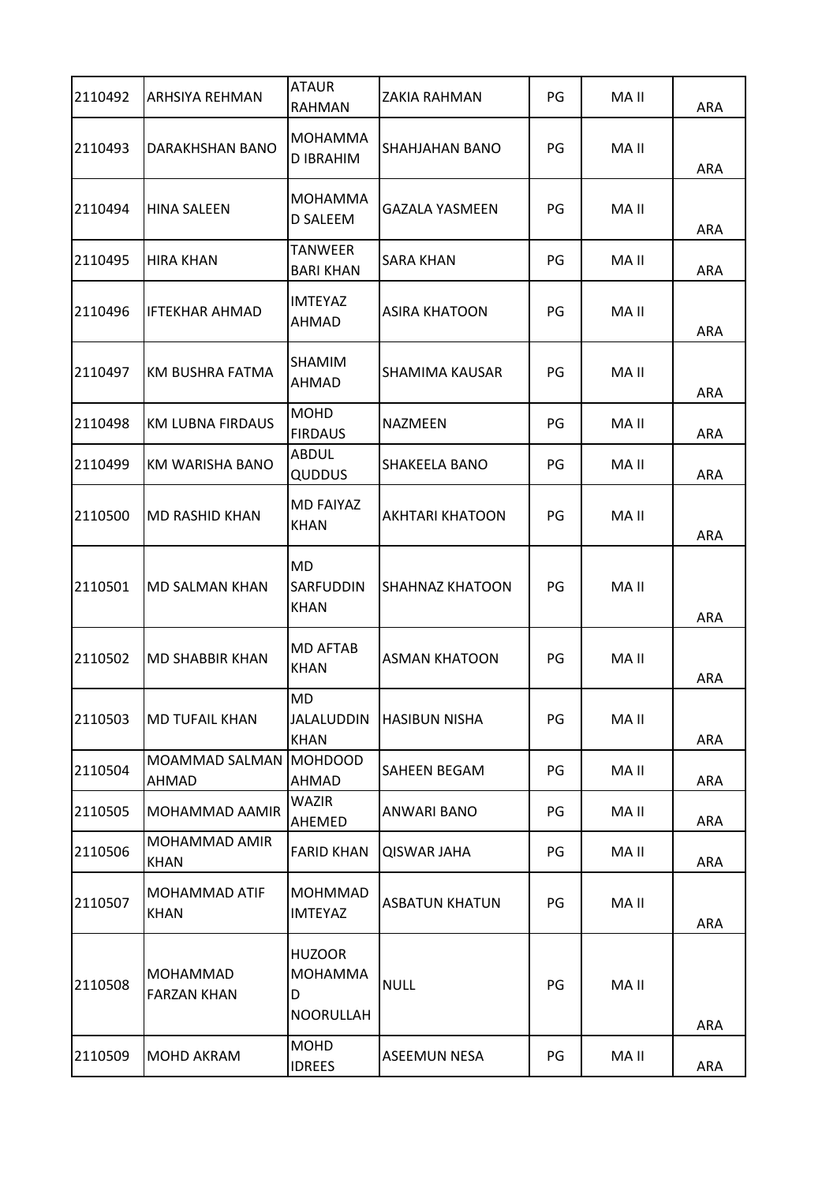| 2110492 | ARHSIYA REHMAN | ATAUR RAHMAN | ZAKIA RAHMAN | PG | MA II | ARA |
|---|---|---|---|---|---|---|
| 2110493 | DARAKHSHAN BANO | MOHAMMAD IBRAHIM | SHAHJAHAN BANO | PG | MA II | ARA |
| 2110494 | HINA SALEEN | MOHAMMAD SALEEM | GAZALA YASMEEN | PG | MA II | ARA |
| 2110495 | HIRA KHAN | TANWEER BARI KHAN | SARA KHAN | PG | MA II | ARA |
| 2110496 | IFTEKHAR AHMAD | IMTEYAZ AHMAD | ASIRA KHATOON | PG | MA II | ARA |
| 2110497 | KM BUSHRA FATMA | SHAMIM AHMAD | SHAMIMA KAUSAR | PG | MA II | ARA |
| 2110498 | KM LUBNA FIRDAUS | MOHD FIRDAUS | NAZMEEN | PG | MA II | ARA |
| 2110499 | KM WARISHA BANO | ABDUL QUDDUS | SHAKEELA BANO | PG | MA II | ARA |
| 2110500 | MD RASHID KHAN | MD FAIYAZ KHAN | AKHTARI KHATOON | PG | MA II | ARA |
| 2110501 | MD SALMAN KHAN | MD SARFUDDIN KHAN | SHAHNAZ KHATOON | PG | MA II | ARA |
| 2110502 | MD SHABBIR KHAN | MD AFTAB KHAN | ASMAN KHATOON | PG | MA II | ARA |
| 2110503 | MD TUFAIL KHAN | MD JALALUDDIN KHAN | HASIBUN NISHA | PG | MA II | ARA |
| 2110504 | MOAMMAD SALMAN AHMAD | MOHDOOD AHMAD | SAHEEN BEGAM | PG | MA II | ARA |
| 2110505 | MOHAMMAD AAMIR | WAZIR AHEMED | ANWARI BANO | PG | MA II | ARA |
| 2110506 | MOHAMMAD AMIR KHAN | FARID KHAN | QISWAR JAHA | PG | MA II | ARA |
| 2110507 | MOHAMMAD ATIF KHAN | MOHMMAD IMTEYAZ | ASBATUN KHATUN | PG | MA II | ARA |
| 2110508 | MOHAMMAD FARZAN KHAN | HUZOOR MOHAMMAD NOORULLAH | NULL | PG | MA II | ARA |
| 2110509 | MOHD AKRAM | MOHD IDREES | ASEEMUN NESA | PG | MA II | ARA |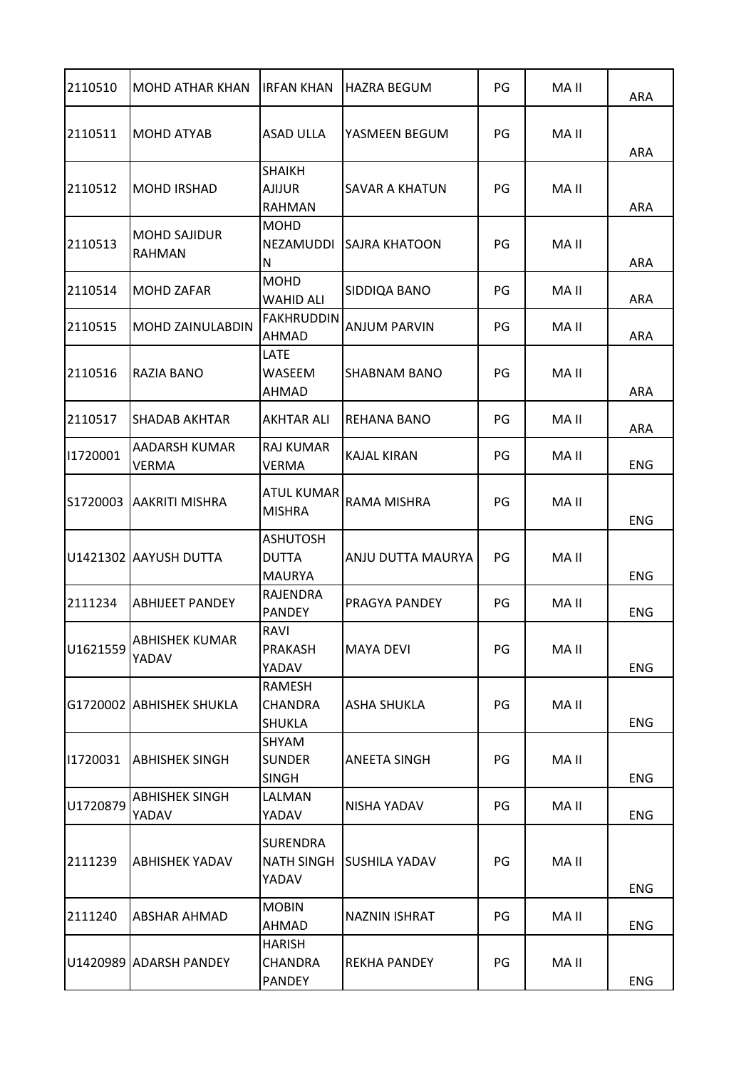| 2110510 | MOHD ATHAR KHAN | IRFAN KHAN | HAZRA BEGUM | PG | MA II | ARA |
|---|---|---|---|---|---|---|
| 2110511 | MOHD ATYAB | ASAD ULLA | YASMEEN BEGUM | PG | MA II | ARA |
| 2110512 | MOHD IRSHAD | SHAIKH AJIJUR RAHMAN | SAVAR A KHATUN | PG | MA II | ARA |
| 2110513 | MOHD SAJIDUR RAHMAN | MOHD NEZAMUDDIN | SAJRA KHATOON | PG | MA II | ARA |
| 2110514 | MOHD ZAFAR | MOHD WAHID ALI | SIDDIQA BANO | PG | MA II | ARA |
| 2110515 | MOHD ZAINULABDIN | FAKHRUDDIN AHMAD | ANJUM PARVIN | PG | MA II | ARA |
| 2110516 | RAZIA BANO | LATE WASEEM AHMAD | SHABNAM BANO | PG | MA II | ARA |
| 2110517 | SHADAB AKHTAR | AKHTAR ALI | REHANA BANO | PG | MA II | ARA |
| I1720001 | AADARSH KUMAR VERMA | RAJ KUMAR VERMA | KAJAL KIRAN | PG | MA II | ENG |
| S1720003 | AAKRITI MISHRA | ATUL KUMAR MISHRA | RAMA MISHRA | PG | MA II | ENG |
| U1421302 | AAYUSH DUTTA | ASHUTOSH DUTTA MAURYA | ANJU DUTTA MAURYA | PG | MA II | ENG |
| 2111234 | ABHIJEET PANDEY | RAJENDRA PANDEY | PRAGYA PANDEY | PG | MA II | ENG |
| U1621559 | ABHISHEK KUMAR YADAV | RAVI PRAKASH YADAV | MAYA DEVI | PG | MA II | ENG |
| G1720002 | ABHISHEK SHUKLA | RAMESH CHANDRA SHUKLA | ASHA SHUKLA | PG | MA II | ENG |
| I1720031 | ABHISHEK SINGH | SHYAM SUNDER SINGH | ANEETA SINGH | PG | MA II | ENG |
| U1720879 | ABHISHEK SINGH YADAV | LALMAN YADAV | NISHA YADAV | PG | MA II | ENG |
| 2111239 | ABHISHEK YADAV | SURENDRA NATH SINGH YADAV | SUSHILA YADAV | PG | MA II | ENG |
| 2111240 | ABSHAR AHMAD | MOBIN AHMAD | NAZNIN ISHRAT | PG | MA II | ENG |
| U1420989 | ADARSH PANDEY | HARISH CHANDRA PANDEY | REKHA PANDEY | PG | MA II | ENG |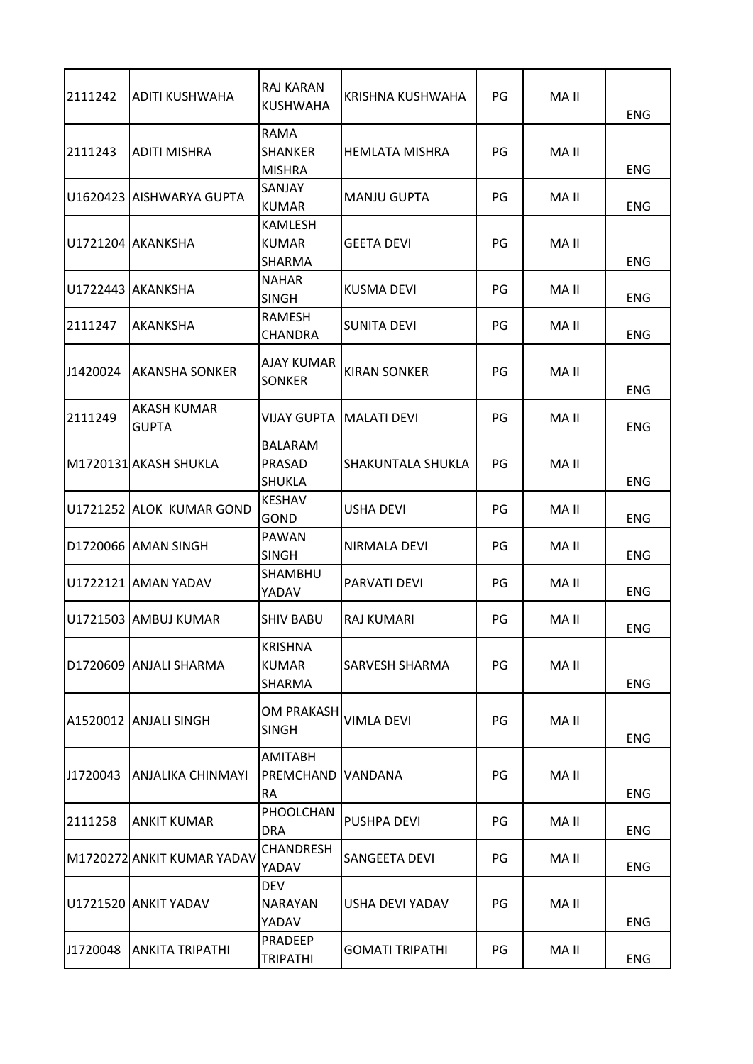| 2111242 | ADITI KUSHWAHA | RAJ KARAN KUSHWAHA | KRISHNA KUSHWAHA | PG | MA II | ENG |
|---|---|---|---|---|---|---|
| 2111243 | ADITI MISHRA | RAMA SHANKER MISHRA | HEMLATA MISHRA | PG | MA II | ENG |
| U1620423 | AISHWARYA GUPTA | SANJAY KUMAR | MANJU GUPTA | PG | MA II | ENG |
| U1721204 | AKANKSHA | KAMLESH KUMAR SHARMA | GEETA DEVI | PG | MA II | ENG |
| U1722443 | AKANKSHA | NAHAR SINGH | KUSMA DEVI | PG | MA II | ENG |
| 2111247 | AKANKSHA | RAMESH CHANDRA | SUNITA DEVI | PG | MA II | ENG |
| J1420024 | AKANSHA SONKER | AJAY KUMAR SONKER | KIRAN SONKER | PG | MA II | ENG |
| 2111249 | AKASH KUMAR GUPTA | VIJAY GUPTA | MALATI DEVI | PG | MA II | ENG |
| M1720131 | AKASH SHUKLA | BALARAM PRASAD SHUKLA | SHAKUNTALA SHUKLA | PG | MA II | ENG |
| U1721252 | ALOK KUMAR GOND | KESHAV GOND | USHA DEVI | PG | MA II | ENG |
| D1720066 | AMAN SINGH | PAWAN SINGH | NIRMALA DEVI | PG | MA II | ENG |
| U1722121 | AMAN YADAV | SHAMBHU YADAV | PARVATI DEVI | PG | MA II | ENG |
| U1721503 | AMBUJ KUMAR | SHIV BABU | RAJ KUMARI | PG | MA II | ENG |
| D1720609 | ANJALI SHARMA | KRISHNA KUMAR SHARMA | SARVESH SHARMA | PG | MA II | ENG |
| A1520012 | ANJALI SINGH | OM PRAKASH SINGH | VIMLA DEVI | PG | MA II | ENG |
| J1720043 | ANJALIKA CHINMAYI | AMITABH PREMCHANDRA | VANDANA | PG | MA II | ENG |
| 2111258 | ANKIT KUMAR | PHOOLCHANDRA | PUSHPA DEVI | PG | MA II | ENG |
| M1720272 | ANKIT KUMAR YADAV | CHANDRESH YADAV | SANGEETA DEVI | PG | MA II | ENG |
| U1721520 | ANKIT YADAV | DEV NARAYAN YADAV | USHA DEVI YADAV | PG | MA II | ENG |
| J1720048 | ANKITA TRIPATHI | PRADEEP TRIPATHI | GOMATI TRIPATHI | PG | MA II | ENG |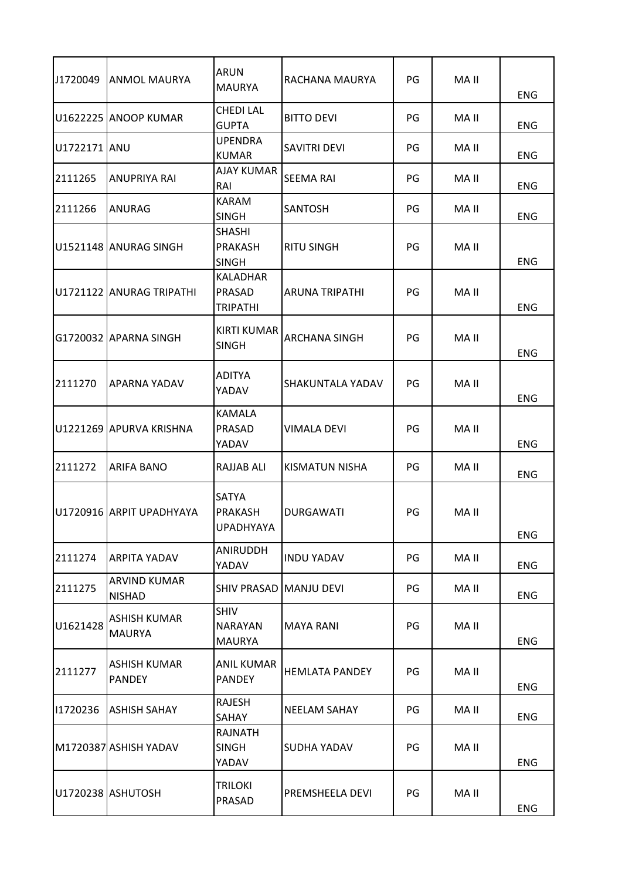| | | | | | | |
|---|---|---|---|---|---|---|
| J1720049 | ANMOL MAURYA | ARUN MAURYA | RACHANA MAURYA | PG | MA II | ENG |
| U1622225 | ANOOP KUMAR | CHEDI LAL GUPTA | BITTO DEVI | PG | MA II | ENG |
| U1722171 | ANU | UPENDRA KUMAR | SAVITRI DEVI | PG | MA II | ENG |
| 2111265 | ANUPRIYA RAI | AJAY KUMAR RAI | SEEMA RAI | PG | MA II | ENG |
| 2111266 | ANURAG | KARAM SINGH | SANTOSH | PG | MA II | ENG |
| U1521148 | ANURAG SINGH | SHASHI PRAKASH SINGH | RITU SINGH | PG | MA II | ENG |
| U1721122 | ANURAG TRIPATHI | KALADHAR PRASAD TRIPATHI | ARUNA TRIPATHI | PG | MA II | ENG |
| G1720032 | APARNA SINGH | KIRTI KUMAR SINGH | ARCHANA SINGH | PG | MA II | ENG |
| 2111270 | APARNA YADAV | ADITYA YADAV | SHAKUNTALA YADAV | PG | MA II | ENG |
| U1221269 | APURVA KRISHNA | KAMALA PRASAD YADAV | VIMALA DEVI | PG | MA II | ENG |
| 2111272 | ARIFA BANO | RAJJAB ALI | KISMATUN NISHA | PG | MA II | ENG |
| U1720916 | ARPIT UPADHYAYA | SATYA PRAKASH UPADHYAYA | DURGAWATI | PG | MA II | ENG |
| 2111274 | ARPITA YADAV | ANIRUDDH YADAV | INDU YADAV | PG | MA II | ENG |
| 2111275 | ARVIND KUMAR NISHAD | SHIV PRASAD | MANJU DEVI | PG | MA II | ENG |
| U1621428 | ASHISH KUMAR MAURYA | SHIV NARAYAN MAURYA | MAYA RANI | PG | MA II | ENG |
| 2111277 | ASHISH KUMAR PANDEY | ANIL KUMAR PANDEY | HEMLATA PANDEY | PG | MA II | ENG |
| I1720236 | ASHISH SAHAY | RAJESH SAHAY | NEELAM SAHAY | PG | MA II | ENG |
| M1720387 | ASHISH YADAV | RAJNATH SINGH YADAV | SUDHA YADAV | PG | MA II | ENG |
| U1720238 | ASHUTOSH | TRILOKI PRASAD | PREMSHEELA DEVI | PG | MA II | ENG |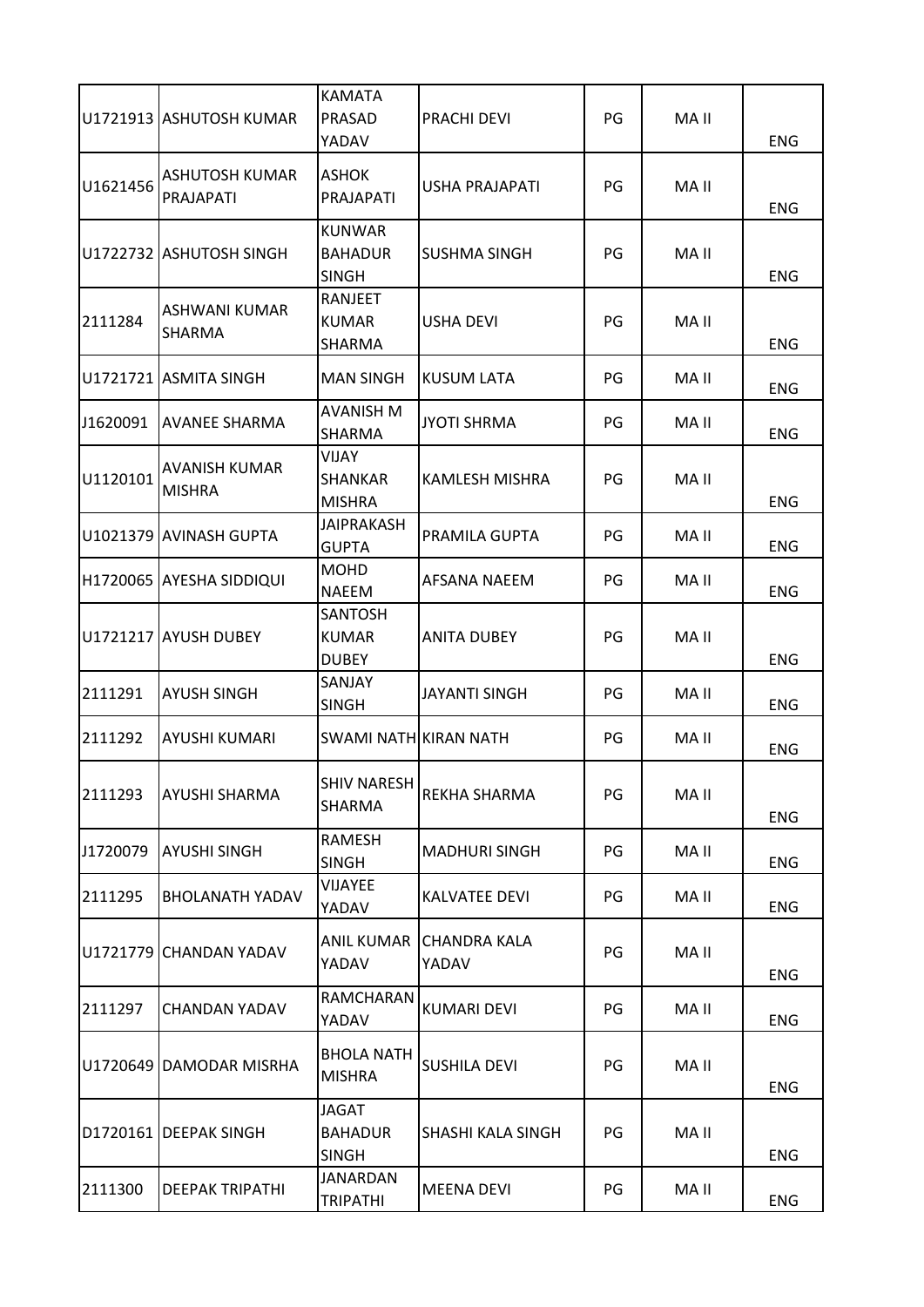| | | | | | | |
|---|---|---|---|---|---|---|
| U1721913 | ASHUTOSH KUMAR | KAMATA PRASAD YADAV | PRACHI DEVI | PG | MA II | ENG |
| U1621456 | ASHUTOSH KUMAR PRAJAPATI | ASHOK PRAJAPATI | USHA PRAJAPATI | PG | MA II | ENG |
| U1722732 | ASHUTOSH SINGH | KUNWAR BAHADUR SINGH | SUSHMA SINGH | PG | MA II | ENG |
| 2111284 | ASHWANI KUMAR SHARMA | RANJEET KUMAR SHARMA | USHA DEVI | PG | MA II | ENG |
| U1721721 | ASMITA SINGH | MAN SINGH | KUSUM LATA | PG | MA II | ENG |
| J1620091 | AVANEE SHARMA | AVANISH M SHARMA | JYOTI SHRMA | PG | MA II | ENG |
| U1120101 | AVANISH KUMAR MISHRA | VIJAY SHANKAR MISHRA | KAMLESH MISHRA | PG | MA II | ENG |
| U1021379 | AVINASH GUPTA | JAIPRAKASH GUPTA | PRAMILA GUPTA | PG | MA II | ENG |
| H1720065 | AYESHA SIDDIQUI | MOHD NAEEM | AFSANA NAEEM | PG | MA II | ENG |
| U1721217 | AYUSH DUBEY | SANTOSH KUMAR DUBEY | ANITA DUBEY | PG | MA II | ENG |
| 2111291 | AYUSH SINGH | SANJAY SINGH | JAYANTI SINGH | PG | MA II | ENG |
| 2111292 | AYUSHI KUMARI | SWAMI NATH | KIRAN NATH | PG | MA II | ENG |
| 2111293 | AYUSHI SHARMA | SHIV NARESH SHARMA | REKHA SHARMA | PG | MA II | ENG |
| J1720079 | AYUSHI SINGH | RAMESH SINGH | MADHURI SINGH | PG | MA II | ENG |
| 2111295 | BHOLANATH YADAV | VIJAYEE YADAV | KALVATEE DEVI | PG | MA II | ENG |
| U1721779 | CHANDAN YADAV | ANIL KUMAR YADAV | CHANDRA KALA YADAV | PG | MA II | ENG |
| 2111297 | CHANDAN YADAV | RAMCHARAN YADAV | KUMARI DEVI | PG | MA II | ENG |
| U1720649 | DAMODAR MISRHA | BHOLA NATH MISHRA | SUSHILA DEVI | PG | MA II | ENG |
| D1720161 | DEEPAK SINGH | JAGAT BAHADUR SINGH | SHASHI KALA SINGH | PG | MA II | ENG |
| 2111300 | DEEPAK TRIPATHI | JANARDAN TRIPATHI | MEENA DEVI | PG | MA II | ENG |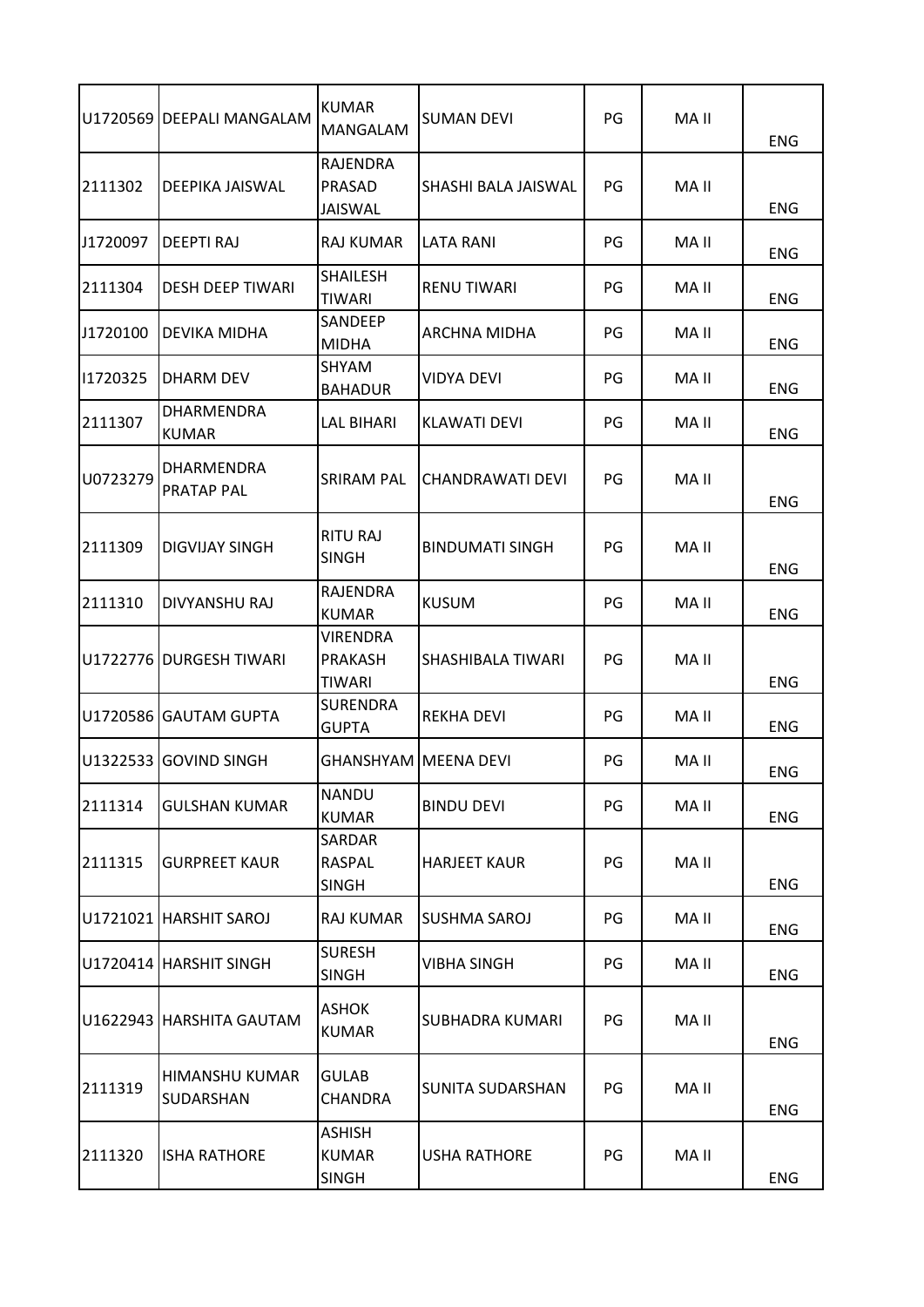| | | | | | | |
|---|---|---|---|---|---|---|
| U1720569 | DEEPALI MANGALAM | KUMAR MANGALAM | SUMAN DEVI | PG | MA II | ENG |
| 2111302 | DEEPIKA JAISWAL | RAJENDRA PRASAD JAISWAL | SHASHI BALA JAISWAL | PG | MA II | ENG |
| J1720097 | DEEPTI RAJ | RAJ KUMAR | LATA RANI | PG | MA II | ENG |
| 2111304 | DESH DEEP TIWARI | SHAILESH TIWARI | RENU TIWARI | PG | MA II | ENG |
| J1720100 | DEVIKA MIDHA | SANDEEP MIDHA | ARCHNA MIDHA | PG | MA II | ENG |
| I1720325 | DHARM DEV | SHYAM BAHADUR | VIDYA DEVI | PG | MA II | ENG |
| 2111307 | DHARMENDRA KUMAR | LAL BIHARI | KLAWATI DEVI | PG | MA II | ENG |
| U0723279 | DHARMENDRA PRATAP PAL | SRIRAM PAL | CHANDRAWATI DEVI | PG | MA II | ENG |
| 2111309 | DIGVIJAY SINGH | RITU RAJ SINGH | BINDUMATI SINGH | PG | MA II | ENG |
| 2111310 | DIVYANSHU RAJ | RAJENDRA KUMAR | KUSUM | PG | MA II | ENG |
| U1722776 | DURGESH TIWARI | VIRENDRA PRAKASH TIWARI | SHASHIBALA TIWARI | PG | MA II | ENG |
| U1720586 | GAUTAM GUPTA | SURENDRA GUPTA | REKHA DEVI | PG | MA II | ENG |
| U1322533 | GOVIND SINGH | GHANSHYAM | MEENA DEVI | PG | MA II | ENG |
| 2111314 | GULSHAN KUMAR | NANDU KUMAR | BINDU DEVI | PG | MA II | ENG |
| 2111315 | GURPREET KAUR | SARDAR RASPAL SINGH | HARJEET KAUR | PG | MA II | ENG |
| U1721021 | HARSHIT SAROJ | RAJ KUMAR | SUSHMA SAROJ | PG | MA II | ENG |
| U1720414 | HARSHIT SINGH | SURESH SINGH | VIBHA SINGH | PG | MA II | ENG |
| U1622943 | HARSHITA GAUTAM | ASHOK KUMAR | SUBHADRA KUMARI | PG | MA II | ENG |
| 2111319 | HIMANSHU KUMAR SUDARSHAN | GULAB CHANDRA | SUNITA SUDARSHAN | PG | MA II | ENG |
| 2111320 | ISHA RATHORE | ASHISH KUMAR SINGH | USHA RATHORE | PG | MA II | ENG |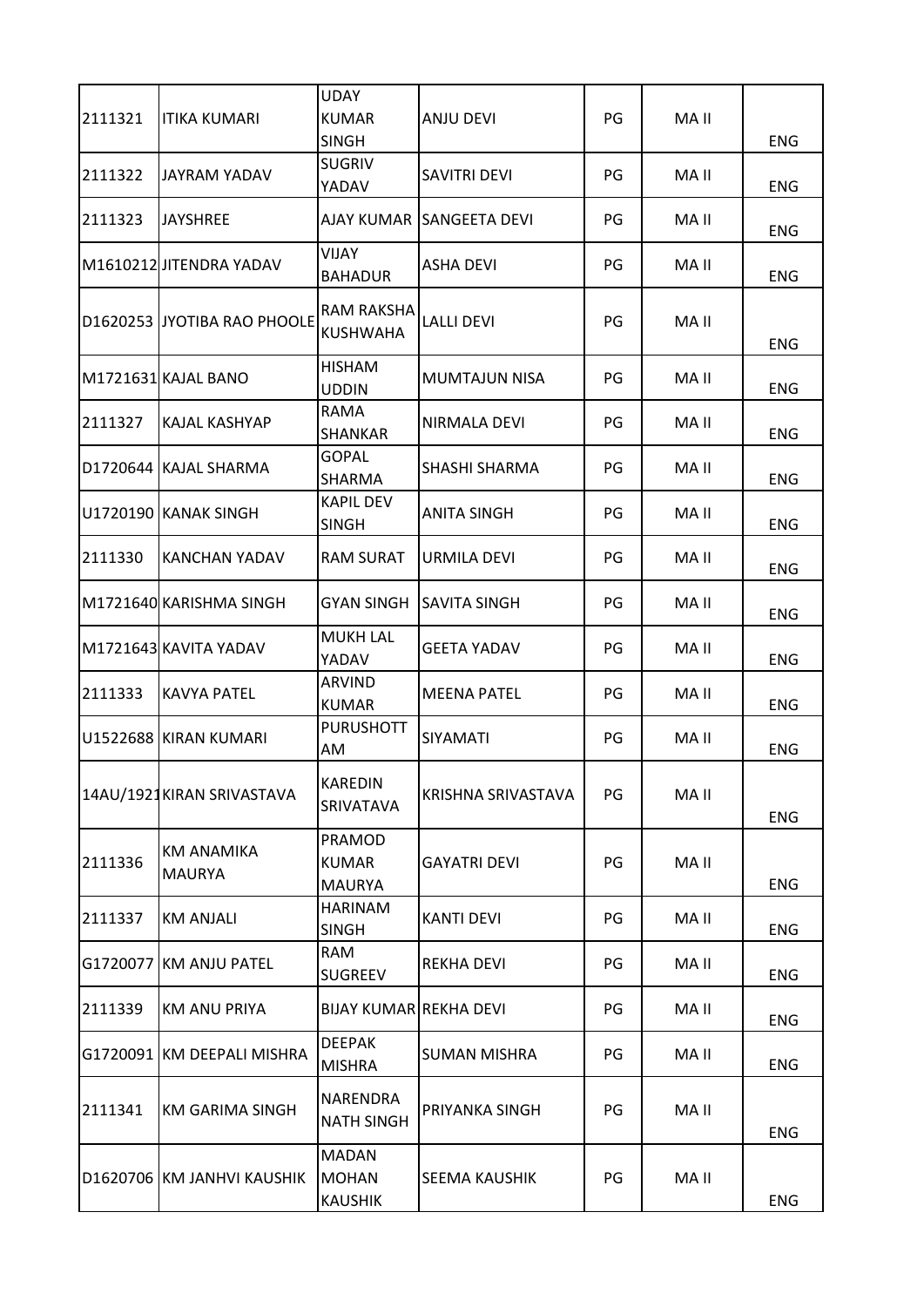| | | | | | | |
|---|---|---|---|---|---|---|
| 2111321 | ITIKA KUMARI | UDAY KUMAR SINGH | ANJU DEVI | PG | MA II | ENG |
| 2111322 | JAYRAM YADAV | SUGRIV YADAV | SAVITRI DEVI | PG | MA II | ENG |
| 2111323 | JAYSHREE | AJAY KUMAR | SANGEETA DEVI | PG | MA II | ENG |
| M1610212 | JITENDRA YADAV | VIJAY BAHADUR | ASHA DEVI | PG | MA II | ENG |
| D1620253 | JYOTIBA RAO PHOOLE | RAM RAKSHA KUSHWAHA | LALLI DEVI | PG | MA II | ENG |
| M1721631 | KAJAL BANO | HISHAM UDDIN | MUMTAJUN NISA | PG | MA II | ENG |
| 2111327 | KAJAL KASHYAP | RAMA SHANKAR | NIRMALA DEVI | PG | MA II | ENG |
| D1720644 | KAJAL SHARMA | GOPAL SHARMA | SHASHI SHARMA | PG | MA II | ENG |
| U1720190 | KANAK SINGH | KAPIL DEV SINGH | ANITA SINGH | PG | MA II | ENG |
| 2111330 | KANCHAN YADAV | RAM SURAT | URMILA DEVI | PG | MA II | ENG |
| M1721640 | KARISHMA SINGH | GYAN SINGH | SAVITA SINGH | PG | MA II | ENG |
| M1721643 | KAVITA YADAV | MUKH LAL YADAV | GEETA YADAV | PG | MA II | ENG |
| 2111333 | KAVYA PATEL | ARVIND KUMAR | MEENA PATEL | PG | MA II | ENG |
| U1522688 | KIRAN KUMARI | PURUSHOTT AM | SIYAMATI | PG | MA II | ENG |
| 14AU/1921 | KIRAN SRIVASTAVA | KAREDIN SRIVATAVA | KRISHNA SRIVASTAVA | PG | MA II | ENG |
| 2111336 | KM ANAMIKA MAURYA | PRAMOD KUMAR MAURYA | GAYATRI DEVI | PG | MA II | ENG |
| 2111337 | KM ANJALI | HARINAM SINGH | KANTI DEVI | PG | MA II | ENG |
| G1720077 | KM ANJU PATEL | RAM SUGREEV | REKHA DEVI | PG | MA II | ENG |
| 2111339 | KM ANU PRIYA | BIJAY KUMAR | REKHA DEVI | PG | MA II | ENG |
| G1720091 | KM DEEPALI MISHRA | DEEPAK MISHRA | SUMAN MISHRA | PG | MA II | ENG |
| 2111341 | KM GARIMA SINGH | NARENDRA NATH SINGH | PRIYANKA SINGH | PG | MA II | ENG |
| D1620706 | KM JANHVI KAUSHIK | MADAN MOHAN KAUSHIK | SEEMA KAUSHIK | PG | MA II | ENG |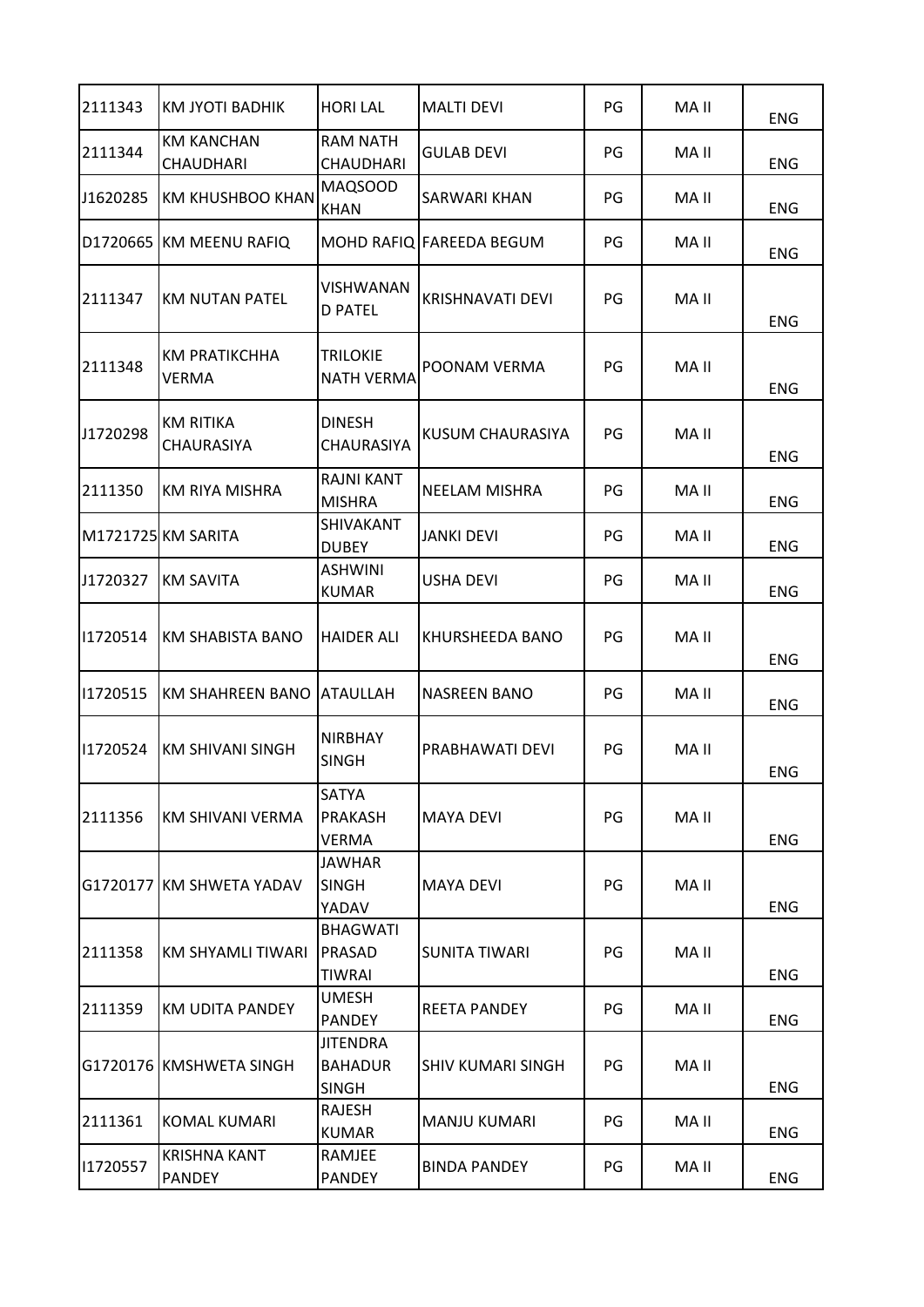| 2111343 | KM JYOTI BADHIK | HORI LAL | MALTI DEVI | PG | MA II | ENG |
|---|---|---|---|---|---|---|
| 2111344 | KM KANCHAN CHAUDHARI | RAM NATH CHAUDHARI | GULAB DEVI | PG | MA II | ENG |
| J1620285 | KM KHUSHBOO KHAN | MAQSOOD KHAN | SARWARI KHAN | PG | MA II | ENG |
| D1720665 | KM MEENU RAFIQ | MOHD RAFIQ | FAREEDA BEGUM | PG | MA II | ENG |
| 2111347 | KM NUTAN PATEL | VISHWANAN D PATEL | KRISHNAVATI DEVI | PG | MA II | ENG |
| 2111348 | KM PRATIKCHHA VERMA | TRILOKIE NATH VERMA | POONAM VERMA | PG | MA II | ENG |
| J1720298 | KM RITIKA CHAURASIYA | DINESH CHAURASIYA | KUSUM CHAURASIYA | PG | MA II | ENG |
| 2111350 | KM RIYA MISHRA | RAJNI KANT MISHRA | NEELAM MISHRA | PG | MA II | ENG |
| M1721725 | KM SARITA | SHIVAKANT DUBEY | JANKI DEVI | PG | MA II | ENG |
| J1720327 | KM SAVITA | ASHWINI KUMAR | USHA DEVI | PG | MA II | ENG |
| I1720514 | KM SHABISTA BANO | HAIDER ALI | KHURSHEEDA BANO | PG | MA II | ENG |
| I1720515 | KM SHAHREEN BANO | ATAULLAH | NASREEN BANO | PG | MA II | ENG |
| I1720524 | KM SHIVANI SINGH | NIRBHAY SINGH | PRABHAWATI DEVI | PG | MA II | ENG |
| 2111356 | KM SHIVANI VERMA | SATYA PRAKASH VERMA | MAYA DEVI | PG | MA II | ENG |
| G1720177 | KM SHWETA YADAV | JAWHAR SINGH YADAV | MAYA DEVI | PG | MA II | ENG |
| 2111358 | KM SHYAMLI TIWARI | BHAGWATI PRASAD TIWRAI | SUNITA TIWARI | PG | MA II | ENG |
| 2111359 | KM UDITA PANDEY | UMESH PANDEY | REETA PANDEY | PG | MA II | ENG |
| G1720176 | KMSHWETA SINGH | JITENDRA BAHADUR SINGH | SHIV KUMARI SINGH | PG | MA II | ENG |
| 2111361 | KOMAL KUMARI | RAJESH KUMAR | MANJU KUMARI | PG | MA II | ENG |
| I1720557 | KRISHNA KANT PANDEY | RAMJEE PANDEY | BINDA PANDEY | PG | MA II | ENG |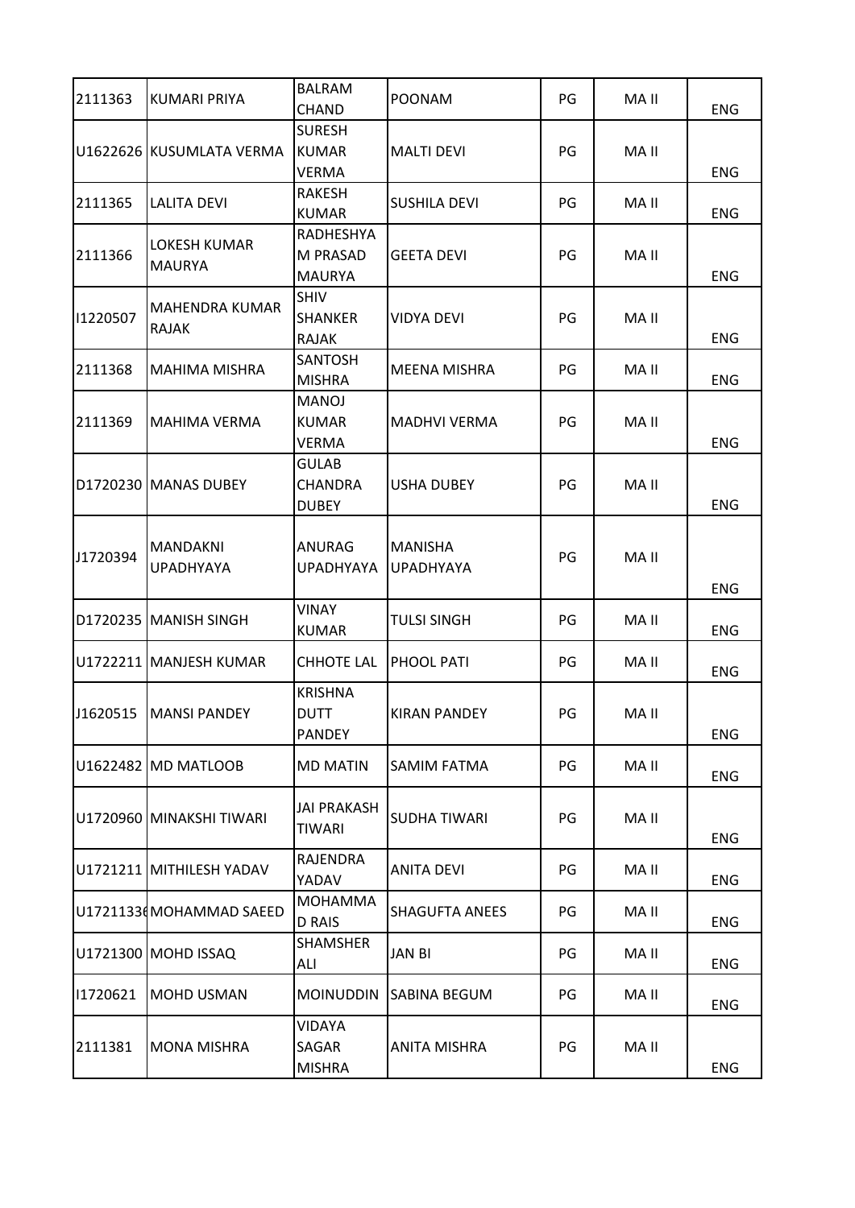| | | | | | | |
|---|---|---|---|---|---|---|
| 2111363 | KUMARI PRIYA | BALRAM CHAND | POONAM | PG | MA II | ENG |
| U1622626 | KUSUMLATA VERMA | SURESH KUMAR VERMA | MALTI DEVI | PG | MA II | ENG |
| 2111365 | LALITA DEVI | RAKESH KUMAR | SUSHILA DEVI | PG | MA II | ENG |
| 2111366 | LOKESH KUMAR MAURYA | RADHESHYAM PRASAD MAURYA | GEETA DEVI | PG | MA II | ENG |
| I1220507 | MAHENDRA KUMAR RAJAK | SHIV SHANKER RAJAK | VIDYA DEVI | PG | MA II | ENG |
| 2111368 | MAHIMA MISHRA | SANTOSH MISHRA | MEENA MISHRA | PG | MA II | ENG |
| 2111369 | MAHIMA VERMA | MANOJ KUMAR VERMA | MADHVI VERMA | PG | MA II | ENG |
| D1720230 | MANAS DUBEY | GULAB CHANDRA DUBEY | USHA DUBEY | PG | MA II | ENG |
| J1720394 | MANDAKNI UPADHYAYA | ANURAG UPADHYAYA | MANISHA UPADHYAYA | PG | MA II | ENG |
| D1720235 | MANISH SINGH | VINAY KUMAR | TULSI SINGH | PG | MA II | ENG |
| U1722211 | MANJESH KUMAR | CHHOTE LAL | PHOOL PATI | PG | MA II | ENG |
| J1620515 | MANSI PANDEY | KRISHNA DUTT PANDEY | KIRAN PANDEY | PG | MA II | ENG |
| U1622482 | MD MATLOOB | MD MATIN | SAMIM FATMA | PG | MA II | ENG |
| U1720960 | MINAKSHI TIWARI | JAI PRAKASH TIWARI | SUDHA TIWARI | PG | MA II | ENG |
| U1721211 | MITHILESH YADAV | RAJENDRA YADAV | ANITA DEVI | PG | MA II | ENG |
| U17211336 | MOHAMMAD SAEED | MOHAMMAD RAIS | SHAGUFTA ANEES | PG | MA II | ENG |
| U1721300 | MOHD ISSAQ | SHAMSHER ALI | JAN BI | PG | MA II | ENG |
| I1720621 | MOHD USMAN | MOINUDDIN | SABINA BEGUM | PG | MA II | ENG |
| 2111381 | MONA MISHRA | VIDAYA SAGAR MISHRA | ANITA MISHRA | PG | MA II | ENG |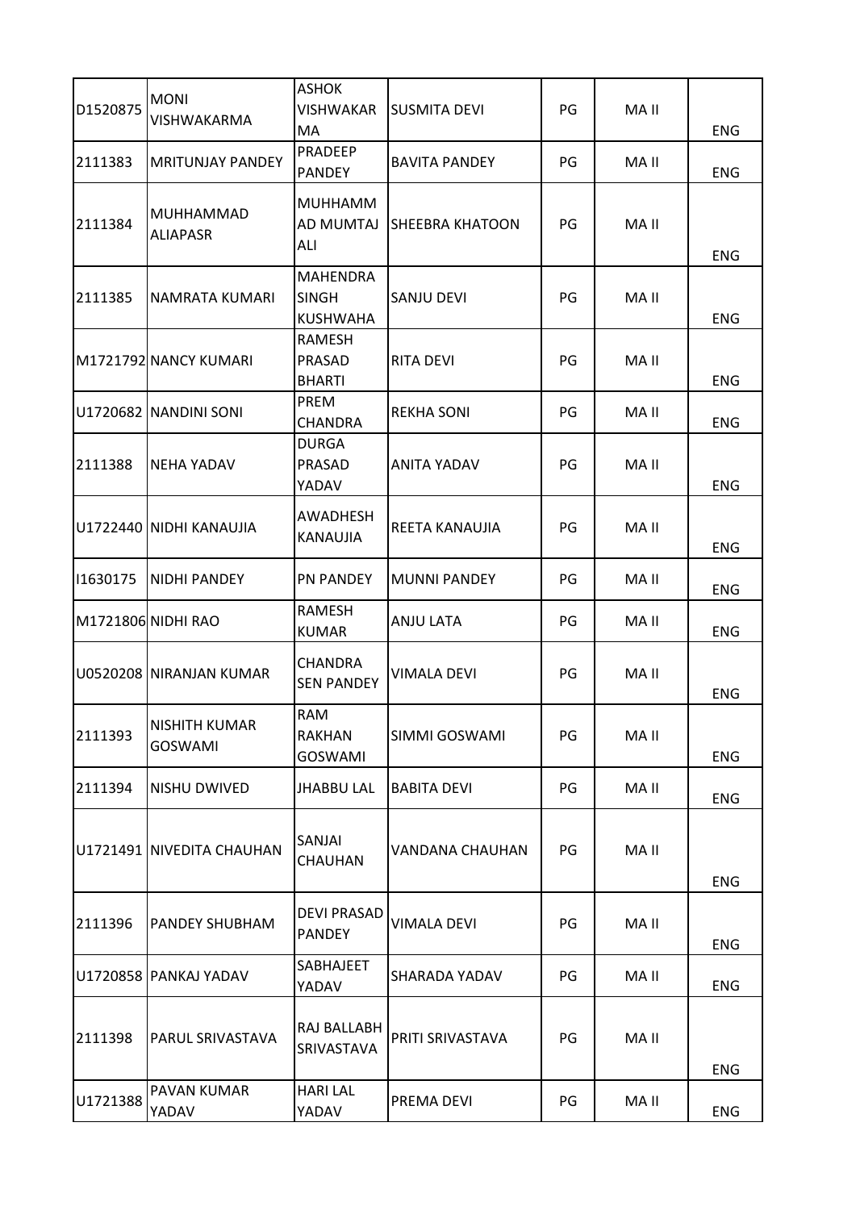| D1520875 | MONI VISHWAKARMA | ASHOK VISHWAKARMA | SUSMITA DEVI | PG | MA II | ENG |
|---|---|---|---|---|---|---|
| 2111383 | MRITUNJAY PANDEY | PRADEEP PANDEY | BAVITA PANDEY | PG | MA II | ENG |
| 2111384 | MUHHAMMAD ALIAPASR | MUHHAMMAD MUMTAJ ALI | SHEEBRA KHATOON | PG | MA II | ENG |
| 2111385 | NAMRATA KUMARI | MAHENDRA SINGH KUSHWAHA | SANJU DEVI | PG | MA II | ENG |
| M1721792 | NANCY KUMARI | RAMESH PRASAD BHARTI | RITA DEVI | PG | MA II | ENG |
| U1720682 | NANDINI SONI | PREM CHANDRA | REKHA SONI | PG | MA II | ENG |
| 2111388 | NEHA YADAV | DURGA PRASAD YADAV | ANITA YADAV | PG | MA II | ENG |
| U1722440 | NIDHI KANAUJIA | AWADHESH KANAUJIA | REETA KANAUJIA | PG | MA II | ENG |
| I1630175 | NIDHI PANDEY | PN PANDEY | MUNNI PANDEY | PG | MA II | ENG |
| M1721806 | NIDHI RAO | RAMESH KUMAR | ANJU LATA | PG | MA II | ENG |
| U0520208 | NIRANJAN KUMAR | CHANDRA SEN PANDEY | VIMALA DEVI | PG | MA II | ENG |
| 2111393 | NISHITH KUMAR GOSWAMI | RAM RAKHAN GOSWAMI | SIMMI GOSWAMI | PG | MA II | ENG |
| 2111394 | NISHU DWIVED | JHABBU LAL | BABITA DEVI | PG | MA II | ENG |
| U1721491 | NIVEDITA CHAUHAN | SANJAI CHAUHAN | VANDANA CHAUHAN | PG | MA II | ENG |
| 2111396 | PANDEY SHUBHAM | DEVI PRASAD PANDEY | VIMALA DEVI | PG | MA II | ENG |
| U1720858 | PANKAJ YADAV | SABHAJEET YADAV | SHARADA YADAV | PG | MA II | ENG |
| 2111398 | PARUL SRIVASTAVA | RAJ BALLABH SRIVASTAVA | PRITI SRIVASTAVA | PG | MA II | ENG |
| U1721388 | PAVAN KUMAR YADAV | HARI LAL YADAV | PREMA DEVI | PG | MA II | ENG |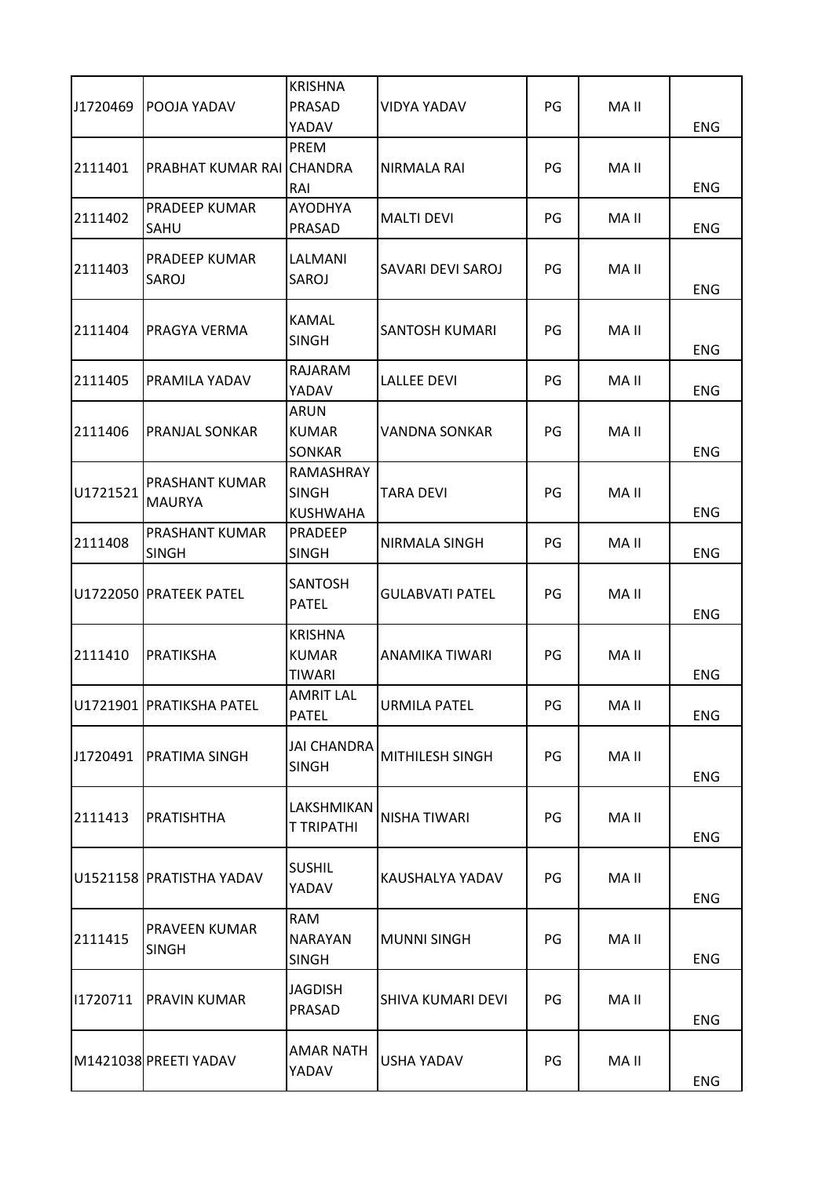| | | | | | | |
|---|---|---|---|---|---|---|
| J1720469 | POOJA YADAV | KRISHNA PRASAD YADAV | VIDYA YADAV | PG | MA II | ENG |
| 2111401 | PRABHAT KUMAR RAI | PREM CHANDRA RAI | NIRMALA RAI | PG | MA II | ENG |
| 2111402 | PRADEEP KUMAR SAHU | AYODHYA PRASAD | MALTI DEVI | PG | MA II | ENG |
| 2111403 | PRADEEP KUMAR SAROJ | LALMANI SAROJ | SAVARI DEVI SAROJ | PG | MA II | ENG |
| 2111404 | PRAGYA VERMA | KAMAL SINGH | SANTOSH KUMARI | PG | MA II | ENG |
| 2111405 | PRAMILA YADAV | RAJARAM YADAV | LALLEE DEVI | PG | MA II | ENG |
| 2111406 | PRANJAL SONKAR | ARUN KUMAR SONKAR | VANDNA SONKAR | PG | MA II | ENG |
| U1721521 | PRASHANT KUMAR MAURYA | RAMASHRAY SINGH KUSHWAHA | TARA DEVI | PG | MA II | ENG |
| 2111408 | PRASHANT KUMAR SINGH | PRADEEP SINGH | NIRMALA SINGH | PG | MA II | ENG |
| U1722050 | PRATEEK PATEL | SANTOSH PATEL | GULABVATI PATEL | PG | MA II | ENG |
| 2111410 | PRATIKSHA | KRISHNA KUMAR TIWARI | ANAMIKA TIWARI | PG | MA II | ENG |
| U1721901 | PRATIKSHA PATEL | AMRIT LAL PATEL | URMILA PATEL | PG | MA II | ENG |
| J1720491 | PRATIMA SINGH | JAI CHANDRA SINGH | MITHILESH SINGH | PG | MA II | ENG |
| 2111413 | PRATISHTHA | LAKSHMIKANT TRIPATHI | NISHA TIWARI | PG | MA II | ENG |
| U1521158 | PRATISTHA YADAV | SUSHIL YADAV | KAUSHALYA YADAV | PG | MA II | ENG |
| 2111415 | PRAVEEN KUMAR SINGH | RAM NARAYAN SINGH | MUNNI SINGH | PG | MA II | ENG |
| I1720711 | PRAVIN KUMAR | JAGDISH PRASAD | SHIVA KUMARI DEVI | PG | MA II | ENG |
| M1421038 | PREETI YADAV | AMAR NATH YADAV | USHA YADAV | PG | MA II | ENG |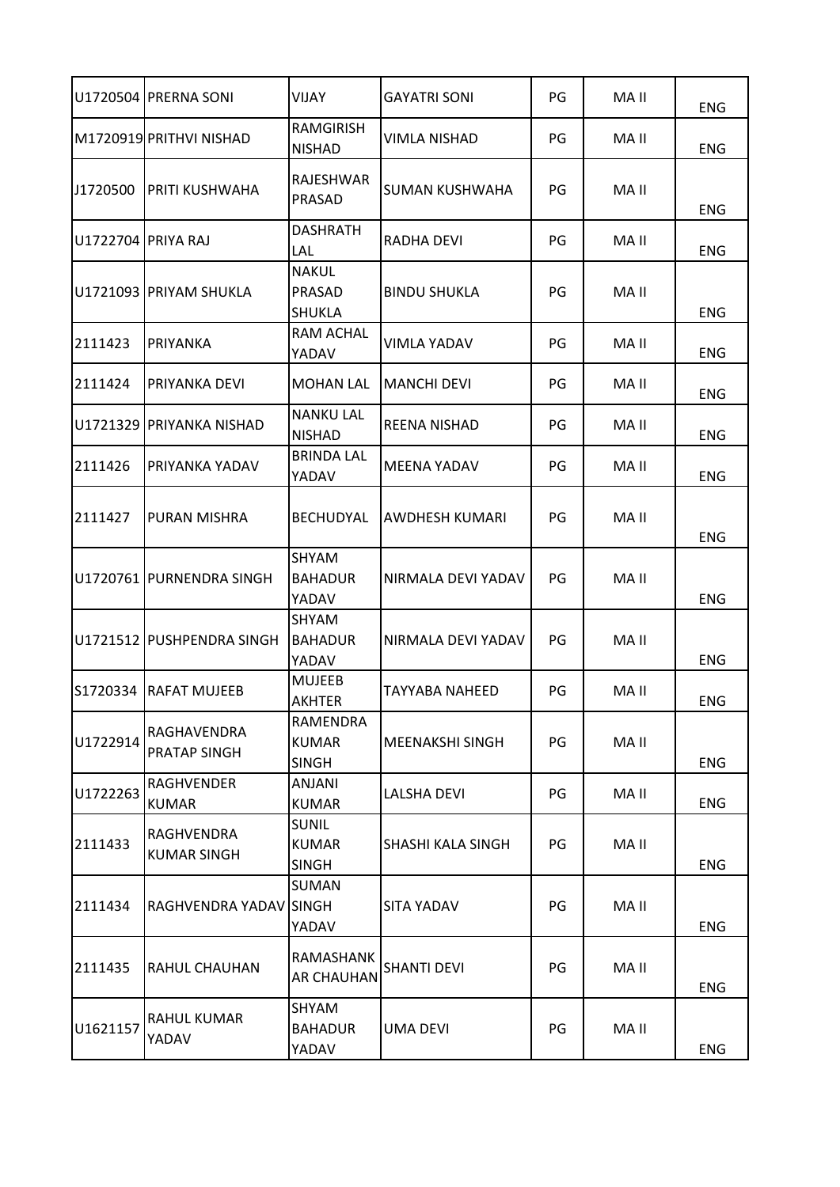| | | | | | | |
|---|---|---|---|---|---|---|
| U1720504 | PRERNA SONI | VIJAY | GAYATRI SONI | PG | MA II | ENG |
| M1720919 | PRITHVI NISHAD | RAMGIRISH NISHAD | VIMLA NISHAD | PG | MA II | ENG |
| J1720500 | PRITI KUSHWAHA | RAJESHWAR PRASAD | SUMAN KUSHWAHA | PG | MA II | ENG |
| U1722704 | PRIYA RAJ | DASHRATH LAL | RADHA DEVI | PG | MA II | ENG |
| U1721093 | PRIYAM SHUKLA | NAKUL PRASAD SHUKLA | BINDU SHUKLA | PG | MA II | ENG |
| 2111423 | PRIYANKA | RAM ACHAL YADAV | VIMLA YADAV | PG | MA II | ENG |
| 2111424 | PRIYANKA DEVI | MOHAN LAL | MANCHI DEVI | PG | MA II | ENG |
| U1721329 | PRIYANKA NISHAD | NANKU LAL NISHAD | REENA NISHAD | PG | MA II | ENG |
| 2111426 | PRIYANKA YADAV | BRINDA LAL YADAV | MEENA YADAV | PG | MA II | ENG |
| 2111427 | PURAN MISHRA | BECHUDYAL | AWDHESH KUMARI | PG | MA II | ENG |
| U1720761 | PURNENDRA SINGH | SHYAM BAHADUR YADAV | NIRMALA DEVI YADAV | PG | MA II | ENG |
| U1721512 | PUSHPENDRA SINGH | SHYAM BAHADUR YADAV | NIRMALA DEVI YADAV | PG | MA II | ENG |
| S1720334 | RAFAT MUJEEB | MUJEEB AKHTER | TAYYABA NAHEED | PG | MA II | ENG |
| U1722914 | RAGHAVENDRA PRATAP SINGH | RAMENDRA KUMAR SINGH | MEENAKSHI SINGH | PG | MA II | ENG |
| U1722263 | RAGHVENDER KUMAR | ANJANI KUMAR | LALSHA DEVI | PG | MA II | ENG |
| 2111433 | RAGHVENDRA KUMAR SINGH | SUNIL KUMAR SINGH | SHASHI KALA SINGH | PG | MA II | ENG |
| 2111434 | RAGHVENDRA YADAV | SUMAN SINGH YADAV | SITA YADAV | PG | MA II | ENG |
| 2111435 | RAHUL CHAUHAN | RAMASHANKAR CHAUHAN | SHANTI DEVI | PG | MA II | ENG |
| U1621157 | RAHUL KUMAR YADAV | SHYAM BAHADUR YADAV | UMA DEVI | PG | MA II | ENG |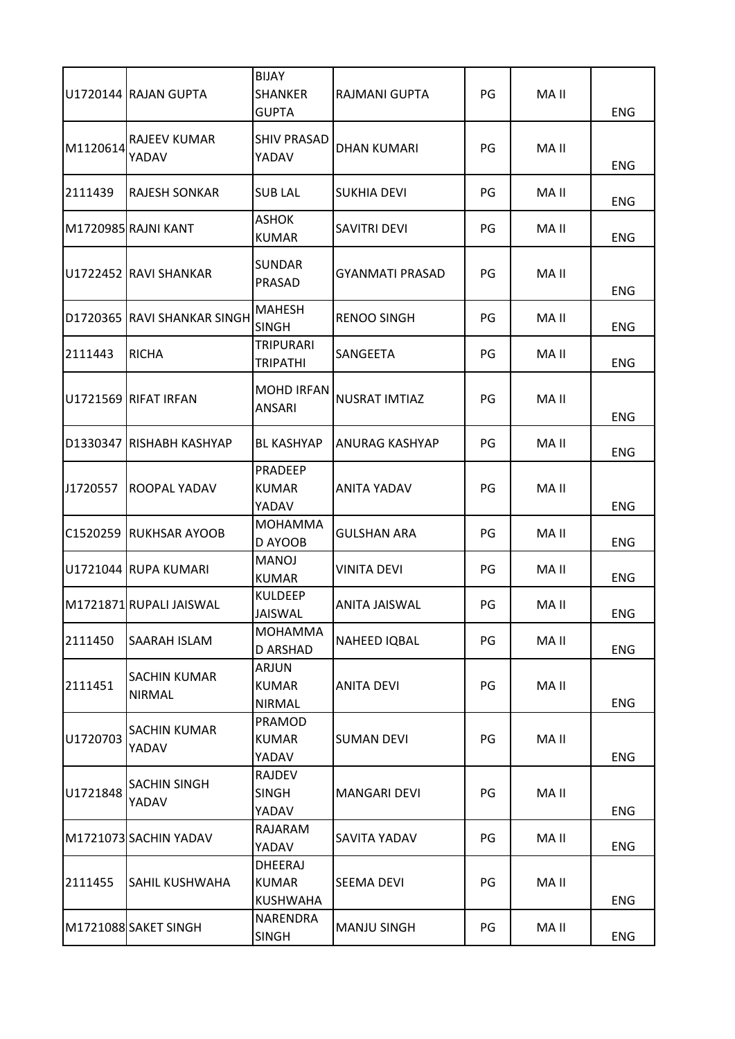| | | | | | | |
|---|---|---|---|---|---|---|
| U1720144 | RAJAN GUPTA | BIJAY SHANKER GUPTA | RAJMANI GUPTA | PG | MA II | ENG |
| M1120614 | RAJEEV KUMAR YADAV | SHIV PRASAD YADAV | DHAN KUMARI | PG | MA II | ENG |
| 2111439 | RAJESH SONKAR | SUB LAL | SUKHIA DEVI | PG | MA II | ENG |
| M1720985 | RAJNI KANT | ASHOK KUMAR | SAVITRI DEVI | PG | MA II | ENG |
| U1722452 | RAVI SHANKAR | SUNDAR PRASAD | GYANMATI PRASAD | PG | MA II | ENG |
| D1720365 | RAVI SHANKAR SINGH | MAHESH SINGH | RENOO SINGH | PG | MA II | ENG |
| 2111443 | RICHA | TRIPURARI TRIPATHI | SANGEETA | PG | MA II | ENG |
| U1721569 | RIFAT IRFAN | MOHD IRFAN ANSARI | NUSRAT IMTIAZ | PG | MA II | ENG |
| D1330347 | RISHABH KASHYAP | BL KASHYAP | ANURAG KASHYAP | PG | MA II | ENG |
| J1720557 | ROOPAL YADAV | PRADEEP KUMAR YADAV | ANITA YADAV | PG | MA II | ENG |
| C1520259 | RUKHSAR AYOOB | MOHAMMAD AYOOB | GULSHAN ARA | PG | MA II | ENG |
| U1721044 | RUPA KUMARI | MANOJ KUMAR | VINITA DEVI | PG | MA II | ENG |
| M1721871 | RUPALI JAISWAL | KULDEEP JAISWAL | ANITA JAISWAL | PG | MA II | ENG |
| 2111450 | SAARAH ISLAM | MOHAMMAD ARSHAD | NAHEED IQBAL | PG | MA II | ENG |
| 2111451 | SACHIN KUMAR NIRMAL | ARJUN KUMAR NIRMAL | ANITA DEVI | PG | MA II | ENG |
| U1720703 | SACHIN KUMAR YADAV | PRAMOD KUMAR YADAV | SUMAN DEVI | PG | MA II | ENG |
| U1721848 | SACHIN SINGH YADAV | RAJDEV SINGH YADAV | MANGARI DEVI | PG | MA II | ENG |
| M1721073 | SACHIN YADAV | RAJARAM YADAV | SAVITA YADAV | PG | MA II | ENG |
| 2111455 | SAHIL KUSHWAHA | DHEERAJ KUMAR KUSHWAHA | SEEMA DEVI | PG | MA II | ENG |
| M1721088 | SAKET SINGH | NARENDRA SINGH | MANJU SINGH | PG | MA II | ENG |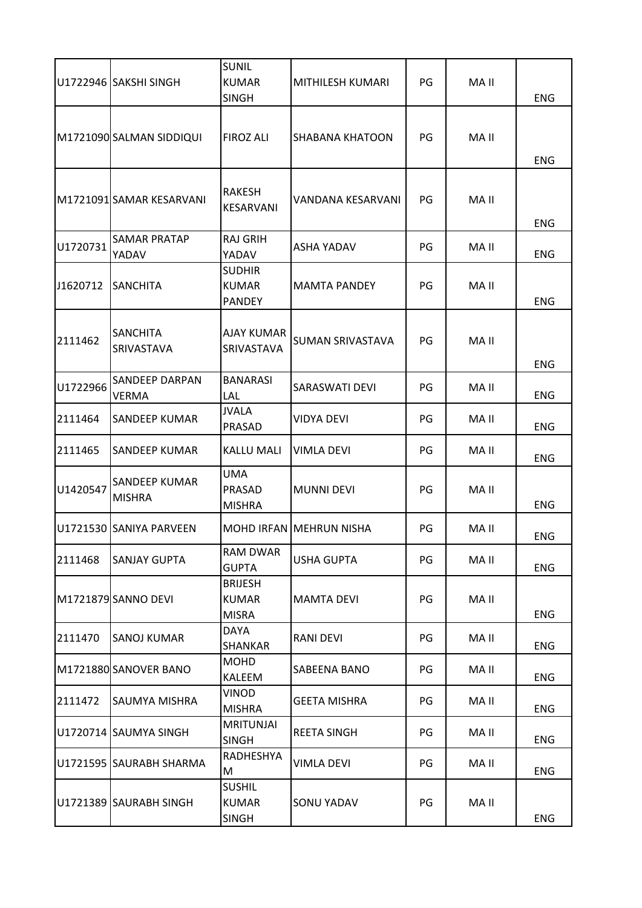| | | | | | | |
|---|---|---|---|---|---|---|
| U1722946 | SAKSHI SINGH | SUNIL KUMAR SINGH | MITHILESH KUMARI | PG | MA II | ENG |
| M1721090 | SALMAN SIDDIQUI | FIROZ ALI | SHABANA KHATOON | PG | MA II | ENG |
| M1721091 | SAMAR KESARVANI | RAKESH KESARVANI | VANDANA KESARVANI | PG | MA II | ENG |
| U1720731 | SAMAR PRATAP YADAV | RAJ GRIH YADAV | ASHA YADAV | PG | MA II | ENG |
| J1620712 | SANCHITA | SUDHIR KUMAR PANDEY | MAMTA PANDEY | PG | MA II | ENG |
| 2111462 | SANCHITA SRIVASTAVA | AJAY KUMAR SRIVASTAVA | SUMAN SRIVASTAVA | PG | MA II | ENG |
| U1722966 | SANDEEP DARPAN VERMA | BANARASI LAL | SARASWATI DEVI | PG | MA II | ENG |
| 2111464 | SANDEEP KUMAR | JVALA PRASAD | VIDYA DEVI | PG | MA II | ENG |
| 2111465 | SANDEEP KUMAR | KALLU MALI | VIMLA DEVI | PG | MA II | ENG |
| U1420547 | SANDEEP KUMAR MISHRA | UMA PRASAD MISHRA | MUNNI DEVI | PG | MA II | ENG |
| U1721530 | SANIYA PARVEEN | MOHD IRFAN | MEHRUN NISHA | PG | MA II | ENG |
| 2111468 | SANJAY GUPTA | RAM DWAR GUPTA | USHA GUPTA | PG | MA II | ENG |
| M1721879 | SANNO DEVI | BRIJESH KUMAR MISRA | MAMTA DEVI | PG | MA II | ENG |
| 2111470 | SANOJ KUMAR | DAYA SHANKAR | RANI DEVI | PG | MA II | ENG |
| M1721880 | SANOVER BANO | MOHD KALEEM | SABEENA BANO | PG | MA II | ENG |
| 2111472 | SAUMYA MISHRA | VINOD MISHRA | GEETA MISHRA | PG | MA II | ENG |
| U1720714 | SAUMYA SINGH | MRITUNJAI SINGH | REETA SINGH | PG | MA II | ENG |
| U1721595 | SAURABH SHARMA | RADHESHYAM | VIMLA DEVI | PG | MA II | ENG |
| U1721389 | SAURABH SINGH | SUSHIL KUMAR SINGH | SONU YADAV | PG | MA II | ENG |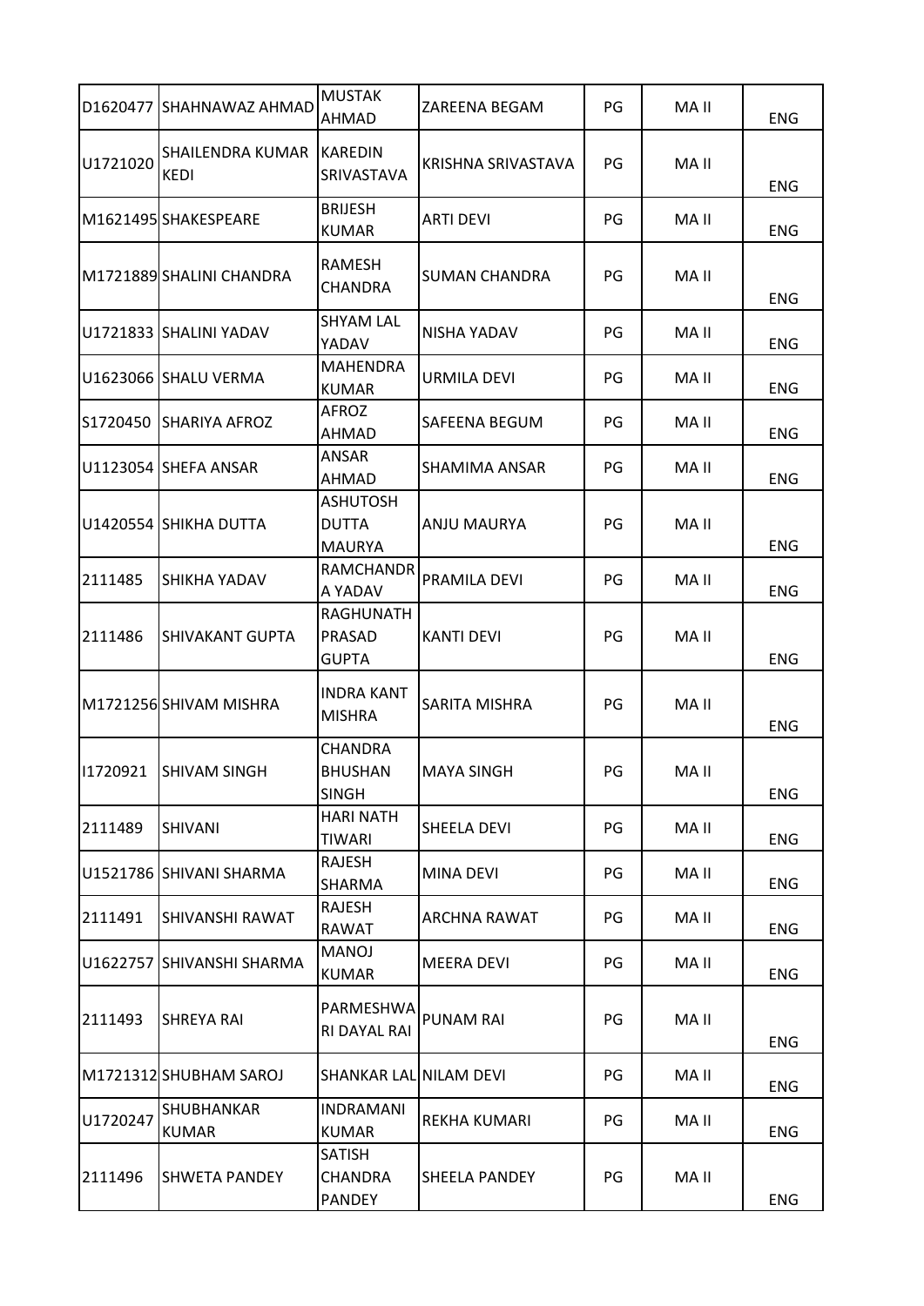| | | | | | | |
|---|---|---|---|---|---|---|
| D1620477 | SHAHNAWAZ AHMAD | MUSTAK AHMAD | ZAREENA BEGAM | PG | MA II | ENG |
| U1721020 | SHAILENDRA KUMAR KEDI | KAREDIN SRIVASTAVA | KRISHNA SRIVASTAVA | PG | MA II | ENG |
| M1621495 | SHAKESPEARE | BRIJESH KUMAR | ARTI DEVI | PG | MA II | ENG |
| M1721889 | SHALINI CHANDRA | RAMESH CHANDRA | SUMAN CHANDRA | PG | MA II | ENG |
| U1721833 | SHALINI YADAV | SHYAM LAL YADAV | NISHA YADAV | PG | MA II | ENG |
| U1623066 | SHALU VERMA | MAHENDRA KUMAR | URMILA DEVI | PG | MA II | ENG |
| S1720450 | SHARIYA AFROZ | AFROZ AHMAD | SAFEENA BEGUM | PG | MA II | ENG |
| U1123054 | SHEFA ANSAR | ANSAR AHMAD | SHAMIMA ANSAR | PG | MA II | ENG |
| U1420554 | SHIKHA DUTTA | ASHUTOSH DUTTA MAURYA | ANJU MAURYA | PG | MA II | ENG |
| 2111485 | SHIKHA YADAV | RAMCHANDRA YADAV | PRAMILA DEVI | PG | MA II | ENG |
| 2111486 | SHIVAKANT GUPTA | RAGHUNATH PRASAD GUPTA | KANTI DEVI | PG | MA II | ENG |
| M1721256 | SHIVAM MISHRA | INDRA KANT MISHRA | SARITA MISHRA | PG | MA II | ENG |
| I1720921 | SHIVAM SINGH | CHANDRA BHUSHAN SINGH | MAYA SINGH | PG | MA II | ENG |
| 2111489 | SHIVANI | HARI NATH TIWARI | SHEELA DEVI | PG | MA II | ENG |
| U1521786 | SHIVANI SHARMA | RAJESH SHARMA | MINA DEVI | PG | MA II | ENG |
| 2111491 | SHIVANSHI RAWAT | RAJESH RAWAT | ARCHNA RAWAT | PG | MA II | ENG |
| U1622757 | SHIVANSHI SHARMA | MANOJ KUMAR | MEERA DEVI | PG | MA II | ENG |
| 2111493 | SHREYA RAI | PARMESHWARI DAYAL RAI | PUNAM RAI | PG | MA II | ENG |
| M1721312 | SHUBHAM SAROJ | SHANKAR LAL | NILAM DEVI | PG | MA II | ENG |
| U1720247 | SHUBHANKAR KUMAR | INDRAMANI KUMAR | REKHA KUMARI | PG | MA II | ENG |
| 2111496 | SHWETA PANDEY | SATISH CHANDRA PANDEY | SHEELA PANDEY | PG | MA II | ENG |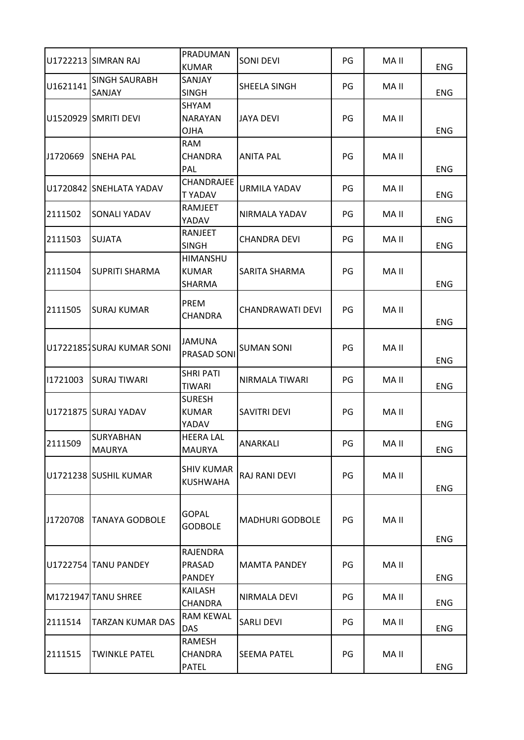| | | | | | | |
|---|---|---|---|---|---|---|
| U1722213 | SIMRAN RAJ | PRADUMAN KUMAR | SONI DEVI | PG | MA II | ENG |
| U1621141 | SINGH SAURABH SANJAY | SANJAY SINGH | SHEELA SINGH | PG | MA II | ENG |
| U1520929 | SMRITI DEVI | SHYAM NARAYAN OJHA | JAYA DEVI | PG | MA II | ENG |
| J1720669 | SNEHA PAL | RAM CHANDRA PAL | ANITA PAL | PG | MA II | ENG |
| U1720842 | SNEHLATA YADAV | CHANDRAJEET YADAV | URMILA YADAV | PG | MA II | ENG |
| 2111502 | SONALI YADAV | RAMJEET YADAV | NIRMALA YADAV | PG | MA II | ENG |
| 2111503 | SUJATA | RANJEET SINGH | CHANDRA DEVI | PG | MA II | ENG |
| 2111504 | SUPRITI SHARMA | HIMANSHU KUMAR SHARMA | SARITA SHARMA | PG | MA II | ENG |
| 2111505 | SURAJ KUMAR | PREM CHANDRA | CHANDRAWATI DEVI | PG | MA II | ENG |
| U17221857 | SURAJ KUMAR SONI | JAMUNA PRASAD SONI | SUMAN SONI | PG | MA II | ENG |
| I1721003 | SURAJ TIWARI | SHRI PATI TIWARI | NIRMALA TIWARI | PG | MA II | ENG |
| U1721875 | SURAJ YADAV | SURESH KUMAR YADAV | SAVITRI DEVI | PG | MA II | ENG |
| 2111509 | SURYABHAN MAURYA | HEERA LAL MAURYA | ANARKALI | PG | MA II | ENG |
| U1721238 | SUSHIL KUMAR | SHIV KUMAR KUSHWAHA | RAJ RANI DEVI | PG | MA II | ENG |
| J1720708 | TANAYA GODBOLE | GOPAL GODBOLE | MADHURI GODBOLE | PG | MA II | ENG |
| U1722754 | TANU PANDEY | RAJENDRA PRASAD PANDEY | MAMTA PANDEY | PG | MA II | ENG |
| M1721947 | TANU SHREE | KAILASH CHANDRA | NIRMALA DEVI | PG | MA II | ENG |
| 2111514 | TARZAN KUMAR DAS | RAM KEWAL DAS | SARLI DEVI | PG | MA II | ENG |
| 2111515 | TWINKLE PATEL | RAMESH CHANDRA PATEL | SEEMA PATEL | PG | MA II | ENG |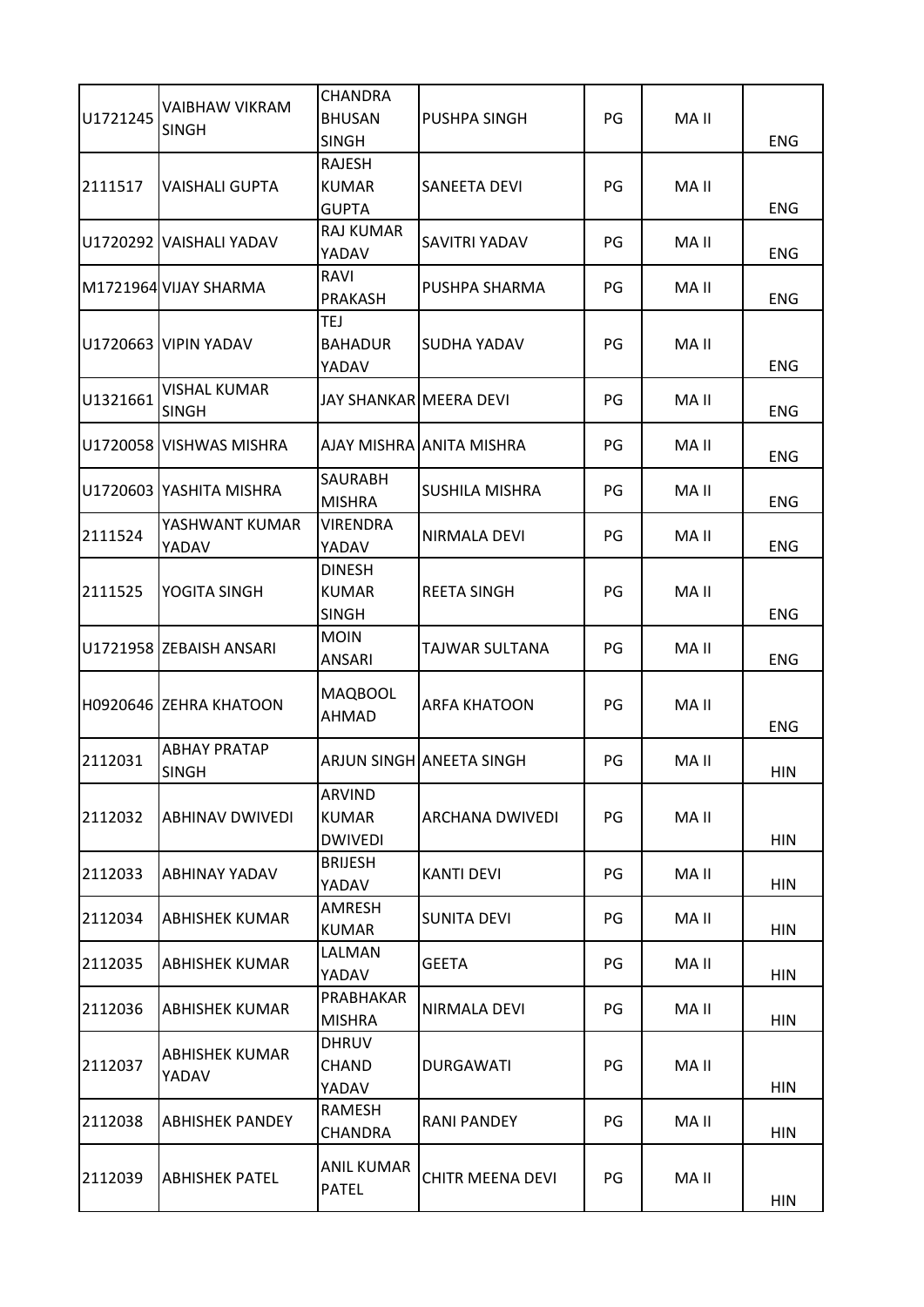| | | | | | | |
|---|---|---|---|---|---|---|
| U1721245 | VAIBHAW VIKRAM SINGH | CHANDRA BHUSAN SINGH | PUSHPA SINGH | PG | MA II | ENG |
| 2111517 | VAISHALI GUPTA | RAJESH KUMAR GUPTA | SANEETA DEVI | PG | MA II | ENG |
| U1720292 | VAISHALI YADAV | RAJ KUMAR YADAV | SAVITRI YADAV | PG | MA II | ENG |
| M1721964 | VIJAY SHARMA | RAVI PRAKASH | PUSHPA SHARMA | PG | MA II | ENG |
| U1720663 | VIPIN YADAV | TEJ BAHADUR YADAV | SUDHA YADAV | PG | MA II | ENG |
| U1321661 | VISHAL KUMAR SINGH | JAY SHANKAR | MEERA DEVI | PG | MA II | ENG |
| U1720058 | VISHWAS MISHRA | AJAY MISHRA | ANITA MISHRA | PG | MA II | ENG |
| U1720603 | YASHITA MISHRA | SAURABH MISHRA | SUSHILA MISHRA | PG | MA II | ENG |
| 2111524 | YASHWANT KUMAR YADAV | VIRENDRA YADAV | NIRMALA DEVI | PG | MA II | ENG |
| 2111525 | YOGITA SINGH | DINESH KUMAR SINGH | REETA SINGH | PG | MA II | ENG |
| U1721958 | ZEBAISH ANSARI | MOIN ANSARI | TAJWAR SULTANA | PG | MA II | ENG |
| H0920646 | ZEHRA KHATOON | MAQBOOL AHMAD | ARFA KHATOON | PG | MA II | ENG |
| 2112031 | ABHAY PRATAP SINGH | ARJUN SINGH | ANEETA SINGH | PG | MA II | HIN |
| 2112032 | ABHINAV DWIVEDI | ARVIND KUMAR DWIVEDI | ARCHANA DWIVEDI | PG | MA II | HIN |
| 2112033 | ABHINAY YADAV | BRIJESH YADAV | KANTI DEVI | PG | MA II | HIN |
| 2112034 | ABHISHEK KUMAR | AMRESH KUMAR | SUNITA DEVI | PG | MA II | HIN |
| 2112035 | ABHISHEK KUMAR | LALMAN YADAV | GEETA | PG | MA II | HIN |
| 2112036 | ABHISHEK KUMAR | PRABHAKAR MISHRA | NIRMALA DEVI | PG | MA II | HIN |
| 2112037 | ABHISHEK KUMAR YADAV | DHRUV CHAND YADAV | DURGAWATI | PG | MA II | HIN |
| 2112038 | ABHISHEK PANDEY | RAMESH CHANDRA | RANI PANDEY | PG | MA II | HIN |
| 2112039 | ABHISHEK PATEL | ANIL KUMAR PATEL | CHITR MEENA DEVI | PG | MA II | HIN |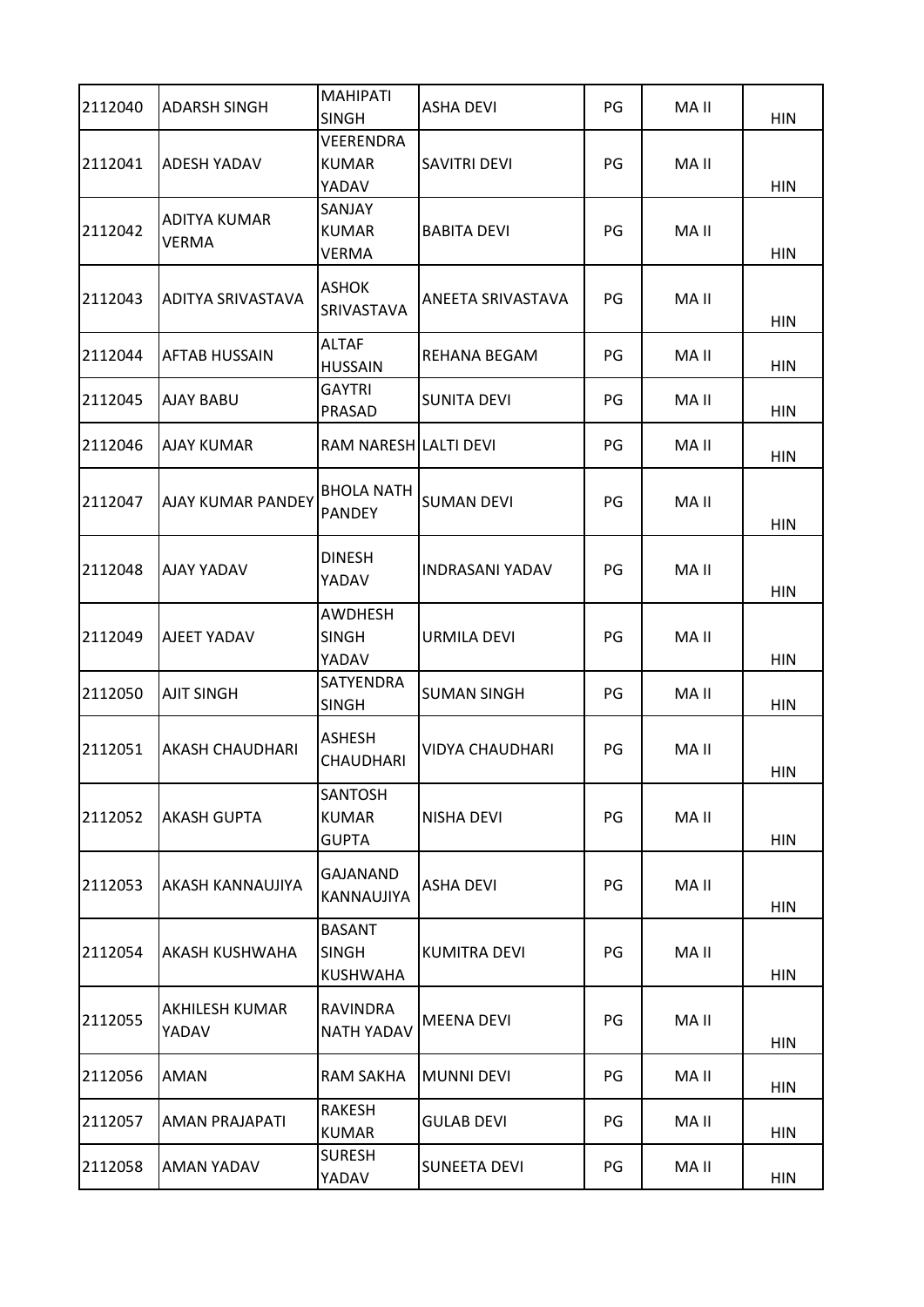| | | | | | | |
|---|---|---|---|---|---|---|
| 2112040 | ADARSH SINGH | MAHIPATI SINGH | ASHA DEVI | PG | MA II | HIN |
| 2112041 | ADESH YADAV | VEERENDRA KUMAR YADAV | SAVITRI DEVI | PG | MA II | HIN |
| 2112042 | ADITYA KUMAR VERMA | SANJAY KUMAR VERMA | BABITA DEVI | PG | MA II | HIN |
| 2112043 | ADITYA SRIVASTAVA | ASHOK SRIVASTAVA | ANEETA SRIVASTAVA | PG | MA II | HIN |
| 2112044 | AFTAB HUSSAIN | ALTAF HUSSAIN | REHANA BEGAM | PG | MA II | HIN |
| 2112045 | AJAY BABU | GAYTRI PRASAD | SUNITA DEVI | PG | MA II | HIN |
| 2112046 | AJAY KUMAR | RAM NARESH | LALTI DEVI | PG | MA II | HIN |
| 2112047 | AJAY KUMAR PANDEY | BHOLA NATH PANDEY | SUMAN DEVI | PG | MA II | HIN |
| 2112048 | AJAY YADAV | DINESH YADAV | INDRASANI YADAV | PG | MA II | HIN |
| 2112049 | AJEET YADAV | AWDHESH SINGH YADAV | URMILA DEVI | PG | MA II | HIN |
| 2112050 | AJIT SINGH | SATYENDRA SINGH | SUMAN SINGH | PG | MA II | HIN |
| 2112051 | AKASH CHAUDHARI | ASHESH CHAUDHARI | VIDYA CHAUDHARI | PG | MA II | HIN |
| 2112052 | AKASH GUPTA | SANTOSH KUMAR GUPTA | NISHA DEVI | PG | MA II | HIN |
| 2112053 | AKASH KANNAUJIYA | GAJANAND KANNAUJIYA | ASHA DEVI | PG | MA II | HIN |
| 2112054 | AKASH KUSHWAHA | BASANT SINGH KUSHWAHA | KUMITRA DEVI | PG | MA II | HIN |
| 2112055 | AKHILESH KUMAR YADAV | RAVINDRA NATH YADAV | MEENA DEVI | PG | MA II | HIN |
| 2112056 | AMAN | RAM SAKHA | MUNNI DEVI | PG | MA II | HIN |
| 2112057 | AMAN PRAJAPATI | RAKESH KUMAR | GULAB DEVI | PG | MA II | HIN |
| 2112058 | AMAN YADAV | SURESH YADAV | SUNEETA DEVI | PG | MA II | HIN |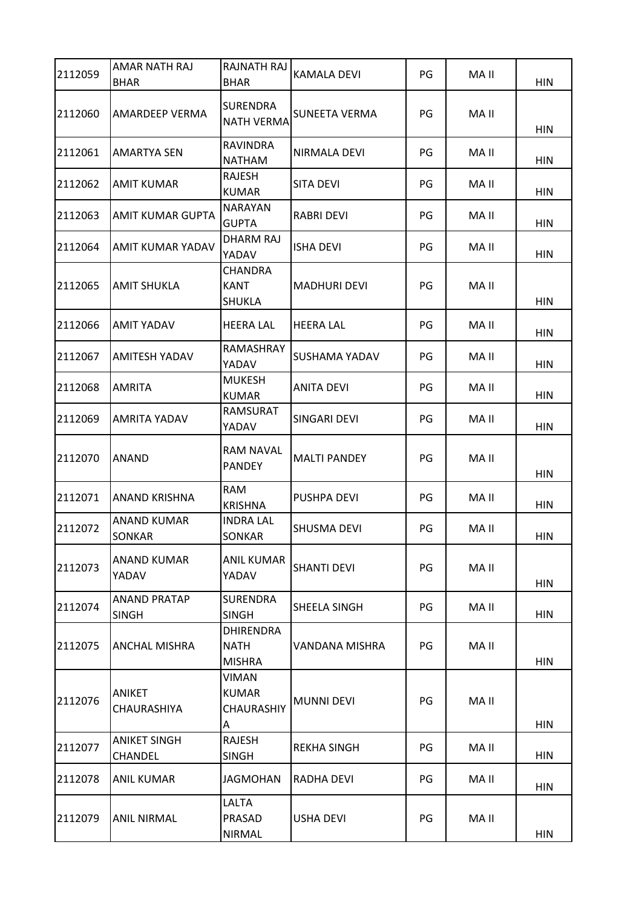| 2112059 | AMAR NATH RAJ BHAR | RAJNATH RAJ BHAR | KAMALA DEVI | PG | MA II | HIN |
|---|---|---|---|---|---|---|
| 2112060 | AMARDEEP VERMA | SURENDRA NATH VERMA | SUNEETA VERMA | PG | MA II | HIN |
| 2112061 | AMARTYA SEN | RAVINDRA NATHAM | NIRMALA DEVI | PG | MA II | HIN |
| 2112062 | AMIT KUMAR | RAJESH KUMAR | SITA DEVI | PG | MA II | HIN |
| 2112063 | AMIT KUMAR GUPTA | NARAYAN GUPTA | RABRI DEVI | PG | MA II | HIN |
| 2112064 | AMIT KUMAR YADAV | DHARM RAJ YADAV | ISHA DEVI | PG | MA II | HIN |
| 2112065 | AMIT SHUKLA | CHANDRA KANT SHUKLA | MADHURI DEVI | PG | MA II | HIN |
| 2112066 | AMIT YADAV | HEERA LAL | HEERA LAL | PG | MA II | HIN |
| 2112067 | AMITESH YADAV | RAMASHRAY YADAV | SUSHAMA YADAV | PG | MA II | HIN |
| 2112068 | AMRITA | MUKESH KUMAR | ANITA DEVI | PG | MA II | HIN |
| 2112069 | AMRITA YADAV | RAMSURAT YADAV | SINGARI DEVI | PG | MA II | HIN |
| 2112070 | ANAND | RAM NAVAL PANDEY | MALTI PANDEY | PG | MA II | HIN |
| 2112071 | ANAND KRISHNA | RAM KRISHNA | PUSHPA DEVI | PG | MA II | HIN |
| 2112072 | ANAND KUMAR SONKAR | INDRA LAL SONKAR | SHUSMA DEVI | PG | MA II | HIN |
| 2112073 | ANAND KUMAR YADAV | ANIL KUMAR YADAV | SHANTI DEVI | PG | MA II | HIN |
| 2112074 | ANAND PRATAP SINGH | SURENDRA SINGH | SHEELA SINGH | PG | MA II | HIN |
| 2112075 | ANCHAL MISHRA | DHIRENDRA NATH MISHRA | VANDANA MISHRA | PG | MA II | HIN |
| 2112076 | ANIKET CHAURASHIYA | VIMAN KUMAR CHAURASHIYA | MUNNI DEVI | PG | MA II | HIN |
| 2112077 | ANIKET SINGH CHANDEL | RAJESH SINGH | REKHA SINGH | PG | MA II | HIN |
| 2112078 | ANIL KUMAR | JAGMOHAN | RADHA DEVI | PG | MA II | HIN |
| 2112079 | ANIL NIRMAL | LALTA PRASAD NIRMAL | USHA DEVI | PG | MA II | HIN |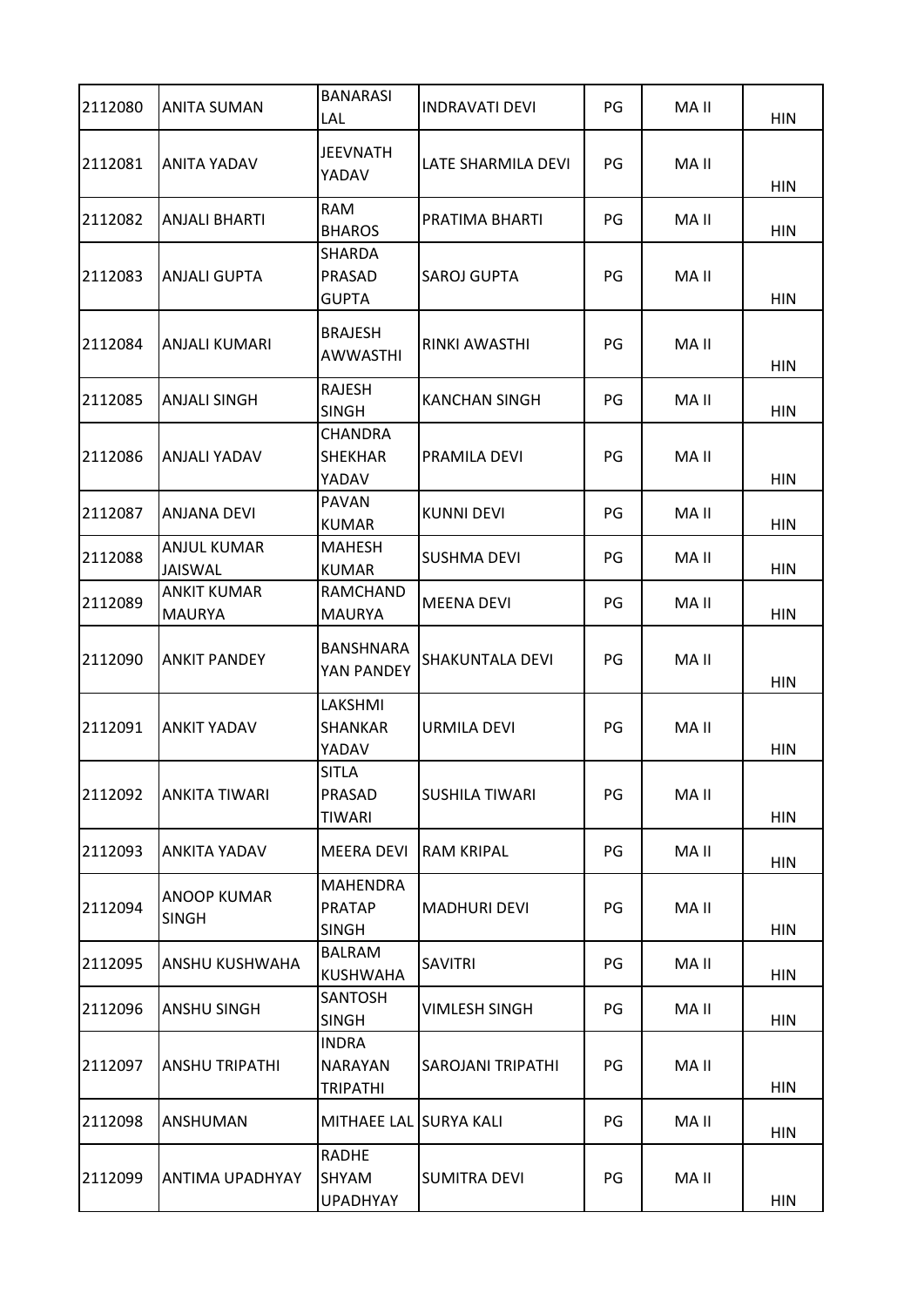| 2112080 | ANITA SUMAN | BANARASI LAL | INDRAVATI DEVI | PG | MA II | HIN |
|---|---|---|---|---|---|---|
| 2112081 | ANITA YADAV | JEEVNATH YADAV | LATE SHARMILA DEVI | PG | MA II | HIN |
| 2112082 | ANJALI BHARTI | RAM BHAROS | PRATIMA BHARTI | PG | MA II | HIN |
| 2112083 | ANJALI GUPTA | SHARDA PRASAD GUPTA | SAROJ GUPTA | PG | MA II | HIN |
| 2112084 | ANJALI KUMARI | BRAJESH AWWASTHI | RINKI AWASTHI | PG | MA II | HIN |
| 2112085 | ANJALI SINGH | RAJESH SINGH | KANCHAN SINGH | PG | MA II | HIN |
| 2112086 | ANJALI YADAV | CHANDRA SHEKHAR YADAV | PRAMILA DEVI | PG | MA II | HIN |
| 2112087 | ANJANA DEVI | PAVAN KUMAR | KUNNI DEVI | PG | MA II | HIN |
| 2112088 | ANJUL KUMAR JAISWAL | MAHESH KUMAR | SUSHMA DEVI | PG | MA II | HIN |
| 2112089 | ANKIT KUMAR MAURYA | RAMCHAND MAURYA | MEENA DEVI | PG | MA II | HIN |
| 2112090 | ANKIT PANDEY | BANSHNARA YAN PANDEY | SHAKUNTALA DEVI | PG | MA II | HIN |
| 2112091 | ANKIT YADAV | LAKSHMI SHANKAR YADAV | URMILA DEVI | PG | MA II | HIN |
| 2112092 | ANKITA TIWARI | SITLA PRASAD TIWARI | SUSHILA TIWARI | PG | MA II | HIN |
| 2112093 | ANKITA YADAV | MEERA DEVI | RAM KRIPAL | PG | MA II | HIN |
| 2112094 | ANOOP KUMAR SINGH | MAHENDRA PRATAP SINGH | MADHURI DEVI | PG | MA II | HIN |
| 2112095 | ANSHU KUSHWAHA | BALRAM KUSHWAHA | SAVITRI | PG | MA II | HIN |
| 2112096 | ANSHU SINGH | SANTOSH SINGH | VIMLESH SINGH | PG | MA II | HIN |
| 2112097 | ANSHU TRIPATHI | INDRA NARAYAN TRIPATHI | SAROJANI TRIPATHI | PG | MA II | HIN |
| 2112098 | ANSHUMAN | MITHAEE LAL | SURYA KALI | PG | MA II | HIN |
| 2112099 | ANTIMA UPADHYAY | RADHE SHYAM UPADHYAY | SUMITRA DEVI | PG | MA II | HIN |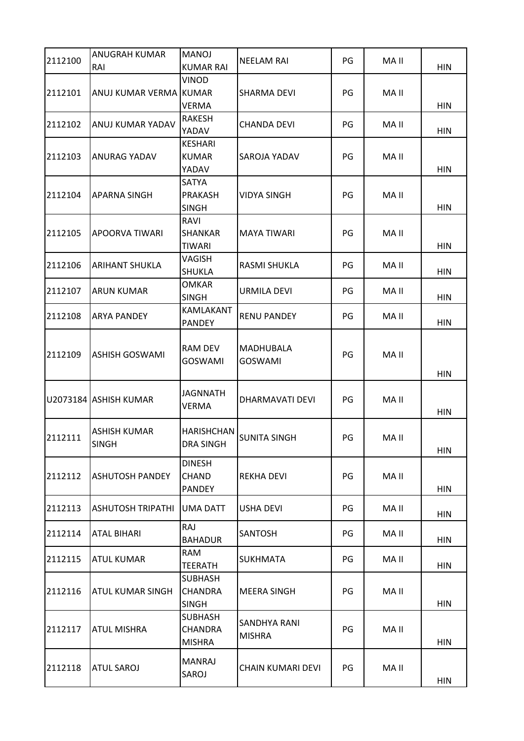| 2112100 | ANUGRAH KUMAR RAI | MANOJ KUMAR RAI | NEELAM RAI | PG | MA II | HIN |
|---|---|---|---|---|---|---|
| 2112101 | ANUJ KUMAR VERMA | VINOD KUMAR VERMA | SHARMA DEVI | PG | MA II | HIN |
| 2112102 | ANUJ KUMAR YADAV | RAKESH YADAV | CHANDA DEVI | PG | MA II | HIN |
| 2112103 | ANURAG YADAV | KESHARI KUMAR YADAV | SAROJA YADAV | PG | MA II | HIN |
| 2112104 | APARNA SINGH | SATYA PRAKASH SINGH | VIDYA SINGH | PG | MA II | HIN |
| 2112105 | APOORVA TIWARI | RAVI SHANKAR TIWARI | MAYA TIWARI | PG | MA II | HIN |
| 2112106 | ARIHANT SHUKLA | VAGISH SHUKLA | RASMI SHUKLA | PG | MA II | HIN |
| 2112107 | ARUN KUMAR | OMKAR SINGH | URMILA DEVI | PG | MA II | HIN |
| 2112108 | ARYA PANDEY | KAMLAKANT PANDEY | RENU PANDEY | PG | MA II | HIN |
| 2112109 | ASHISH GOSWAMI | RAM DEV GOSWAMI | MADHUBALA GOSWAMI | PG | MA II | HIN |
| U2073184 | ASHISH KUMAR | JAGNNATH VERMA | DHARMAVATI DEVI | PG | MA II | HIN |
| 2112111 | ASHISH KUMAR SINGH | HARISHCHANDRA SINGH | SUNITA SINGH | PG | MA II | HIN |
| 2112112 | ASHUTOSH PANDEY | DINESH CHAND PANDEY | REKHA DEVI | PG | MA II | HIN |
| 2112113 | ASHUTOSH TRIPATHI | UMA DATT | USHA DEVI | PG | MA II | HIN |
| 2112114 | ATAL BIHARI | RAJ BAHADUR | SANTOSH | PG | MA II | HIN |
| 2112115 | ATUL KUMAR | RAM TEERATH | SUKHMATA | PG | MA II | HIN |
| 2112116 | ATUL KUMAR SINGH | SUBHASH CHANDRA SINGH | MEERA SINGH | PG | MA II | HIN |
| 2112117 | ATUL MISHRA | SUBHASH CHANDRA MISHRA | SANDHYA RANI MISHRA | PG | MA II | HIN |
| 2112118 | ATUL SAROJ | MANRAJ SAROJ | CHAIN KUMARI DEVI | PG | MA II | HIN |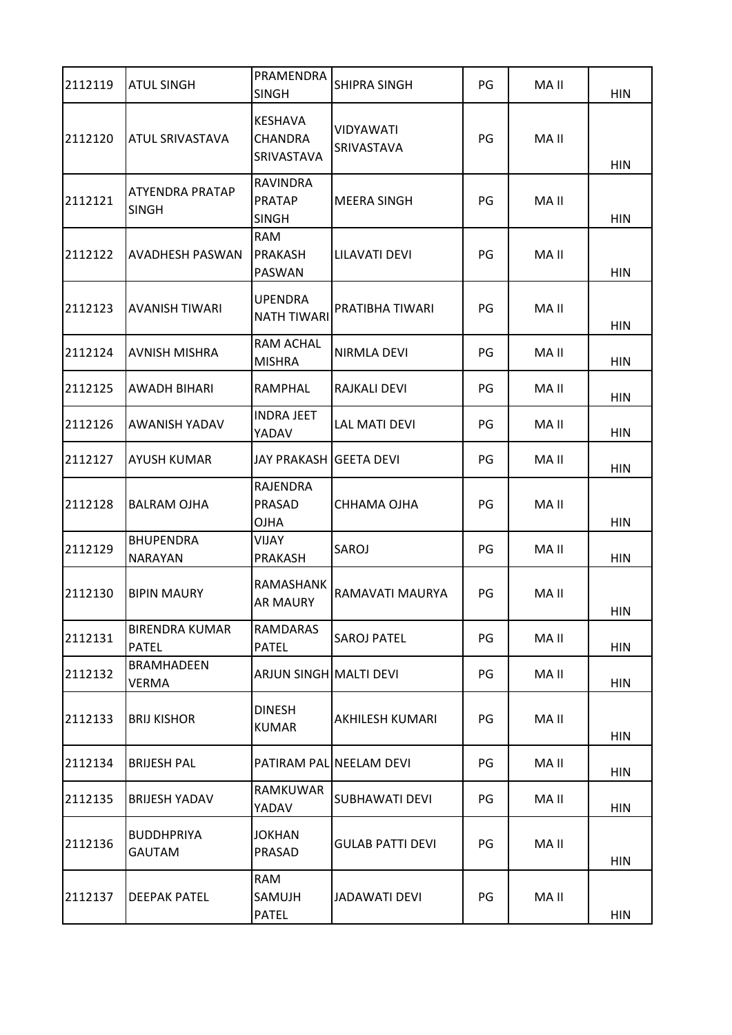| 2112119 | ATUL SINGH | PRAMENDRA SINGH | SHIPRA SINGH | PG | MA II | HIN |
|---|---|---|---|---|---|---|
| 2112120 | ATUL SRIVASTAVA | KESHAVA CHANDRA SRIVASTAVA | VIDYAWATI SRIVASTAVA | PG | MA II | HIN |
| 2112121 | ATYENDRA PRATAP SINGH | RAVINDRA PRATAP SINGH | MEERA SINGH | PG | MA II | HIN |
| 2112122 | AVADHESH PASWAN | RAM PRAKASH PASWAN | LILAVATI DEVI | PG | MA II | HIN |
| 2112123 | AVANISH TIWARI | UPENDRA NATH TIWARI | PRATIBHA TIWARI | PG | MA II | HIN |
| 2112124 | AVNISH MISHRA | RAM ACHAL MISHRA | NIRMLA DEVI | PG | MA II | HIN |
| 2112125 | AWADH BIHARI | RAMPHAL | RAJKALI DEVI | PG | MA II | HIN |
| 2112126 | AWANISH YADAV | INDRA JEET YADAV | LAL MATI DEVI | PG | MA II | HIN |
| 2112127 | AYUSH KUMAR | JAY PRAKASH | GEETA DEVI | PG | MA II | HIN |
| 2112128 | BALRAM OJHA | RAJENDRA PRASAD OJHA | CHHAMA OJHA | PG | MA II | HIN |
| 2112129 | BHUPENDRA NARAYAN | VIJAY PRAKASH | SAROJ | PG | MA II | HIN |
| 2112130 | BIPIN MAURY | RAMASHANKAR MAURY | RAMAVATI MAURYA | PG | MA II | HIN |
| 2112131 | BIRENDRA KUMAR PATEL | RAMDARAS PATEL | SAROJ PATEL | PG | MA II | HIN |
| 2112132 | BRAMHADEEN VERMA | ARJUN SINGH | MALTI DEVI | PG | MA II | HIN |
| 2112133 | BRIJ KISHOR | DINESH KUMAR | AKHILESH KUMARI | PG | MA II | HIN |
| 2112134 | BRIJESH PAL | PATIRAM PAL | NEELAM DEVI | PG | MA II | HIN |
| 2112135 | BRIJESH YADAV | RAMKUWAR YADAV | SUBHAWATI DEVI | PG | MA II | HIN |
| 2112136 | BUDDHPRIYA GAUTAM | JOKHAN PRASAD | GULAB PATTI DEVI | PG | MA II | HIN |
| 2112137 | DEEPAK PATEL | RAM SAMUJH PATEL | JADAWATI DEVI | PG | MA II | HIN |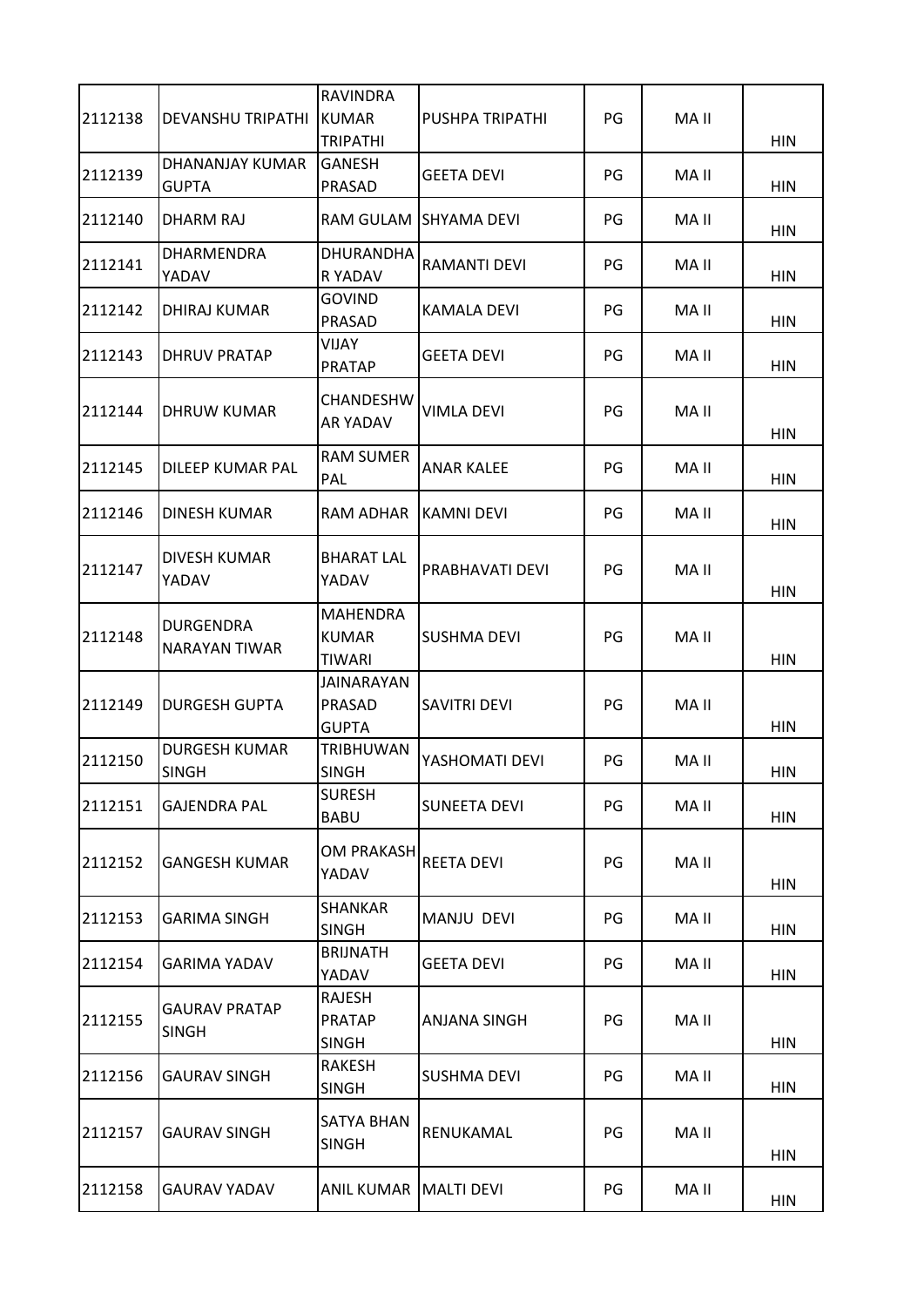| | | | | | | |
|---|---|---|---|---|---|---|
| 2112138 | DEVANSHU TRIPATHI | RAVINDRA KUMAR TRIPATHI | PUSHPA TRIPATHI | PG | MA II | HIN |
| 2112139 | DHANANJAY KUMAR GUPTA | GANESH PRASAD | GEETA DEVI | PG | MA II | HIN |
| 2112140 | DHARM RAJ | RAM GULAM | SHYAMA DEVI | PG | MA II | HIN |
| 2112141 | DHARMENDRA YADAV | DHURANDHAR YADAV | RAMANTI DEVI | PG | MA II | HIN |
| 2112142 | DHIRAJ KUMAR | GOVIND PRASAD | KAMALA DEVI | PG | MA II | HIN |
| 2112143 | DHRUV PRATAP | VIJAY PRATAP | GEETA DEVI | PG | MA II | HIN |
| 2112144 | DHRUW KUMAR | CHANDESHWAR YADAV | VIMLA DEVI | PG | MA II | HIN |
| 2112145 | DILEEP KUMAR PAL | RAM SUMER PAL | ANAR KALEE | PG | MA II | HIN |
| 2112146 | DINESH KUMAR | RAM ADHAR | KAMNI DEVI | PG | MA II | HIN |
| 2112147 | DIVESH KUMAR YADAV | BHARAT LAL YADAV | PRABHAVATI DEVI | PG | MA II | HIN |
| 2112148 | DURGENDRA NARAYAN TIWAR | MAHENDRA KUMAR TIWARI | SUSHMA DEVI | PG | MA II | HIN |
| 2112149 | DURGESH GUPTA | JAINARAYAN PRASAD GUPTA | SAVITRI DEVI | PG | MA II | HIN |
| 2112150 | DURGESH KUMAR SINGH | TRIBHUWAN SINGH | YASHOMATI DEVI | PG | MA II | HIN |
| 2112151 | GAJENDRA PAL | SURESH BABU | SUNEETA DEVI | PG | MA II | HIN |
| 2112152 | GANGESH KUMAR | OM PRAKASH YADAV | REETA DEVI | PG | MA II | HIN |
| 2112153 | GARIMA SINGH | SHANKAR SINGH | MANJU DEVI | PG | MA II | HIN |
| 2112154 | GARIMA YADAV | BRIJNATH YADAV | GEETA DEVI | PG | MA II | HIN |
| 2112155 | GAURAV PRATAP SINGH | RAJESH PRATAP SINGH | ANJANA SINGH | PG | MA II | HIN |
| 2112156 | GAURAV SINGH | RAKESH SINGH | SUSHMA DEVI | PG | MA II | HIN |
| 2112157 | GAURAV SINGH | SATYA BHAN SINGH | RENUKAMAL | PG | MA II | HIN |
| 2112158 | GAURAV YADAV | ANIL KUMAR | MALTI DEVI | PG | MA II | HIN |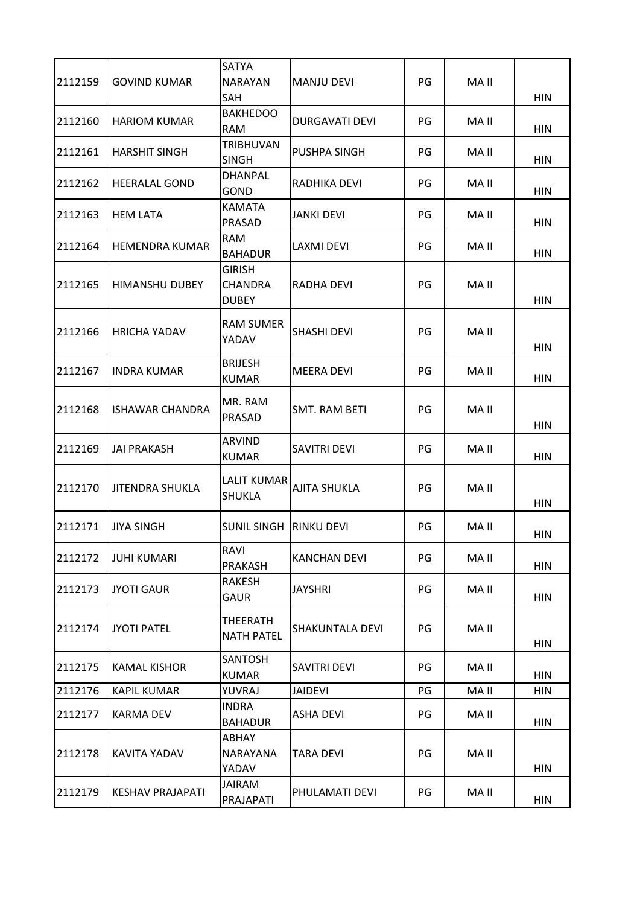| 2112159 | GOVIND KUMAR | SATYA NARAYAN SAH | MANJU DEVI | PG | MA II | HIN |
|---|---|---|---|---|---|---|
| 2112160 | HARIOM KUMAR | BAKHEDOO RAM | DURGAVATI DEVI | PG | MA II | HIN |
| 2112161 | HARSHIT SINGH | TRIBHUVAN SINGH | PUSHPA SINGH | PG | MA II | HIN |
| 2112162 | HEERALAL GOND | DHANPAL GOND | RADHIKA DEVI | PG | MA II | HIN |
| 2112163 | HEM LATA | KAMATA PRASAD | JANKI DEVI | PG | MA II | HIN |
| 2112164 | HEMENDRA KUMAR | RAM BAHADUR | LAXMI DEVI | PG | MA II | HIN |
| 2112165 | HIMANSHU DUBEY | GIRISH CHANDRA DUBEY | RADHA DEVI | PG | MA II | HIN |
| 2112166 | HRICHA YADAV | RAM SUMER YADAV | SHASHI DEVI | PG | MA II | HIN |
| 2112167 | INDRA KUMAR | BRIJESH KUMAR | MEERA DEVI | PG | MA II | HIN |
| 2112168 | ISHAWAR CHANDRA | MR. RAM PRASAD | SMT. RAM BETI | PG | MA II | HIN |
| 2112169 | JAI PRAKASH | ARVIND KUMAR | SAVITRI DEVI | PG | MA II | HIN |
| 2112170 | JITENDRA SHUKLA | LALIT KUMAR SHUKLA | AJITA SHUKLA | PG | MA II | HIN |
| 2112171 | JIYA SINGH | SUNIL SINGH | RINKU DEVI | PG | MA II | HIN |
| 2112172 | JUHI KUMARI | RAVI PRAKASH | KANCHAN DEVI | PG | MA II | HIN |
| 2112173 | JYOTI GAUR | RAKESH GAUR | JAYSHRI | PG | MA II | HIN |
| 2112174 | JYOTI PATEL | THEERATH NATH PATEL | SHAKUNTALA DEVI | PG | MA II | HIN |
| 2112175 | KAMAL KISHOR | SANTOSH KUMAR | SAVITRI DEVI | PG | MA II | HIN |
| 2112176 | KAPIL KUMAR | YUVRAJ | JAIDEVI | PG | MA II | HIN |
| 2112177 | KARMA DEV | INDRA BAHADUR | ASHA DEVI | PG | MA II | HIN |
| 2112178 | KAVITA YADAV | ABHAY NARAYANA YADAV | TARA DEVI | PG | MA II | HIN |
| 2112179 | KESHAV PRAJAPATI | JAIRAM PRAJAPATI | PHULAMATI DEVI | PG | MA II | HIN |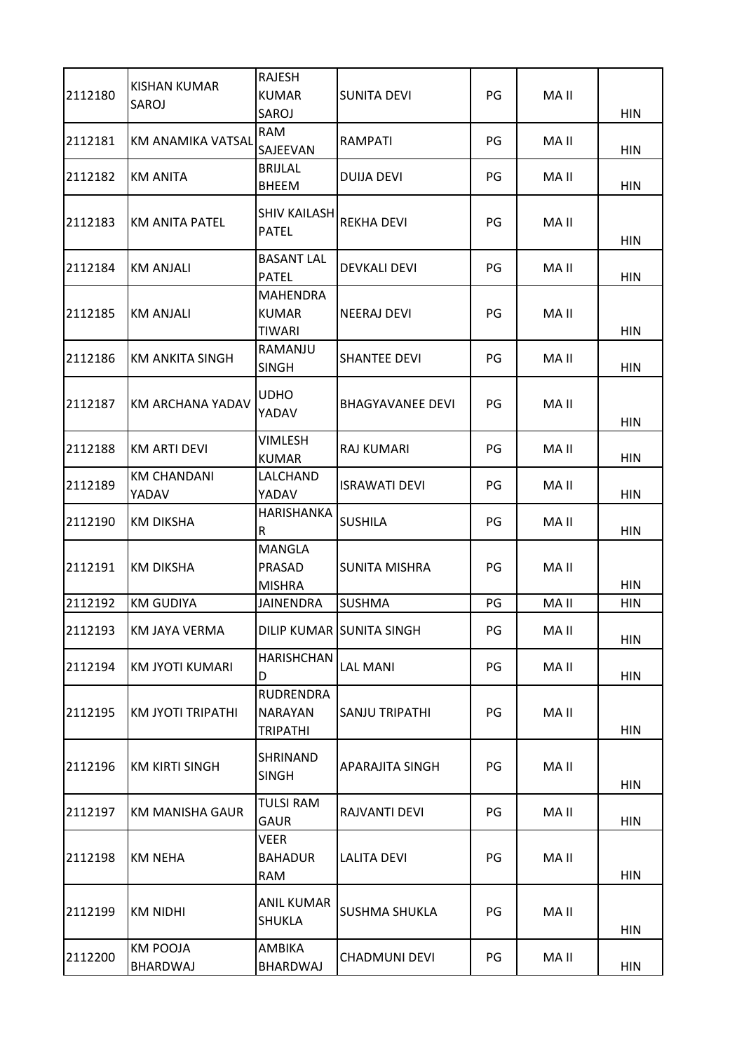| 2112180 | KISHAN KUMAR SAROJ | RAJESH KUMAR SAROJ | SUNITA DEVI | PG | MA II | HIN |
|---|---|---|---|---|---|---|
| 2112181 | KM ANAMIKA VATSAL | RAM SAJEEVAN | RAMPATI | PG | MA II | HIN |
| 2112182 | KM ANITA | BRIJLAL BHEEM | DUIJA DEVI | PG | MA II | HIN |
| 2112183 | KM ANITA PATEL | SHIV KAILASH PATEL | REKHA DEVI | PG | MA II | HIN |
| 2112184 | KM ANJALI | BASANT LAL PATEL | DEVKALI DEVI | PG | MA II | HIN |
| 2112185 | KM ANJALI | MAHENDRA KUMAR TIWARI | NEERAJ DEVI | PG | MA II | HIN |
| 2112186 | KM ANKITA SINGH | RAMANJU SINGH | SHANTEE DEVI | PG | MA II | HIN |
| 2112187 | KM ARCHANA YADAV | UDHO YADAV | BHAGYAVANEE DEVI | PG | MA II | HIN |
| 2112188 | KM ARTI DEVI | VIMLESH KUMAR | RAJ KUMARI | PG | MA II | HIN |
| 2112189 | KM CHANDANI YADAV | LALCHAND YADAV | ISRAWATI DEVI | PG | MA II | HIN |
| 2112190 | KM DIKSHA | HARISHANKAR | SUSHILA | PG | MA II | HIN |
| 2112191 | KM DIKSHA | MANGLA PRASAD MISHRA | SUNITA MISHRA | PG | MA II | HIN |
| 2112192 | KM GUDIYA | JAINENDRA | SUSHMA | PG | MA II | HIN |
| 2112193 | KM JAYA VERMA | DILIP KUMAR | SUNITA SINGH | PG | MA II | HIN |
| 2112194 | KM JYOTI KUMARI | HARISHCHAND | LAL MANI | PG | MA II | HIN |
| 2112195 | KM JYOTI TRIPATHI | RUDRENDRA NARAYAN TRIPATHI | SANJU TRIPATHI | PG | MA II | HIN |
| 2112196 | KM KIRTI SINGH | SHRINAND SINGH | APARAJITA SINGH | PG | MA II | HIN |
| 2112197 | KM MANISHA GAUR | TULSI RAM GAUR | RAJVANTI DEVI | PG | MA II | HIN |
| 2112198 | KM NEHA | VEER BAHADUR RAM | LALITA DEVI | PG | MA II | HIN |
| 2112199 | KM NIDHI | ANIL KUMAR SHUKLA | SUSHMA SHUKLA | PG | MA II | HIN |
| 2112200 | KM POOJA BHARDWAJ | AMBIKA BHARDWAJ | CHADMUNI DEVI | PG | MA II | HIN |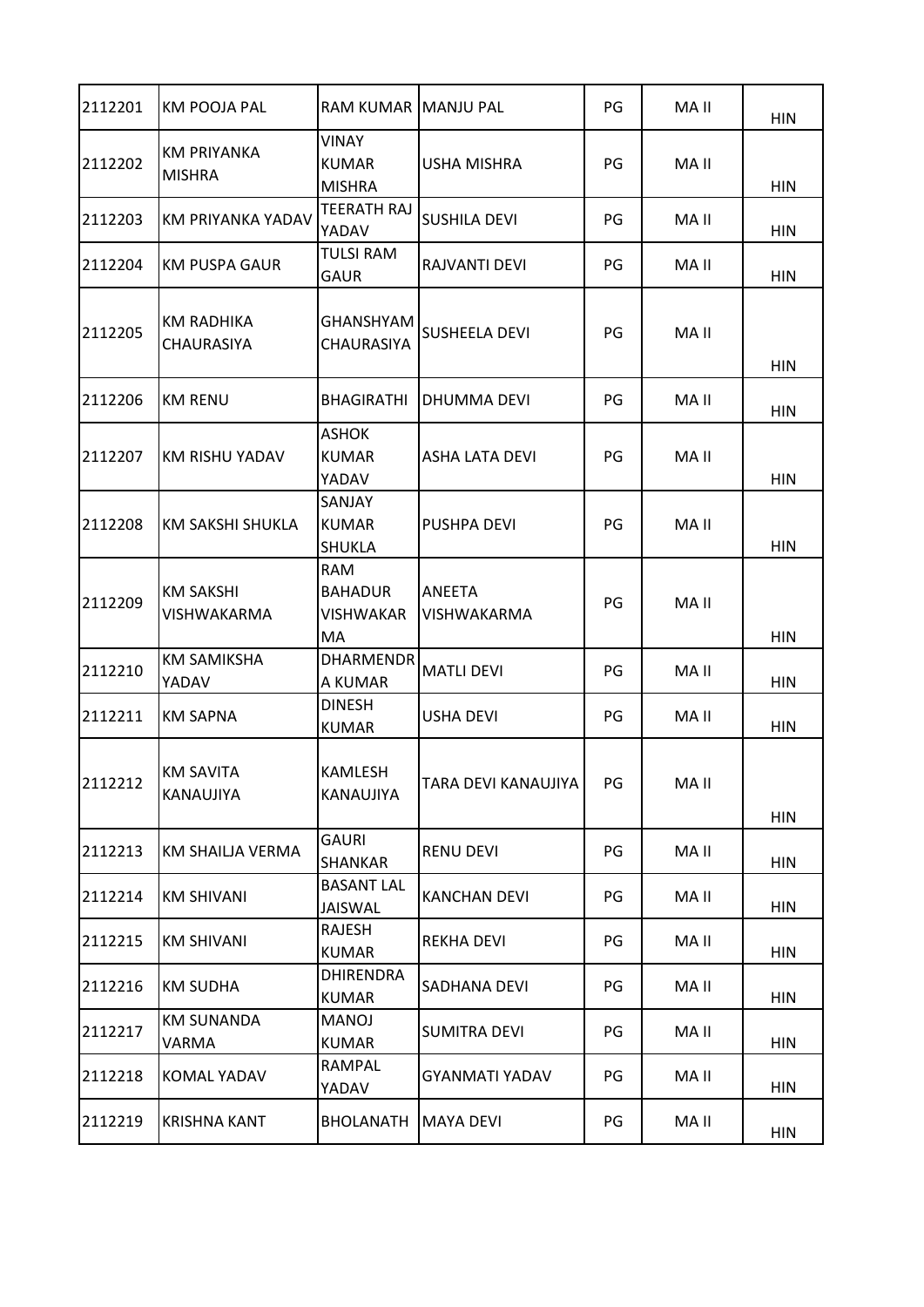| | | | | | | |
|---|---|---|---|---|---|---|
| 2112201 | KM POOJA PAL | RAM KUMAR | MANJU PAL | PG | MA II | HIN |
| 2112202 | KM PRIYANKA MISHRA | VINAY KUMAR MISHRA | USHA MISHRA | PG | MA II | HIN |
| 2112203 | KM PRIYANKA YADAV | TEERATH RAJ YADAV | SUSHILA DEVI | PG | MA II | HIN |
| 2112204 | KM PUSPA GAUR | TULSI RAM GAUR | RAJVANTI DEVI | PG | MA II | HIN |
| 2112205 | KM RADHIKA CHAURASIYA | GHANSHYAM CHAURASIYA | SUSHEELA DEVI | PG | MA II | HIN |
| 2112206 | KM RENU | BHAGIRATHI | DHUMMA DEVI | PG | MA II | HIN |
| 2112207 | KM RISHU YADAV | ASHOK KUMAR YADAV | ASHA LATA DEVI | PG | MA II | HIN |
| 2112208 | KM SAKSHI SHUKLA | SANJAY KUMAR SHUKLA | PUSHPA DEVI | PG | MA II | HIN |
| 2112209 | KM SAKSHI VISHWAKARMA | RAM BAHADUR VISHWAKARMA | ANEETA VISHWAKARMA | PG | MA II | HIN |
| 2112210 | KM SAMIKSHA YADAV | DHARMENDRA KUMAR | MATLI DEVI | PG | MA II | HIN |
| 2112211 | KM SAPNA | DINESH KUMAR | USHA DEVI | PG | MA II | HIN |
| 2112212 | KM SAVITA KANAUJIYA | KAMLESH KANAUJIYA | TARA DEVI KANAUJIYA | PG | MA II | HIN |
| 2112213 | KM SHAILJA VERMA | GAURI SHANKAR | RENU DEVI | PG | MA II | HIN |
| 2112214 | KM SHIVANI | BASANT LAL JAISWAL | KANCHAN DEVI | PG | MA II | HIN |
| 2112215 | KM SHIVANI | RAJESH KUMAR | REKHA DEVI | PG | MA II | HIN |
| 2112216 | KM SUDHA | DHIRENDRA KUMAR | SADHANA DEVI | PG | MA II | HIN |
| 2112217 | KM SUNANDA VARMA | MANOJ KUMAR | SUMITRA DEVI | PG | MA II | HIN |
| 2112218 | KOMAL YADAV | RAMPAL YADAV | GYANMATI YADAV | PG | MA II | HIN |
| 2112219 | KRISHNA KANT | BHOLANATH | MAYA DEVI | PG | MA II | HIN |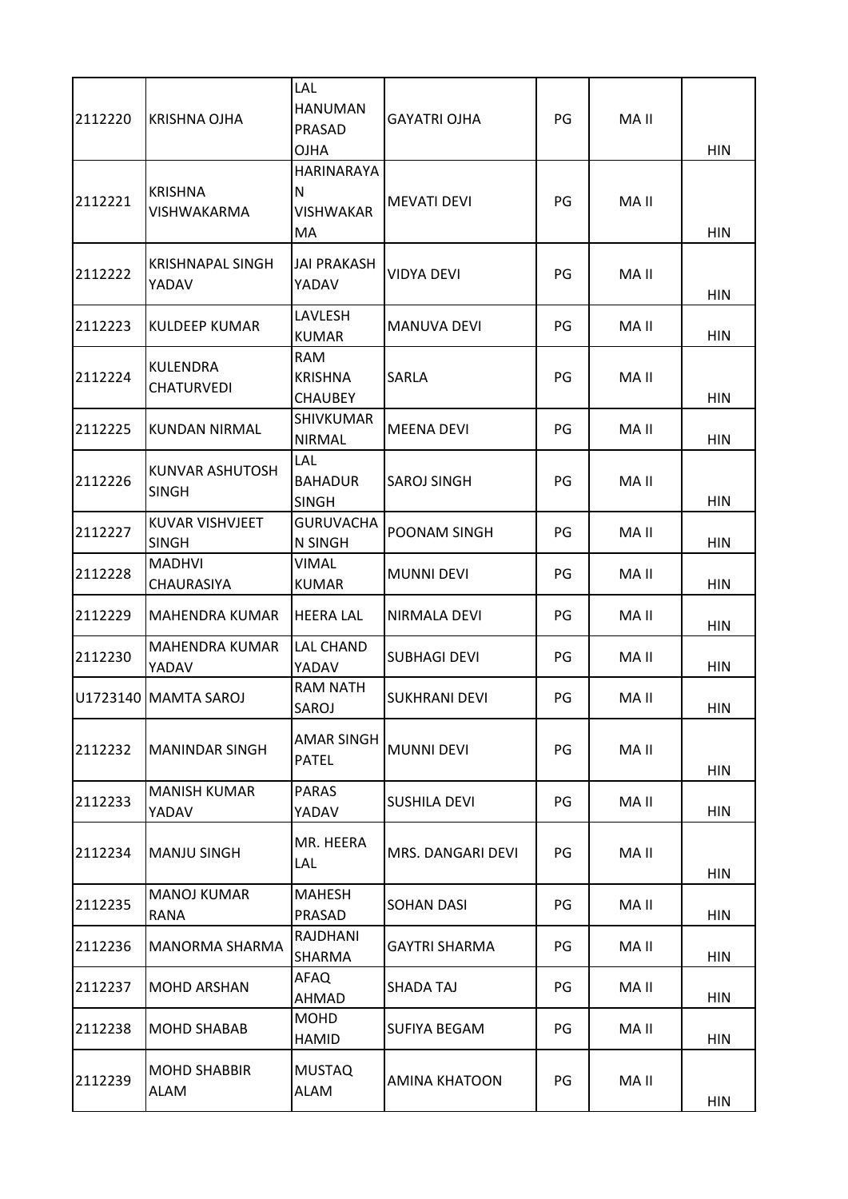| | | | | | | |
|---|---|---|---|---|---|---|
| 2112220 | KRISHNA OJHA | LAL HANUMAN PRASAD OJHA | GAYATRI OJHA | PG | MA II | HIN |
| 2112221 | KRISHNA VISHWAKARMA | HARINARAYAN VISHWAKARMA | MEVATI DEVI | PG | MA II | HIN |
| 2112222 | KRISHNAPAL SINGH YADAV | JAI PRAKASH YADAV | VIDYA DEVI | PG | MA II | HIN |
| 2112223 | KULDEEP KUMAR | LAVLESH KUMAR | MANUVA DEVI | PG | MA II | HIN |
| 2112224 | KULENDRA CHATURVEDI | RAM KRISHNA CHAUBEY | SARLA | PG | MA II | HIN |
| 2112225 | KUNDAN NIRMAL | SHIVKUMAR NIRMAL | MEENA DEVI | PG | MA II | HIN |
| 2112226 | KUNVAR ASHUTOSH SINGH | LAL BAHADUR SINGH | SAROJ SINGH | PG | MA II | HIN |
| 2112227 | KUVAR VISHVJEET SINGH | GURUVACHAN SINGH | POONAM SINGH | PG | MA II | HIN |
| 2112228 | MADHVI CHAURASIYA | VIMAL KUMAR | MUNNI DEVI | PG | MA II | HIN |
| 2112229 | MAHENDRA KUMAR | HEERA LAL | NIRMALA DEVI | PG | MA II | HIN |
| 2112230 | MAHENDRA KUMAR YADAV | LAL CHAND YADAV | SUBHAGI DEVI | PG | MA II | HIN |
| U1723140 | MAMTA SAROJ | RAM NATH SAROJ | SUKHRANI DEVI | PG | MA II | HIN |
| 2112232 | MANINDAR SINGH | AMAR SINGH PATEL | MUNNI DEVI | PG | MA II | HIN |
| 2112233 | MANISH KUMAR YADAV | PARAS YADAV | SUSHILA DEVI | PG | MA II | HIN |
| 2112234 | MANJU SINGH | MR. HEERA LAL | MRS. DANGARI DEVI | PG | MA II | HIN |
| 2112235 | MANOJ KUMAR RANA | MAHESH PRASAD | SOHAN DASI | PG | MA II | HIN |
| 2112236 | MANORMA SHARMA | RAJDHANI SHARMA | GAYTRI SHARMA | PG | MA II | HIN |
| 2112237 | MOHD ARSHAN | AFAQ AHMAD | SHADA TAJ | PG | MA II | HIN |
| 2112238 | MOHD SHABAB | MOHD HAMID | SUFIYA BEGAM | PG | MA II | HIN |
| 2112239 | MOHD SHABBIR ALAM | MUSTAQ ALAM | AMINA KHATOON | PG | MA II | HIN |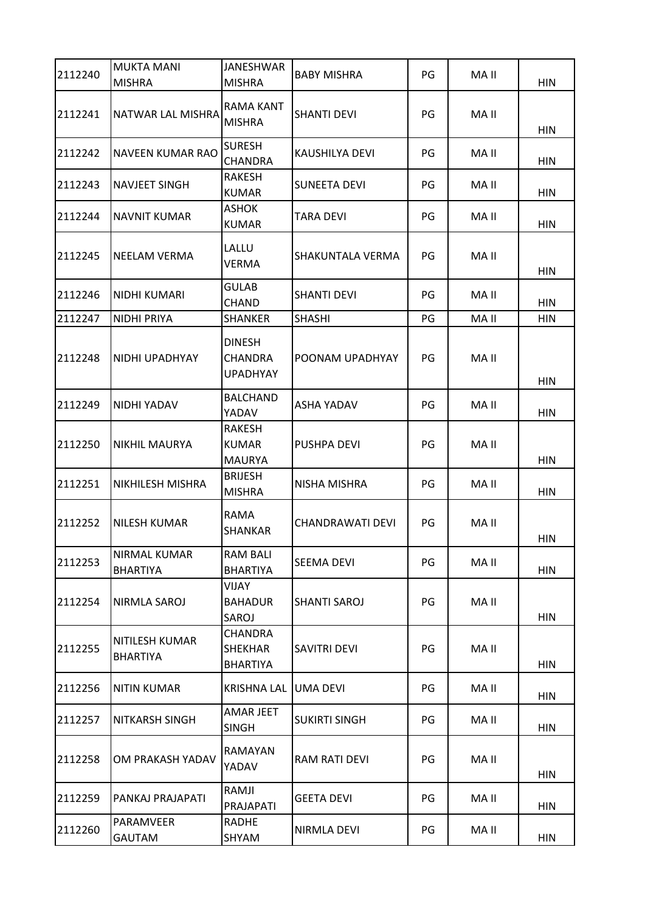| 2112240 | MUKTA MANI MISHRA | JANESHWAR MISHRA | BABY MISHRA | PG | MA II | HIN |
|---|---|---|---|---|---|---|
| 2112241 | NATWAR LAL MISHRA | RAMA KANT MISHRA | SHANTI DEVI | PG | MA II | HIN |
| 2112242 | NAVEEN KUMAR RAO | SURESH CHANDRA | KAUSHILYA DEVI | PG | MA II | HIN |
| 2112243 | NAVJEET SINGH | RAKESH KUMAR | SUNEETA DEVI | PG | MA II | HIN |
| 2112244 | NAVNIT KUMAR | ASHOK KUMAR | TARA DEVI | PG | MA II | HIN |
| 2112245 | NEELAM VERMA | LALLU VERMA | SHAKUNTALA VERMA | PG | MA II | HIN |
| 2112246 | NIDHI KUMARI | GULAB CHAND | SHANTI DEVI | PG | MA II | HIN |
| 2112247 | NIDHI PRIYA | SHANKER | SHASHI | PG | MA II | HIN |
| 2112248 | NIDHI UPADHYAY | DINESH CHANDRA UPADHYAY | POONAM UPADHYAY | PG | MA II | HIN |
| 2112249 | NIDHI YADAV | BALCHAND YADAV | ASHA YADAV | PG | MA II | HIN |
| 2112250 | NIKHIL MAURYA | RAKESH KUMAR MAURYA | PUSHPA DEVI | PG | MA II | HIN |
| 2112251 | NIKHILESH MISHRA | BRIJESH MISHRA | NISHA MISHRA | PG | MA II | HIN |
| 2112252 | NILESH KUMAR | RAMA SHANKAR | CHANDRAWATI DEVI | PG | MA II | HIN |
| 2112253 | NIRMAL KUMAR BHARTIYA | RAM BALI BHARTIYA | SEEMA DEVI | PG | MA II | HIN |
| 2112254 | NIRMLA SAROJ | VIJAY BAHADUR SAROJ | SHANTI SAROJ | PG | MA II | HIN |
| 2112255 | NITILESH KUMAR BHARTIYA | CHANDRA SHEKHAR BHARTIYA | SAVITRI DEVI | PG | MA II | HIN |
| 2112256 | NITIN KUMAR | KRISHNA LAL | UMA DEVI | PG | MA II | HIN |
| 2112257 | NITKARSH SINGH | AMAR JEET SINGH | SUKIRTI SINGH | PG | MA II | HIN |
| 2112258 | OM PRAKASH YADAV | RAMAYAN YADAV | RAM RATI DEVI | PG | MA II | HIN |
| 2112259 | PANKAJ PRAJAPATI | RAMJI PRAJAPATI | GEETA DEVI | PG | MA II | HIN |
| 2112260 | PARAMVEER GAUTAM | RADHE SHYAM | NIRMLA DEVI | PG | MA II | HIN |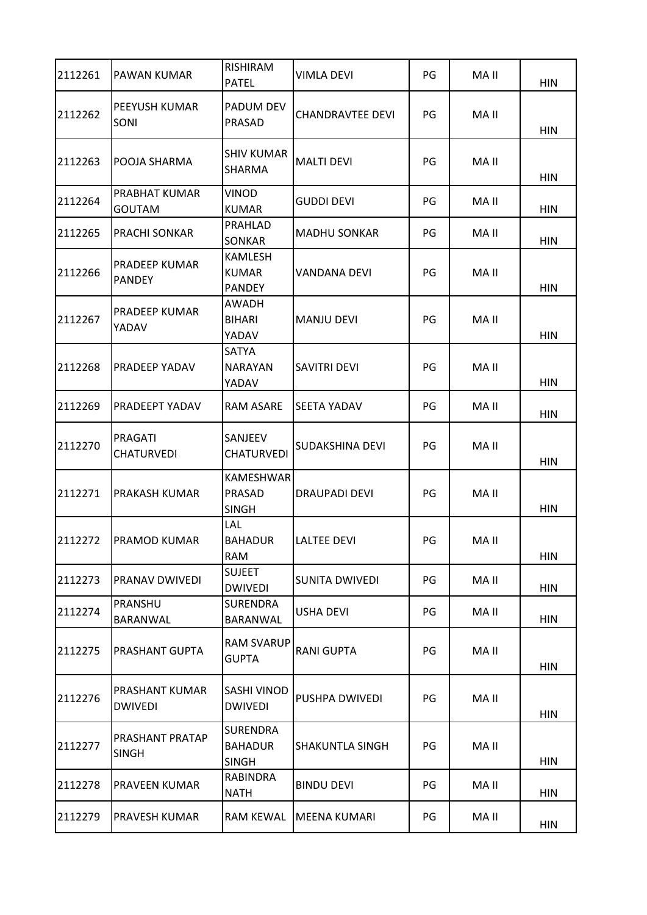| 2112261 | PAWAN KUMAR | RISHIRAM PATEL | VIMLA DEVI | PG | MA II | HIN |
|---|---|---|---|---|---|---|
| 2112262 | PEEYUSH KUMAR SONI | PADUM DEV PRASAD | CHANDRAVTEE DEVI | PG | MA II | HIN |
| 2112263 | POOJA SHARMA | SHIV KUMAR SHARMA | MALTI DEVI | PG | MA II | HIN |
| 2112264 | PRABHAT KUMAR GOUTAM | VINOD KUMAR | GUDDI DEVI | PG | MA II | HIN |
| 2112265 | PRACHI SONKAR | PRAHLAD SONKAR | MADHU SONKAR | PG | MA II | HIN |
| 2112266 | PRADEEP KUMAR PANDEY | KAMLESH KUMAR PANDEY | VANDANA DEVI | PG | MA II | HIN |
| 2112267 | PRADEEP KUMAR YADAV | AWADH BIHARI YADAV | MANJU DEVI | PG | MA II | HIN |
| 2112268 | PRADEEP YADAV | SATYA NARAYAN YADAV | SAVITRI DEVI | PG | MA II | HIN |
| 2112269 | PRADEEPT YADAV | RAM ASARE | SEETA YADAV | PG | MA II | HIN |
| 2112270 | PRAGATI CHATURVEDI | SANJEEV CHATURVEDI | SUDAKSHINA DEVI | PG | MA II | HIN |
| 2112271 | PRAKASH KUMAR | KAMESHWAR PRASAD SINGH | DRAUPADI DEVI | PG | MA II | HIN |
| 2112272 | PRAMOD KUMAR | LAL BAHADUR RAM | LALTEE DEVI | PG | MA II | HIN |
| 2112273 | PRANAV DWIVEDI | SUJEET DWIVEDI | SUNITA DWIVEDI | PG | MA II | HIN |
| 2112274 | PRANSHU BARANWAL | SURENDRA BARANWAL | USHA DEVI | PG | MA II | HIN |
| 2112275 | PRASHANT GUPTA | RAM SVARUP GUPTA | RANI GUPTA | PG | MA II | HIN |
| 2112276 | PRASHANT KUMAR DWIVEDI | SASHI VINOD DWIVEDI | PUSHPA DWIVEDI | PG | MA II | HIN |
| 2112277 | PRASHANT PRATAP SINGH | SURENDRA BAHADUR SINGH | SHAKUNTLA SINGH | PG | MA II | HIN |
| 2112278 | PRAVEEN KUMAR | RABINDRA NATH | BINDU DEVI | PG | MA II | HIN |
| 2112279 | PRAVESH KUMAR | RAM KEWAL | MEENA KUMARI | PG | MA II | HIN |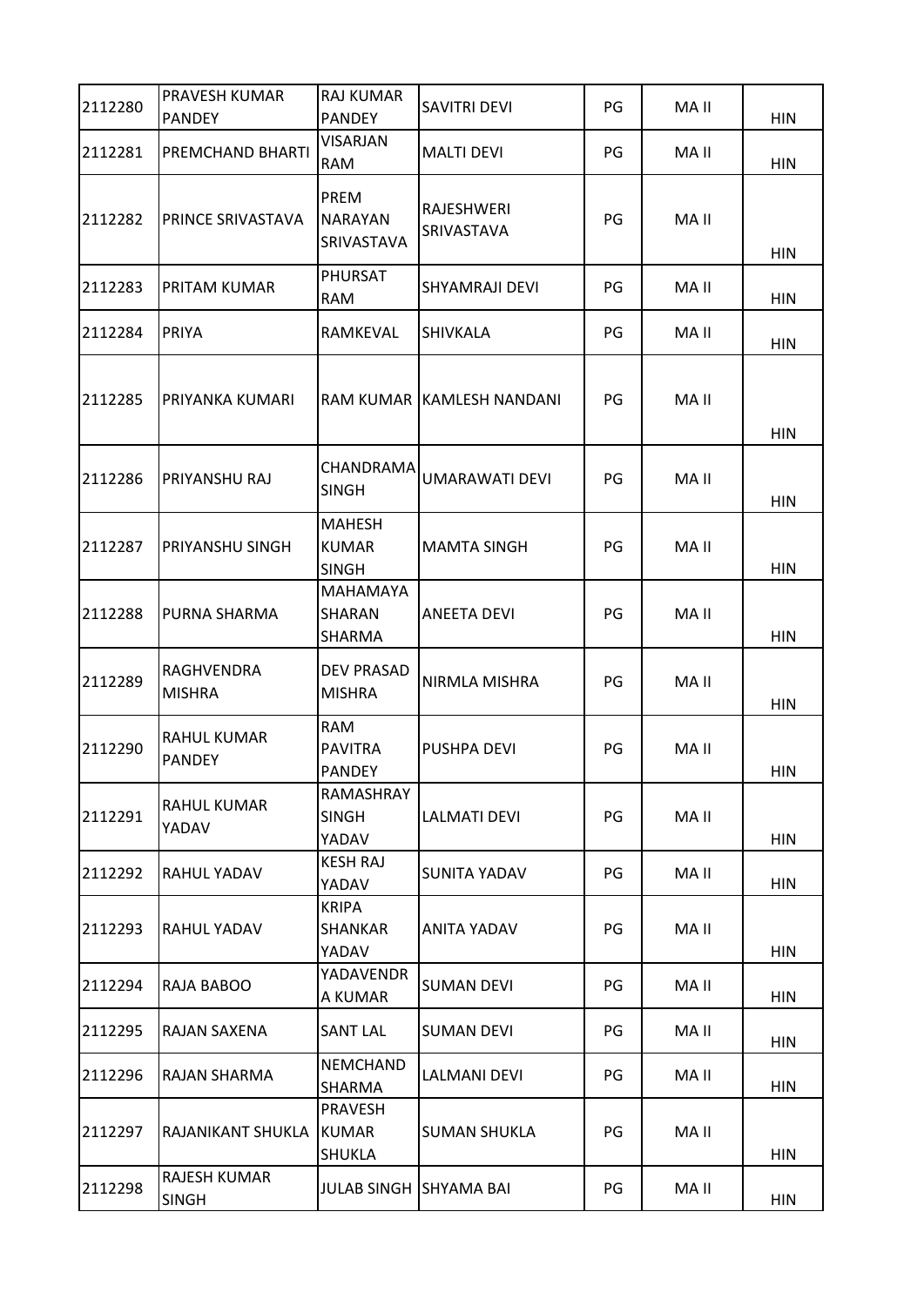| | | | | | | |
|---|---|---|---|---|---|---|
| 2112280 | PRAVESH KUMAR PANDEY | RAJ KUMAR PANDEY | SAVITRI DEVI | PG | MA II | HIN |
| 2112281 | PREMCHAND BHARTI | VISARJAN RAM | MALTI DEVI | PG | MA II | HIN |
| 2112282 | PRINCE SRIVASTAVA | PREM NARAYAN SRIVASTAVA | RAJESHWERI SRIVASTAVA | PG | MA II | HIN |
| 2112283 | PRITAM KUMAR | PHURSAT RAM | SHYAMRAJI DEVI | PG | MA II | HIN |
| 2112284 | PRIYA | RAMKEVAL | SHIVKALA | PG | MA II | HIN |
| 2112285 | PRIYANKA KUMARI | RAM KUMAR | KAMLESH NANDANI | PG | MA II | HIN |
| 2112286 | PRIYANSHU RAJ | CHANDRAMA SINGH | UMARAWATI DEVI | PG | MA II | HIN |
| 2112287 | PRIYANSHU SINGH | MAHESH KUMAR SINGH | MAMTA SINGH | PG | MA II | HIN |
| 2112288 | PURNA SHARMA | MAHAMAYA SHARAN SHARMA | ANEETA DEVI | PG | MA II | HIN |
| 2112289 | RAGHVENDRA MISHRA | DEV PRASAD MISHRA | NIRMLA MISHRA | PG | MA II | HIN |
| 2112290 | RAHUL KUMAR PANDEY | RAM PAVITRA PANDEY | PUSHPA DEVI | PG | MA II | HIN |
| 2112291 | RAHUL KUMAR YADAV | RAMASHRAY SINGH YADAV | LALMATI DEVI | PG | MA II | HIN |
| 2112292 | RAHUL YADAV | KESH RAJ YADAV | SUNITA YADAV | PG | MA II | HIN |
| 2112293 | RAHUL YADAV | KRIPA SHANKAR YADAV | ANITA YADAV | PG | MA II | HIN |
| 2112294 | RAJA BABOO | YADAVENDR A KUMAR | SUMAN DEVI | PG | MA II | HIN |
| 2112295 | RAJAN SAXENA | SANT LAL | SUMAN DEVI | PG | MA II | HIN |
| 2112296 | RAJAN SHARMA | NEMCHAND SHARMA | LALMANI DEVI | PG | MA II | HIN |
| 2112297 | RAJANIKANT SHUKLA | PRAVESH KUMAR SHUKLA | SUMAN SHUKLA | PG | MA II | HIN |
| 2112298 | RAJESH KUMAR SINGH | JULAB SINGH | SHYAMA BAI | PG | MA II | HIN |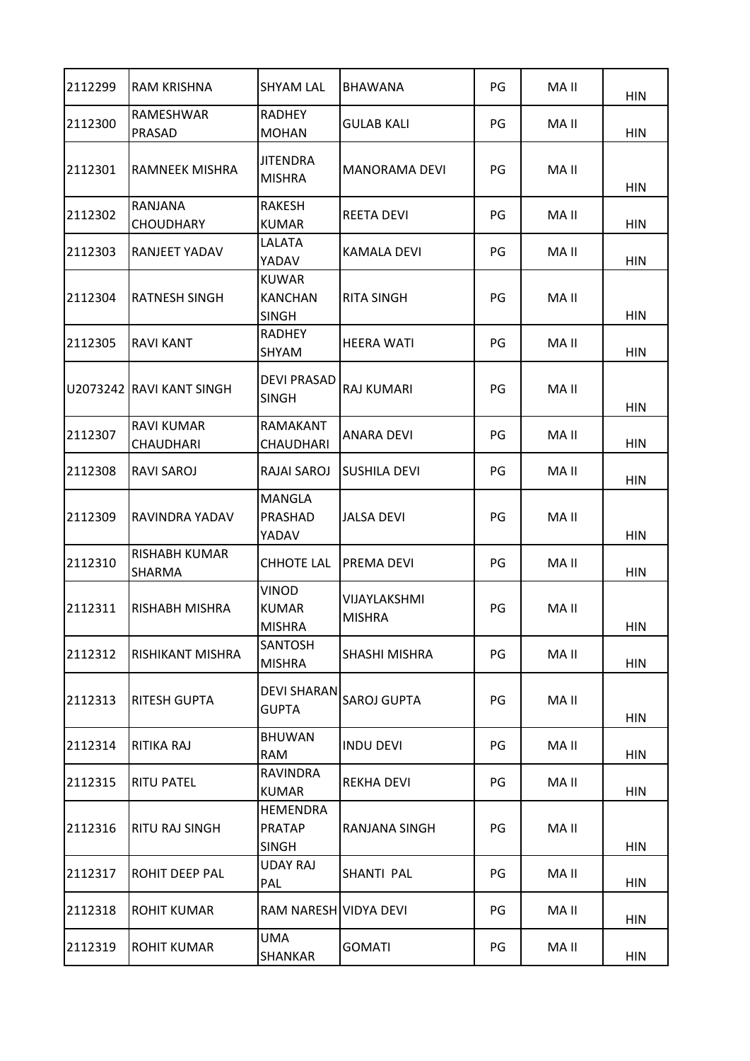| 2112299 | RAM KRISHNA | SHYAM LAL | BHAWANA | PG | MA II | HIN |
|---|---|---|---|---|---|---|
| 2112300 | RAMESHWAR PRASAD | RADHEY MOHAN | GULAB KALI | PG | MA II | HIN |
| 2112301 | RAMNEEK MISHRA | JITENDRA MISHRA | MANORAMA DEVI | PG | MA II | HIN |
| 2112302 | RANJANA CHOUDHARY | RAKESH KUMAR | REETA DEVI | PG | MA II | HIN |
| 2112303 | RANJEET YADAV | LALATA YADAV | KAMALA DEVI | PG | MA II | HIN |
| 2112304 | RATNESH SINGH | KUWAR KANCHAN SINGH | RITA SINGH | PG | MA II | HIN |
| 2112305 | RAVI KANT | RADHEY SHYAM | HEERA WATI | PG | MA II | HIN |
| U2073242 | RAVI KANT SINGH | DEVI PRASAD SINGH | RAJ KUMARI | PG | MA II | HIN |
| 2112307 | RAVI KUMAR CHAUDHARI | RAMAKANT CHAUDHARI | ANARA DEVI | PG | MA II | HIN |
| 2112308 | RAVI SAROJ | RAJAI SAROJ | SUSHILA DEVI | PG | MA II | HIN |
| 2112309 | RAVINDRA YADAV | MANGLA PRASHAD YADAV | JALSA DEVI | PG | MA II | HIN |
| 2112310 | RISHABH KUMAR SHARMA | CHHOTE LAL | PREMA DEVI | PG | MA II | HIN |
| 2112311 | RISHABH MISHRA | VINOD KUMAR MISHRA | VIJAYLAKSHMI MISHRA | PG | MA II | HIN |
| 2112312 | RISHIKANT MISHRA | SANTOSH MISHRA | SHASHI MISHRA | PG | MA II | HIN |
| 2112313 | RITESH GUPTA | DEVI SHARAN GUPTA | SAROJ GUPTA | PG | MA II | HIN |
| 2112314 | RITIKA RAJ | BHUWAN RAM | INDU DEVI | PG | MA II | HIN |
| 2112315 | RITU PATEL | RAVINDRA KUMAR | REKHA DEVI | PG | MA II | HIN |
| 2112316 | RITU RAJ SINGH | HEMENDRA PRATAP SINGH | RANJANA SINGH | PG | MA II | HIN |
| 2112317 | ROHIT DEEP PAL | UDAY RAJ PAL | SHANTI PAL | PG | MA II | HIN |
| 2112318 | ROHIT KUMAR | RAM NARESH | VIDYA DEVI | PG | MA II | HIN |
| 2112319 | ROHIT KUMAR | UMA SHANKAR | GOMATI | PG | MA II | HIN |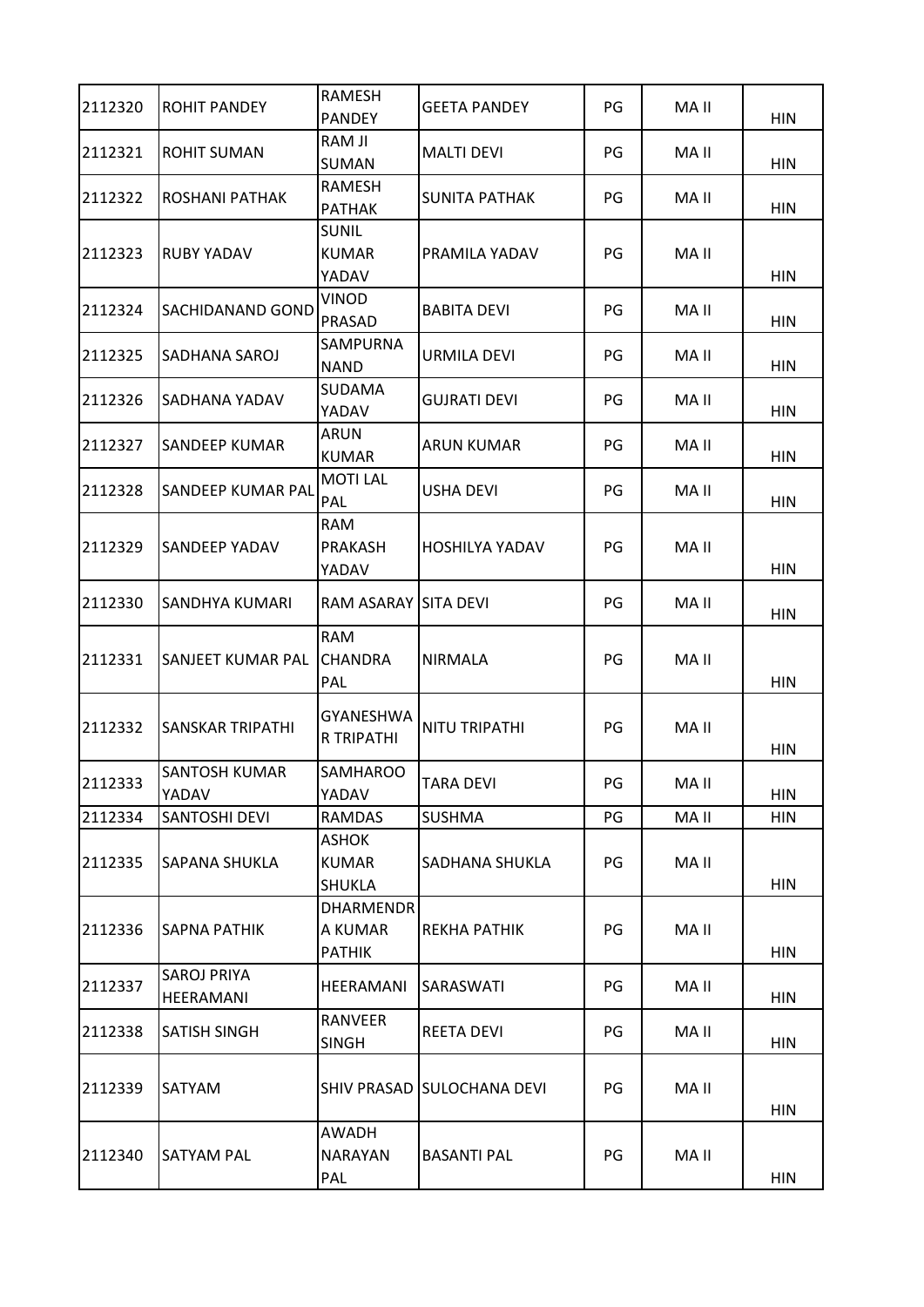| 2112320 | ROHIT PANDEY | RAMESH PANDEY | GEETA PANDEY | PG | MA II | HIN |
|---|---|---|---|---|---|---|
| 2112321 | ROHIT SUMAN | RAM JI SUMAN | MALTI DEVI | PG | MA II | HIN |
| 2112322 | ROSHANI PATHAK | RAMESH PATHAK | SUNITA PATHAK | PG | MA II | HIN |
| 2112323 | RUBY YADAV | SUNIL KUMAR YADAV | PRAMILA YADAV | PG | MA II | HIN |
| 2112324 | SACHIDANAND GOND | VINOD PRASAD | BABITA DEVI | PG | MA II | HIN |
| 2112325 | SADHANA SAROJ | SAMPURNA NAND | URMILA DEVI | PG | MA II | HIN |
| 2112326 | SADHANA YADAV | SUDAMA YADAV | GUJRATI DEVI | PG | MA II | HIN |
| 2112327 | SANDEEP KUMAR | ARUN KUMAR | ARUN KUMAR | PG | MA II | HIN |
| 2112328 | SANDEEP KUMAR PAL | MOTI LAL PAL | USHA DEVI | PG | MA II | HIN |
| 2112329 | SANDEEP YADAV | RAM PRAKASH YADAV | HOSHILYA YADAV | PG | MA II | HIN |
| 2112330 | SANDHYA KUMARI | RAM ASARAY | SITA DEVI | PG | MA II | HIN |
| 2112331 | SANJEET KUMAR PAL | RAM CHANDRA PAL | NIRMALA | PG | MA II | HIN |
| 2112332 | SANSKAR TRIPATHI | GYANESHWAR TRIPATHI | NITU TRIPATHI | PG | MA II | HIN |
| 2112333 | SANTOSH KUMAR YADAV | SAMHAROO YADAV | TARA DEVI | PG | MA II | HIN |
| 2112334 | SANTOSHI DEVI | RAMDAS | SUSHMA | PG | MA II | HIN |
| 2112335 | SAPANA SHUKLA | ASHOK KUMAR SHUKLA | SADHANA SHUKLA | PG | MA II | HIN |
| 2112336 | SAPNA PATHIK | DHARMENDRA KUMAR PATHIK | REKHA PATHIK | PG | MA II | HIN |
| 2112337 | SAROJ PRIYA HEERAMANI | HEERAMANI | SARASWATI | PG | MA II | HIN |
| 2112338 | SATISH SINGH | RANVEER SINGH | REETA DEVI | PG | MA II | HIN |
| 2112339 | SATYAM | SHIV PRASAD | SULOCHANA DEVI | PG | MA II | HIN |
| 2112340 | SATYAM PAL | AWADH NARAYAN PAL | BASANTI PAL | PG | MA II | HIN |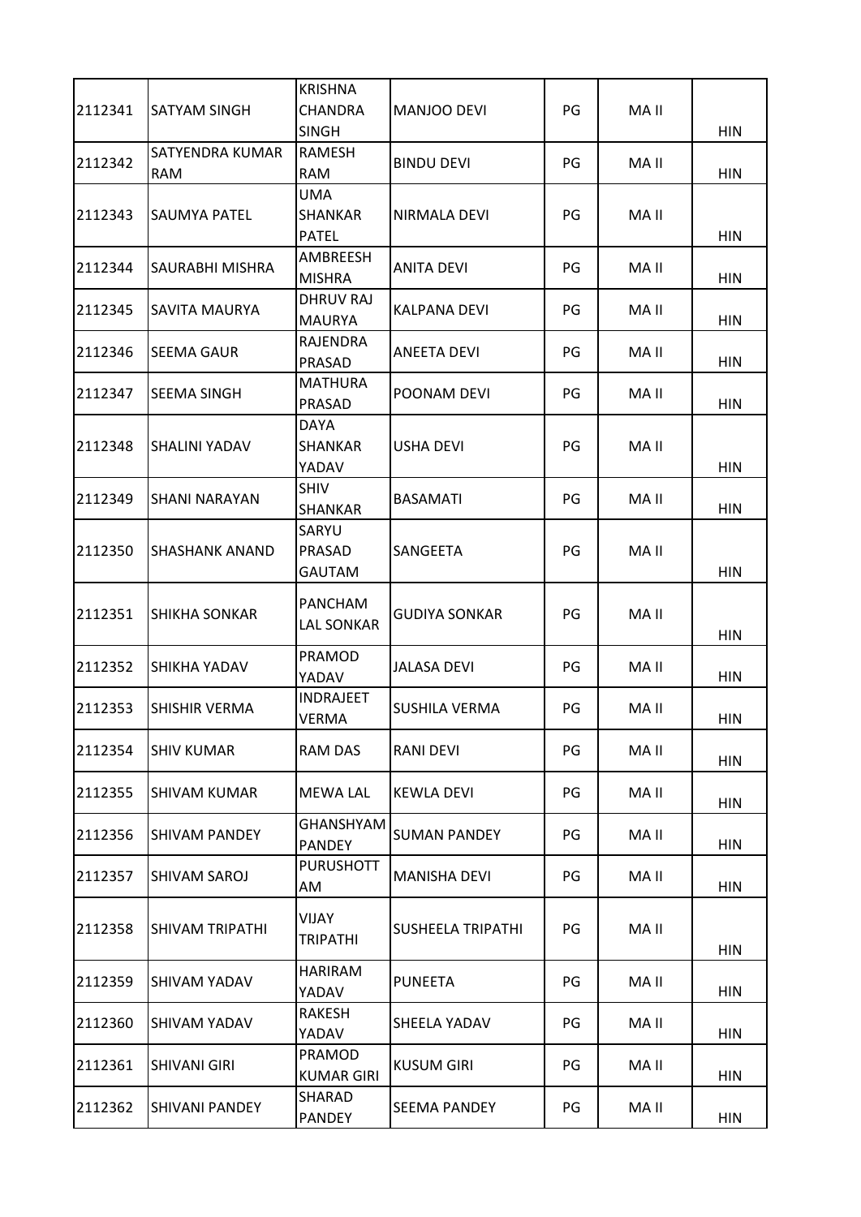| 2112341 | SATYAM SINGH | KRISHNA CHANDRA SINGH | MANJOO DEVI | PG | MA II | HIN |
|---|---|---|---|---|---|---|
| 2112342 | SATYENDRA KUMAR RAM | RAMESH RAM | BINDU DEVI | PG | MA II | HIN |
| 2112343 | SAUMYA PATEL | UMA SHANKAR PATEL | NIRMALA DEVI | PG | MA II | HIN |
| 2112344 | SAURABHI MISHRA | AMBREESH MISHRA | ANITA DEVI | PG | MA II | HIN |
| 2112345 | SAVITA MAURYA | DHRUV RAJ MAURYA | KALPANA DEVI | PG | MA II | HIN |
| 2112346 | SEEMA GAUR | RAJENDRA PRASAD | ANEETA DEVI | PG | MA II | HIN |
| 2112347 | SEEMA SINGH | MATHURA PRASAD | POONAM DEVI | PG | MA II | HIN |
| 2112348 | SHALINI YADAV | DAYA SHANKAR YADAV | USHA DEVI | PG | MA II | HIN |
| 2112349 | SHANI NARAYAN | SHIV SHANKAR | BASAMATI | PG | MA II | HIN |
| 2112350 | SHASHANK ANAND | SARYU PRASAD GAUTAM | SANGEETA | PG | MA II | HIN |
| 2112351 | SHIKHA SONKAR | PANCHAM LAL SONKAR | GUDIYA SONKAR | PG | MA II | HIN |
| 2112352 | SHIKHA YADAV | PRAMOD YADAV | JALASA DEVI | PG | MA II | HIN |
| 2112353 | SHISHIR VERMA | INDRAJEET VERMA | SUSHILA VERMA | PG | MA II | HIN |
| 2112354 | SHIV KUMAR | RAM DAS | RANI DEVI | PG | MA II | HIN |
| 2112355 | SHIVAM KUMAR | MEWA LAL | KEWLA DEVI | PG | MA II | HIN |
| 2112356 | SHIVAM PANDEY | GHANSHYAM PANDEY | SUMAN PANDEY | PG | MA II | HIN |
| 2112357 | SHIVAM SAROJ | PURUSHOTT AM | MANISHA DEVI | PG | MA II | HIN |
| 2112358 | SHIVAM TRIPATHI | VIJAY TRIPATHI | SUSHEELA TRIPATHI | PG | MA II | HIN |
| 2112359 | SHIVAM YADAV | HARIRAM YADAV | PUNEETA | PG | MA II | HIN |
| 2112360 | SHIVAM YADAV | RAKESH YADAV | SHEELA YADAV | PG | MA II | HIN |
| 2112361 | SHIVANI GIRI | PRAMOD KUMAR GIRI | KUSUM GIRI | PG | MA II | HIN |
| 2112362 | SHIVANI PANDEY | SHARAD PANDEY | SEEMA PANDEY | PG | MA II | HIN |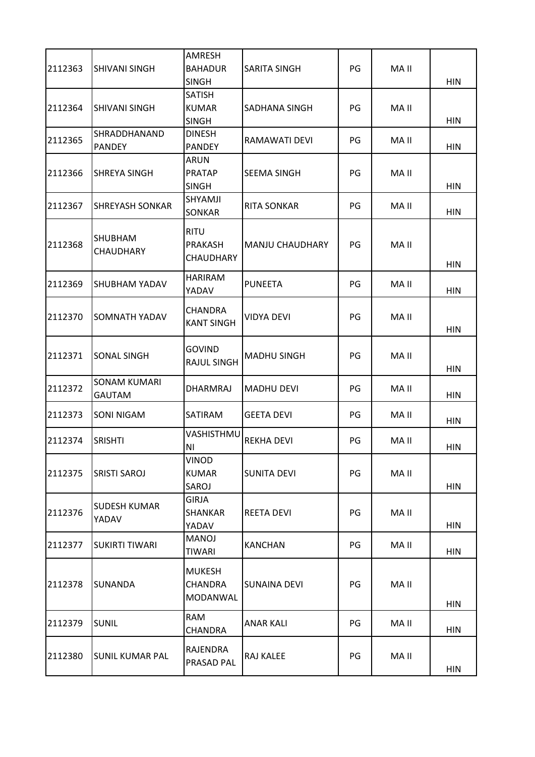| 2112363 | SHIVANI SINGH | AMRESH BAHADUR SINGH | SARITA SINGH | PG | MA II | HIN |
|---|---|---|---|---|---|---|
| 2112364 | SHIVANI SINGH | SATISH KUMAR SINGH | SADHANA SINGH | PG | MA II | HIN |
| 2112365 | SHRADDHANAND PANDEY | DINESH PANDEY | RAMAWATI DEVI | PG | MA II | HIN |
| 2112366 | SHREYA SINGH | ARUN PRATAP SINGH | SEEMA SINGH | PG | MA II | HIN |
| 2112367 | SHREYASH SONKAR | SHYAMJI SONKAR | RITA SONKAR | PG | MA II | HIN |
| 2112368 | SHUBHAM CHAUDHARY | RITU PRAKASH CHAUDHARY | MANJU CHAUDHARY | PG | MA II | HIN |
| 2112369 | SHUBHAM YADAV | HARIRAM YADAV | PUNEETA | PG | MA II | HIN |
| 2112370 | SOMNATH YADAV | CHANDRA KANT SINGH | VIDYA DEVI | PG | MA II | HIN |
| 2112371 | SONAL SINGH | GOVIND RAJUL SINGH | MADHU SINGH | PG | MA II | HIN |
| 2112372 | SONAM KUMARI GAUTAM | DHARMRAJ | MADHU DEVI | PG | MA II | HIN |
| 2112373 | SONI NIGAM | SATIRAM | GEETA DEVI | PG | MA II | HIN |
| 2112374 | SRISHTI | VASHISTHMUNI | REKHA DEVI | PG | MA II | HIN |
| 2112375 | SRISTI SAROJ | VINOD KUMAR SAROJ | SUNITA DEVI | PG | MA II | HIN |
| 2112376 | SUDESH KUMAR YADAV | GIRJA SHANKAR YADAV | REETA DEVI | PG | MA II | HIN |
| 2112377 | SUKIRTI TIWARI | MANOJ TIWARI | KANCHAN | PG | MA II | HIN |
| 2112378 | SUNANDA | MUKESH CHANDRA MODANWAL | SUNAINA DEVI | PG | MA II | HIN |
| 2112379 | SUNIL | RAM CHANDRA | ANAR KALI | PG | MA II | HIN |
| 2112380 | SUNIL KUMAR PAL | RAJENDRA PRASAD PAL | RAJ KALEE | PG | MA II | HIN |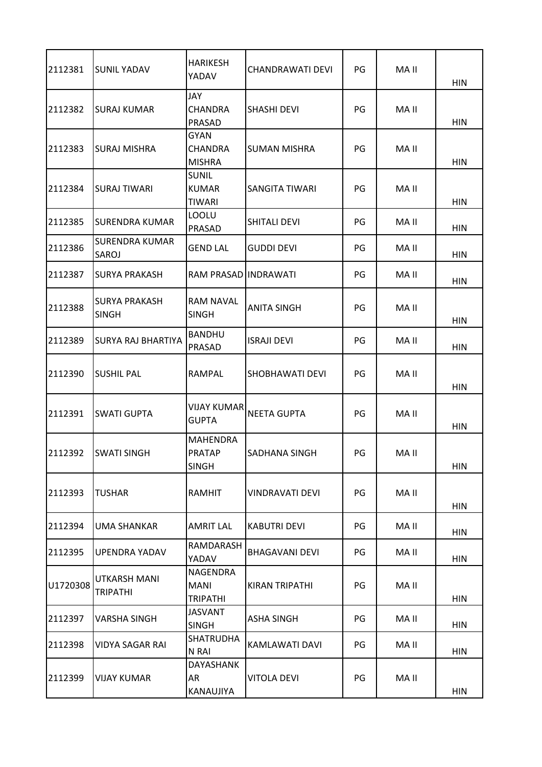| | | | | | | |
|---|---|---|---|---|---|---|
| 2112381 | SUNIL YADAV | HARIKESH YADAV | CHANDRAWATI DEVI | PG | MA II | HIN |
| 2112382 | SURAJ KUMAR | JAY CHANDRA PRASAD | SHASHI DEVI | PG | MA II | HIN |
| 2112383 | SURAJ MISHRA | GYAN CHANDRA MISHRA | SUMAN MISHRA | PG | MA II | HIN |
| 2112384 | SURAJ TIWARI | SUNIL KUMAR TIWARI | SANGITA TIWARI | PG | MA II | HIN |
| 2112385 | SURENDRA KUMAR | LOOLU PRASAD | SHITALI DEVI | PG | MA II | HIN |
| 2112386 | SURENDRA KUMAR SAROJ | GEND LAL | GUDDI DEVI | PG | MA II | HIN |
| 2112387 | SURYA PRAKASH | RAM PRASAD | INDRAWATI | PG | MA II | HIN |
| 2112388 | SURYA PRAKASH SINGH | RAM NAVAL SINGH | ANITA SINGH | PG | MA II | HIN |
| 2112389 | SURYA RAJ BHARTIYA | BANDHU PRASAD | ISRAJI DEVI | PG | MA II | HIN |
| 2112390 | SUSHIL PAL | RAMPAL | SHOBHAWATI DEVI | PG | MA II | HIN |
| 2112391 | SWATI GUPTA | VIJAY KUMAR GUPTA | NEETA GUPTA | PG | MA II | HIN |
| 2112392 | SWATI SINGH | MAHENDRA PRATAP SINGH | SADHANA SINGH | PG | MA II | HIN |
| 2112393 | TUSHAR | RAMHIT | VINDRAVATI DEVI | PG | MA II | HIN |
| 2112394 | UMA SHANKAR | AMRIT LAL | KABUTRI DEVI | PG | MA II | HIN |
| 2112395 | UPENDRA YADAV | RAMDARASH YADAV | BHAGAVANI DEVI | PG | MA II | HIN |
| U1720308 | UTKARSH MANI TRIPATHI | NAGENDRA MANI TRIPATHI | KIRAN TRIPATHI | PG | MA II | HIN |
| 2112397 | VARSHA SINGH | JASVANT SINGH | ASHA SINGH | PG | MA II | HIN |
| 2112398 | VIDYA SAGAR RAI | SHATRUDHAN RAI | KAMLAWATI DAVI | PG | MA II | HIN |
| 2112399 | VIJAY KUMAR | DAYASHANKAR KANAUJIYA | VITOLA DEVI | PG | MA II | HIN |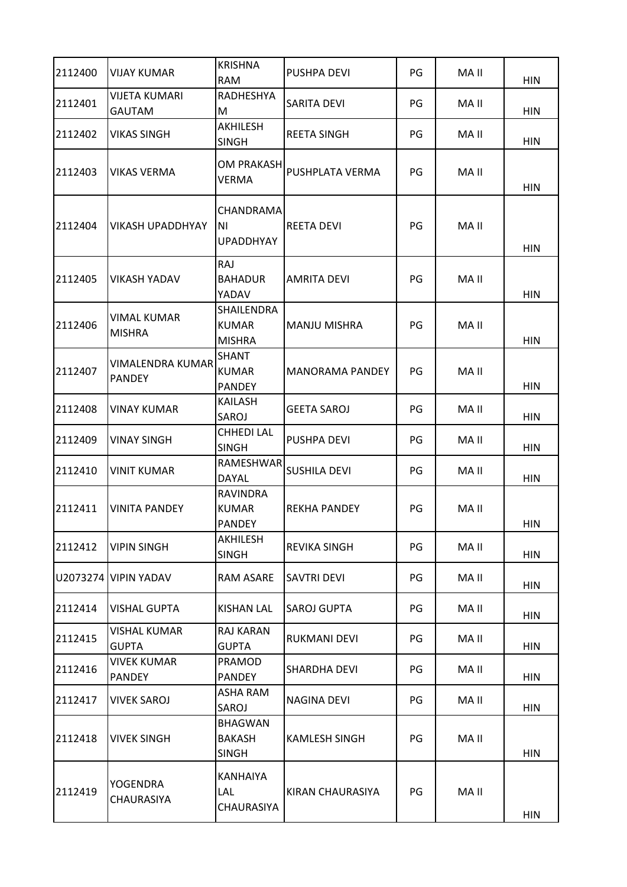| 2112400 | VIJAY KUMAR | KRISHNA RAM | PUSHPA DEVI | PG | MA II | HIN |
|---|---|---|---|---|---|---|
| 2112401 | VIJETA KUMARI GAUTAM | RADHESHYAM | SARITA DEVI | PG | MA II | HIN |
| 2112402 | VIKAS SINGH | AKHILESH SINGH | REETA SINGH | PG | MA II | HIN |
| 2112403 | VIKAS VERMA | OM PRAKASH VERMA | PUSHPLATA VERMA | PG | MA II | HIN |
| 2112404 | VIKASH UPADDHYAY | CHANDRAMANI UPADDHYAY | REETA DEVI | PG | MA II | HIN |
| 2112405 | VIKASH YADAV | RAJ BAHADUR YADAV | AMRITA DEVI | PG | MA II | HIN |
| 2112406 | VIMAL KUMAR MISHRA | SHAILENDRA KUMAR MISHRA | MANJU MISHRA | PG | MA II | HIN |
| 2112407 | VIMALENDRA KUMAR PANDEY | SHANT KUMAR PANDEY | MANORAMA PANDEY | PG | MA II | HIN |
| 2112408 | VINAY KUMAR | KAILASH SAROJ | GEETA SAROJ | PG | MA II | HIN |
| 2112409 | VINAY SINGH | CHHEDI LAL SINGH | PUSHPA DEVI | PG | MA II | HIN |
| 2112410 | VINIT KUMAR | RAMESHWAR DAYAL | SUSHILA DEVI | PG | MA II | HIN |
| 2112411 | VINITA PANDEY | RAVINDRA KUMAR PANDEY | REKHA PANDEY | PG | MA II | HIN |
| 2112412 | VIPIN SINGH | AKHILESH SINGH | REVIKA SINGH | PG | MA II | HIN |
| U2073274 | VIPIN YADAV | RAM ASARE | SAVTRI DEVI | PG | MA II | HIN |
| 2112414 | VISHAL GUPTA | KISHAN LAL | SAROJ GUPTA | PG | MA II | HIN |
| 2112415 | VISHAL KUMAR GUPTA | RAJ KARAN GUPTA | RUKMANI DEVI | PG | MA II | HIN |
| 2112416 | VIVEK KUMAR PANDEY | PRAMOD PANDEY | SHARDHA DEVI | PG | MA II | HIN |
| 2112417 | VIVEK SAROJ | ASHA RAM SAROJ | NAGINA DEVI | PG | MA II | HIN |
| 2112418 | VIVEK SINGH | BHAGWAN BAKASH SINGH | KAMLESH SINGH | PG | MA II | HIN |
| 2112419 | YOGENDRA CHAURASIYA | KANHAIYA LAL CHAURASIYA | KIRAN CHAURASIYA | PG | MA II | HIN |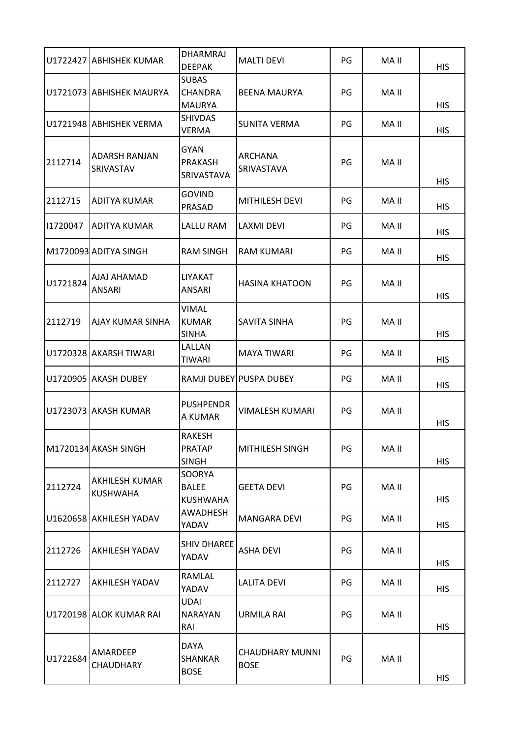| | | | | | | |
|---|---|---|---|---|---|---|
| U1722427 | ABHISHEK KUMAR | DHARMRAJ DEEPAK | MALTI DEVI | PG | MA II | HIS |
| U1721073 | ABHISHEK MAURYA | SUBAS CHANDRA MAURYA | BEENA MAURYA | PG | MA II | HIS |
| U1721948 | ABHISHEK VERMA | SHIVDAS VERMA | SUNITA VERMA | PG | MA II | HIS |
| 2112714 | ADARSH RANJAN SRIVASTAV | GYAN PRAKASH SRIVASTAVA | ARCHANA SRIVASTAVA | PG | MA II | HIS |
| 2112715 | ADITYA KUMAR | GOVIND PRASAD | MITHILESH DEVI | PG | MA II | HIS |
| I1720047 | ADITYA KUMAR | LALLU RAM | LAXMI DEVI | PG | MA II | HIS |
| M1720093 | ADITYA SINGH | RAM SINGH | RAM KUMARI | PG | MA II | HIS |
| U1721824 | AJAJ AHAMAD ANSARI | LIYAKAT ANSARI | HASINA KHATOON | PG | MA II | HIS |
| 2112719 | AJAY KUMAR SINHA | VIMAL KUMAR SINHA | SAVITA SINHA | PG | MA II | HIS |
| U1720328 | AKARSH TIWARI | LALLAN TIWARI | MAYA TIWARI | PG | MA II | HIS |
| U1720905 | AKASH DUBEY | RAMJI DUBEY | PUSPA DUBEY | PG | MA II | HIS |
| U1723073 | AKASH KUMAR | PUSHPENDR A KUMAR | VIMALESH KUMARI | PG | MA II | HIS |
| M1720134 | AKASH SINGH | RAKESH PRATAP SINGH | MITHILESH SINGH | PG | MA II | HIS |
| 2112724 | AKHILESH KUMAR KUSHWAHA | SOORYA BALEE KUSHWAHA | GEETA DEVI | PG | MA II | HIS |
| U1620658 | AKHILESH YADAV | AWADHESH YADAV | MANGARA DEVI | PG | MA II | HIS |
| 2112726 | AKHILESH YADAV | SHIV DHAREE YADAV | ASHA DEVI | PG | MA II | HIS |
| 2112727 | AKHILESH YADAV | RAMLAL YADAV | LALITA DEVI | PG | MA II | HIS |
| U1720198 | ALOK KUMAR RAI | UDAI NARAYAN RAI | URMILA RAI | PG | MA II | HIS |
| U1722684 | AMARDEEP CHAUDHARY | DAYA SHANKAR BOSE | CHAUDHARY MUNNI BOSE | PG | MA II | HIS |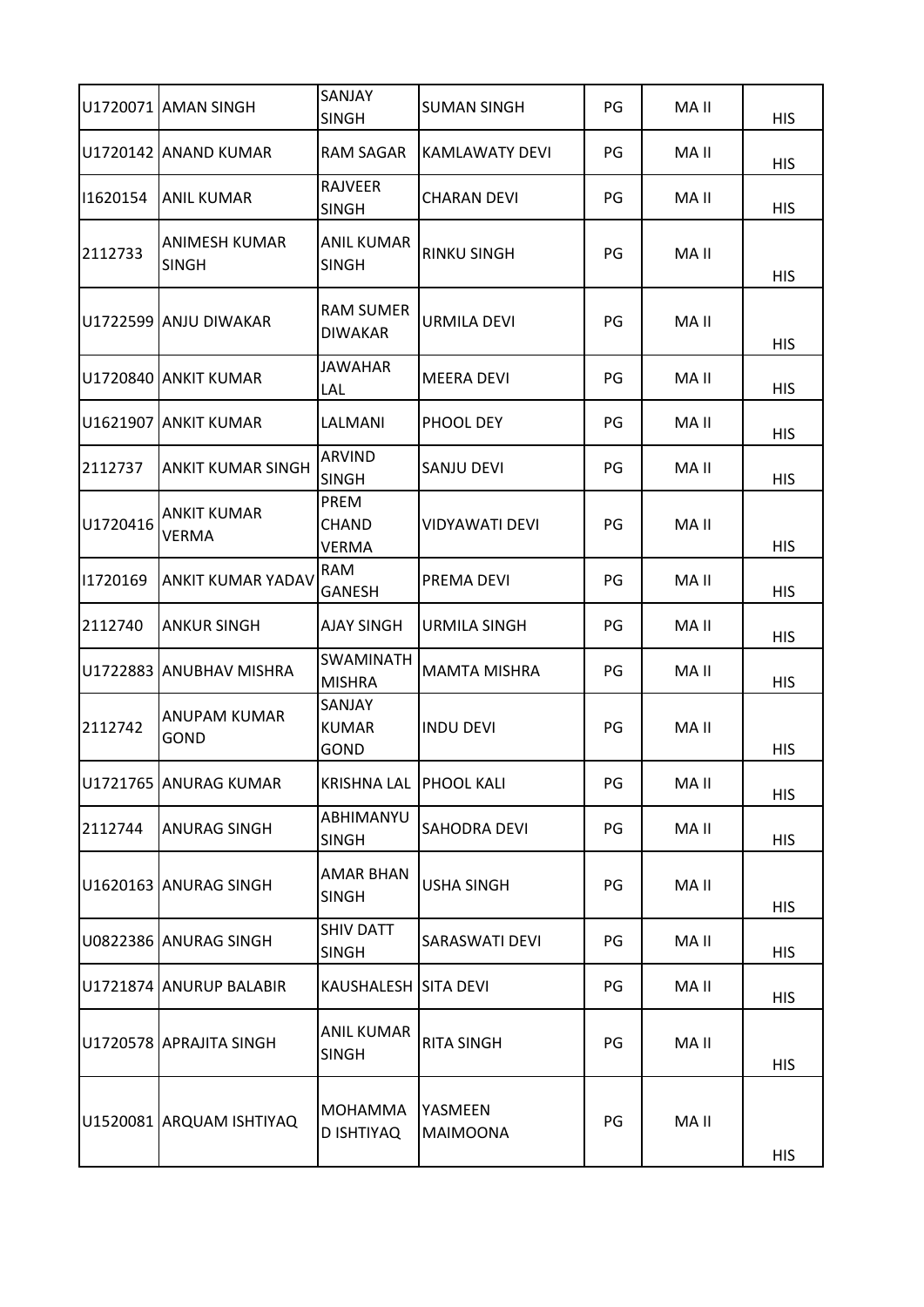| | | | | | | |
|---|---|---|---|---|---|---|
| U1720071 | AMAN SINGH | SANJAY SINGH | SUMAN SINGH | PG | MA II | HIS |
| U1720142 | ANAND KUMAR | RAM SAGAR | KAMLAWATY DEVI | PG | MA II | HIS |
| I1620154 | ANIL KUMAR | RAJVEER SINGH | CHARAN DEVI | PG | MA II | HIS |
| 2112733 | ANIMESH KUMAR SINGH | ANIL KUMAR SINGH | RINKU SINGH | PG | MA II | HIS |
| U1722599 | ANJU DIWAKAR | RAM SUMER DIWAKAR | URMILA DEVI | PG | MA II | HIS |
| U1720840 | ANKIT KUMAR | JAWAHAR LAL | MEERA DEVI | PG | MA II | HIS |
| U1621907 | ANKIT KUMAR | LALMANI | PHOOL DEY | PG | MA II | HIS |
| 2112737 | ANKIT KUMAR SINGH | ARVIND SINGH | SANJU DEVI | PG | MA II | HIS |
| U1720416 | ANKIT KUMAR VERMA | PREM CHAND VERMA | VIDYAWATI DEVI | PG | MA II | HIS |
| I1720169 | ANKIT KUMAR YADAV | RAM GANESH | PREMA DEVI | PG | MA II | HIS |
| 2112740 | ANKUR SINGH | AJAY SINGH | URMILA SINGH | PG | MA II | HIS |
| U1722883 | ANUBHAV MISHRA | SWAMINATH MISHRA | MAMTA MISHRA | PG | MA II | HIS |
| 2112742 | ANUPAM KUMAR GOND | SANJAY KUMAR GOND | INDU DEVI | PG | MA II | HIS |
| U1721765 | ANURAG KUMAR | KRISHNA LAL | PHOOL KALI | PG | MA II | HIS |
| 2112744 | ANURAG SINGH | ABHIMANYU SINGH | SAHODRA DEVI | PG | MA II | HIS |
| U1620163 | ANURAG SINGH | AMAR BHAN SINGH | USHA SINGH | PG | MA II | HIS |
| U0822386 | ANURAG SINGH | SHIV DATT SINGH | SARASWATI DEVI | PG | MA II | HIS |
| U1721874 | ANURUP BALABIR | KAUSHALESH | SITA DEVI | PG | MA II | HIS |
| U1720578 | APRAJITA SINGH | ANIL KUMAR SINGH | RITA SINGH | PG | MA II | HIS |
| U1520081 | ARQUAM ISHTIYAQ | MOHAMMAD ISHTIYAQ | YASMEEN MAIMOONA | PG | MA II | HIS |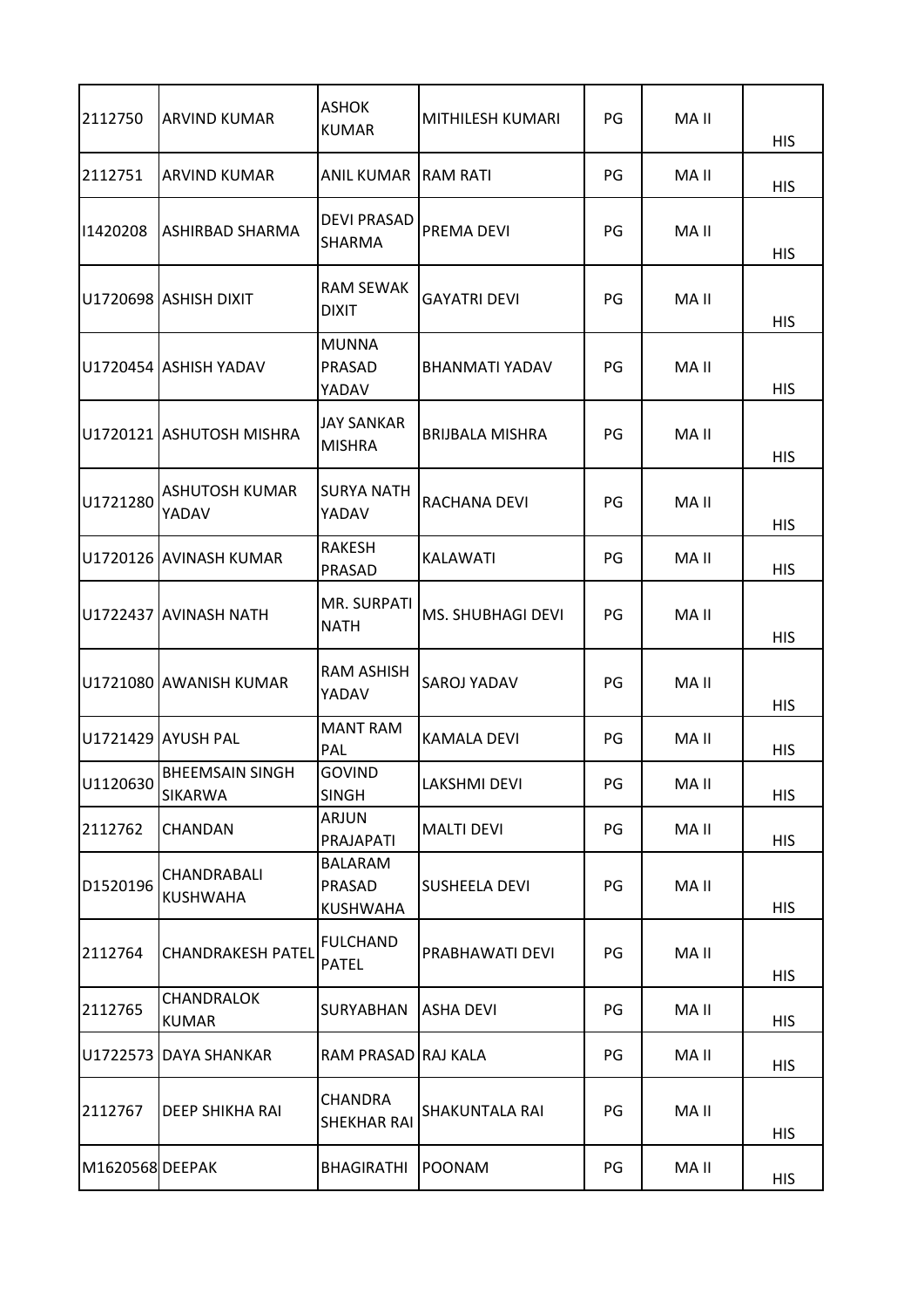| 2112750 | ARVIND KUMAR | ASHOK KUMAR | MITHILESH KUMARI | PG | MA II | HIS |
|---|---|---|---|---|---|---|
| 2112751 | ARVIND KUMAR | ANIL KUMAR | RAM RATI | PG | MA II | HIS |
| I1420208 | ASHIRBAD SHARMA | DEVI PRASAD SHARMA | PREMA DEVI | PG | MA II | HIS |
| U1720698 | ASHISH DIXIT | RAM SEWAK DIXIT | GAYATRI DEVI | PG | MA II | HIS |
| U1720454 | ASHISH YADAV | MUNNA PRASAD YADAV | BHANMATI YADAV | PG | MA II | HIS |
| U1720121 | ASHUTOSH MISHRA | JAY SANKAR MISHRA | BRIJBALA MISHRA | PG | MA II | HIS |
| U1721280 | ASHUTOSH KUMAR YADAV | SURYA NATH YADAV | RACHANA DEVI | PG | MA II | HIS |
| U1720126 | AVINASH KUMAR | RAKESH PRASAD | KALAWATI | PG | MA II | HIS |
| U1722437 | AVINASH NATH | MR. SURPATI NATH | MS. SHUBHAGI DEVI | PG | MA II | HIS |
| U1721080 | AWANISH KUMAR | RAM ASHISH YADAV | SAROJ YADAV | PG | MA II | HIS |
| U1721429 | AYUSH PAL | MANT RAM PAL | KAMALA DEVI | PG | MA II | HIS |
| U1120630 | BHEEMSAIN SINGH SIKARWA | GOVIND SINGH | LAKSHMI DEVI | PG | MA II | HIS |
| 2112762 | CHANDAN | ARJUN PRAJAPATI | MALTI DEVI | PG | MA II | HIS |
| D1520196 | CHANDRABALI KUSHWAHA | BALARAM PRASAD KUSHWAHA | SUSHEELA DEVI | PG | MA II | HIS |
| 2112764 | CHANDRAKESH PATEL | FULCHAND PATEL | PRABHAWATI DEVI | PG | MA II | HIS |
| 2112765 | CHANDRALOK KUMAR | SURYABHAN | ASHA DEVI | PG | MA II | HIS |
| U1722573 | DAYA SHANKAR | RAM PRASAD | RAJ KALA | PG | MA II | HIS |
| 2112767 | DEEP SHIKHA RAI | CHANDRA SHEKHAR RAI | SHAKUNTALA RAI | PG | MA II | HIS |
| M1620568 | DEEPAK | BHAGIRATHI | POONAM | PG | MA II | HIS |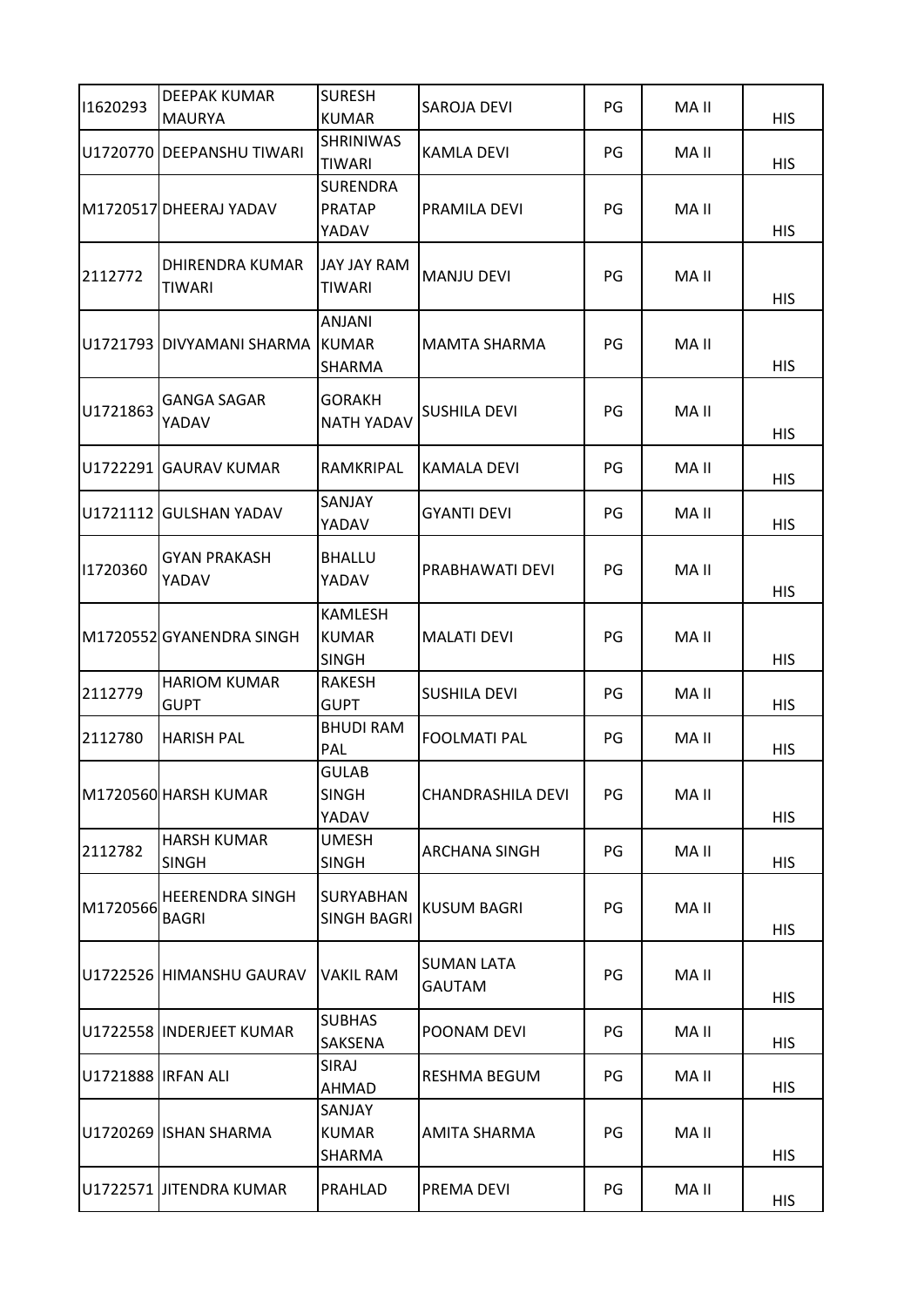| | | | | | | |
|---|---|---|---|---|---|---|
| I1620293 | DEEPAK KUMAR MAURYA | SURESH KUMAR | SAROJA DEVI | PG | MA II | HIS |
| U1720770 | DEEPANSHU TIWARI | SHRINIWAS TIWARI | KAMLA DEVI | PG | MA II | HIS |
| M1720517 | DHEERAJ YADAV | SURENDRA PRATAP YADAV | PRAMILA DEVI | PG | MA II | HIS |
| 2112772 | DHIRENDRA KUMAR TIWARI | JAY JAY RAM TIWARI | MANJU DEVI | PG | MA II | HIS |
| U1721793 | DIVYAMANI SHARMA | ANJANI KUMAR SHARMA | MAMTA SHARMA | PG | MA II | HIS |
| U1721863 | GANGA SAGAR YADAV | GORAKH NATH YADAV | SUSHILA DEVI | PG | MA II | HIS |
| U1722291 | GAURAV KUMAR | RAMKRIPAL | KAMALA DEVI | PG | MA II | HIS |
| U1721112 | GULSHAN YADAV | SANJAY YADAV | GYANTI DEVI | PG | MA II | HIS |
| I1720360 | GYAN PRAKASH YADAV | BHALLU YADAV | PRABHAWATI DEVI | PG | MA II | HIS |
| M1720552 | GYANENDRA SINGH | KAMLESH KUMAR SINGH | MALATI DEVI | PG | MA II | HIS |
| 2112779 | HARIOM KUMAR GUPT | RAKESH GUPT | SUSHILA DEVI | PG | MA II | HIS |
| 2112780 | HARISH PAL | BHUDI RAM PAL | FOOLMATI PAL | PG | MA II | HIS |
| M1720560 | HARSH KUMAR | GULAB SINGH YADAV | CHANDRASHILA DEVI | PG | MA II | HIS |
| 2112782 | HARSH KUMAR SINGH | UMESH SINGH | ARCHANA SINGH | PG | MA II | HIS |
| M1720566 | HEERENDRA SINGH BAGRI | SURYABHAN SINGH BAGRI | KUSUM BAGRI | PG | MA II | HIS |
| U1722526 | HIMANSHU GAURAV | VAKIL RAM | SUMAN LATA GAUTAM | PG | MA II | HIS |
| U1722558 | INDERJEET KUMAR | SUBHAS SAKSENA | POONAM DEVI | PG | MA II | HIS |
| U1721888 | IRFAN ALI | SIRAJ AHMAD | RESHMA BEGUM | PG | MA II | HIS |
| U1720269 | ISHAN SHARMA | SANJAY KUMAR SHARMA | AMITA SHARMA | PG | MA II | HIS |
| U1722571 | JITENDRA KUMAR | PRAHLAD | PREMA DEVI | PG | MA II | HIS |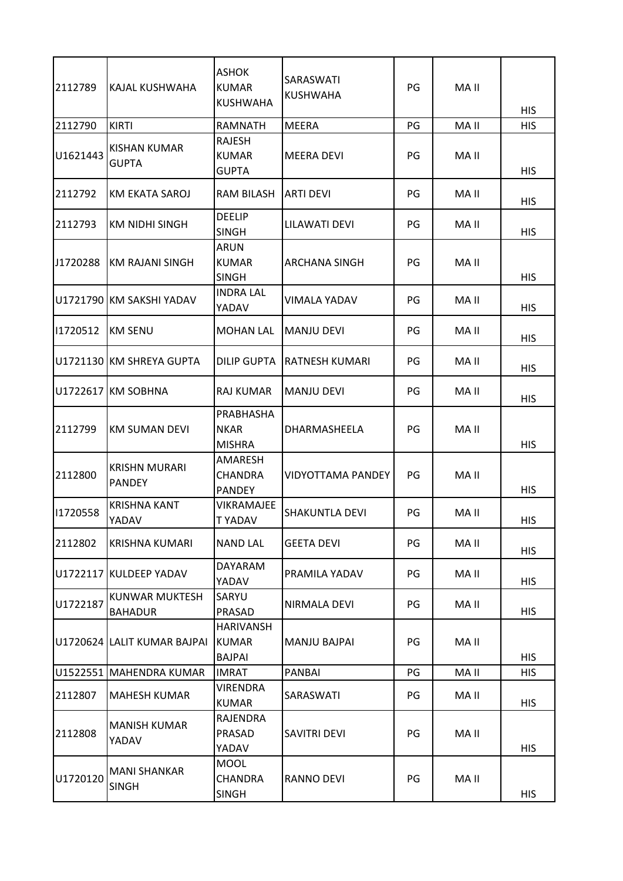| 2112789 | KAJAL KUSHWAHA | ASHOK KUMAR KUSHWAHA | SARASWATI KUSHWAHA | PG | MA II | HIS |
|---|---|---|---|---|---|---|
| 2112790 | KIRTI | RAMNATH | MEERA | PG | MA II | HIS |
| U1621443 | KISHAN KUMAR GUPTA | RAJESH KUMAR GUPTA | MEERA DEVI | PG | MA II | HIS |
| 2112792 | KM EKATA SAROJ | RAM BILASH | ARTI DEVI | PG | MA II | HIS |
| 2112793 | KM NIDHI SINGH | DEELIP SINGH | LILAWATI DEVI | PG | MA II | HIS |
| J1720288 | KM RAJANI SINGH | ARUN KUMAR SINGH | ARCHANA SINGH | PG | MA II | HIS |
| U1721790 | KM SAKSHI YADAV | INDRA LAL YADAV | VIMALA YADAV | PG | MA II | HIS |
| I1720512 | KM SENU | MOHAN LAL | MANJU DEVI | PG | MA II | HIS |
| U1721130 | KM SHREYA GUPTA | DILIP GUPTA | RATNESH KUMARI | PG | MA II | HIS |
| U1722617 | KM SOBHNA | RAJ KUMAR | MANJU DEVI | PG | MA II | HIS |
| 2112799 | KM SUMAN DEVI | PRABHASHANKAR MISHRA | DHARMASHEELA | PG | MA II | HIS |
| 2112800 | KRISHN MURARI PANDEY | AMARESH CHANDRA PANDEY | VIDYOTTAMA PANDEY | PG | MA II | HIS |
| I1720558 | KRISHNA KANT YADAV | VIKRAMAJEET YADAV | SHAKUNTLA DEVI | PG | MA II | HIS |
| 2112802 | KRISHNA KUMARI | NAND LAL | GEETA DEVI | PG | MA II | HIS |
| U1722117 | KULDEEP YADAV | DAYARAM YADAV | PRAMILA YADAV | PG | MA II | HIS |
| U1722187 | KUNWAR MUKTESH BAHADUR | SARYU PRASAD | NIRMALA DEVI | PG | MA II | HIS |
| U1720624 | LALIT KUMAR BAJPAI | HARIVANSH KUMAR BAJPAI | MANJU BAJPAI | PG | MA II | HIS |
| U1522551 | MAHENDRA KUMAR | IMRAT | PANBAI | PG | MA II | HIS |
| 2112807 | MAHESH KUMAR | VIRENDRA KUMAR | SARASWATI | PG | MA II | HIS |
| 2112808 | MANISH KUMAR YADAV | RAJENDRA PRASAD YADAV | SAVITRI DEVI | PG | MA II | HIS |
| U1720120 | MANI SHANKAR SINGH | MOOL CHANDRA SINGH | RANNO DEVI | PG | MA II | HIS |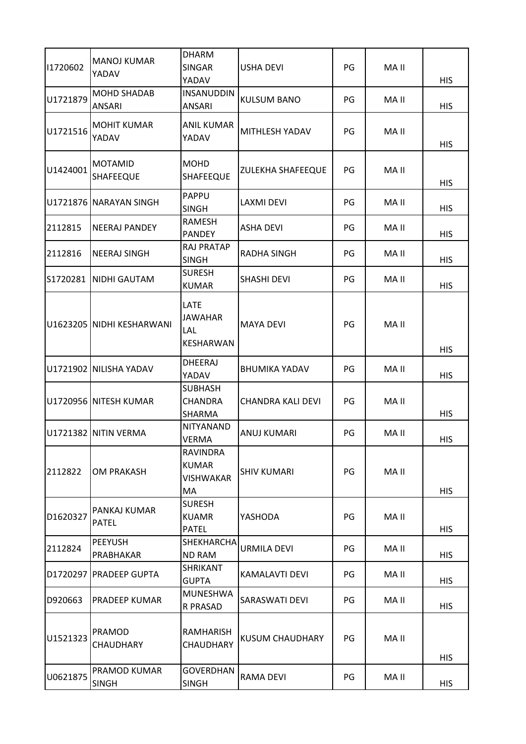| | | | | | | |
|---|---|---|---|---|---|---|
| I1720602 | MANOJ KUMAR YADAV | DHARM SINGAR YADAV | USHA DEVI | PG | MA II | HIS |
| U1721879 | MOHD SHADAB ANSARI | INSANUDDIN ANSARI | KULSUM BANO | PG | MA II | HIS |
| U1721516 | MOHIT KUMAR YADAV | ANIL KUMAR YADAV | MITHLESH YADAV | PG | MA II | HIS |
| U1424001 | MOTAMID SHAFEEQUE | MOHD SHAFEEQUE | ZULEKHA SHAFEEQUE | PG | MA II | HIS |
| U1721876 | NARAYAN SINGH | PAPPU SINGH | LAXMI DEVI | PG | MA II | HIS |
| 2112815 | NEERAJ PANDEY | RAMESH PANDEY | ASHA DEVI | PG | MA II | HIS |
| 2112816 | NEERAJ SINGH | RAJ PRATAP SINGH | RADHA SINGH | PG | MA II | HIS |
| S1720281 | NIDHI GAUTAM | SURESH KUMAR | SHASHI DEVI | PG | MA II | HIS |
| U1623205 | NIDHI KESHARWANI | LATE JAWAHAR LAL KESHARWAN | MAYA DEVI | PG | MA II | HIS |
| U1721902 | NILISHA YADAV | DHEERAJ YADAV | BHUMIKA YADAV | PG | MA II | HIS |
| U1720956 | NITESH KUMAR | SUBHASH CHANDRA SHARMA | CHANDRA KALI DEVI | PG | MA II | HIS |
| U1721382 | NITIN VERMA | NITYANAND VERMA | ANUJ KUMARI | PG | MA II | HIS |
| 2112822 | OM PRAKASH | RAVINDRA KUMAR VISHWAKARMA | SHIV KUMARI | PG | MA II | HIS |
| D1620327 | PANKAJ KUMAR PATEL | SURESH KUAMR PATEL | YASHODA | PG | MA II | HIS |
| 2112824 | PEEYUSH PRABHAKAR | SHEKHARCHAND RAM | URMILA DEVI | PG | MA II | HIS |
| D1720297 | PRADEEP GUPTA | SHRIKANT GUPTA | KAMALAVTI DEVI | PG | MA II | HIS |
| D920663 | PRADEEP KUMAR | MUNESHWAR PRASAD | SARASWATI DEVI | PG | MA II | HIS |
| U1521323 | PRAMOD CHAUDHARY | RAMHARISH CHAUDHARY | KUSUM CHAUDHARY | PG | MA II | HIS |
| U0621875 | PRAMOD KUMAR SINGH | GOVERDHAN SINGH | RAMA DEVI | PG | MA II | HIS |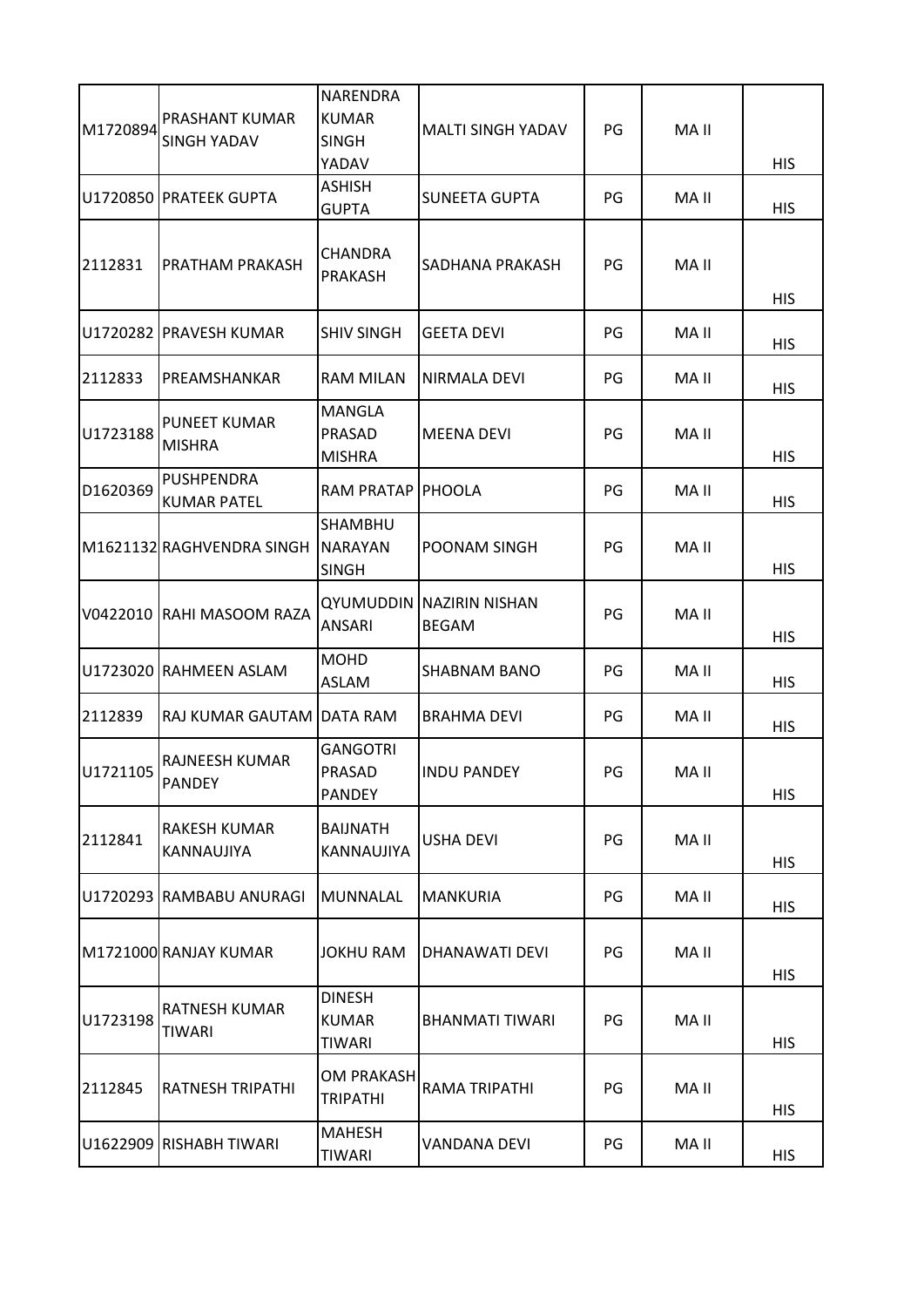| | | | | | | |
|---|---|---|---|---|---|---|
| M1720894 | PRASHANT KUMAR SINGH YADAV | NARENDRA KUMAR SINGH YADAV | MALTI SINGH YADAV | PG | MA II | HIS |
| U1720850 | PRATEEK GUPTA | ASHISH GUPTA | SUNEETA GUPTA | PG | MA II | HIS |
| 2112831 | PRATHAM PRAKASH | CHANDRA PRAKASH | SADHANA PRAKASH | PG | MA II | HIS |
| U1720282 | PRAVESH KUMAR | SHIV SINGH | GEETA DEVI | PG | MA II | HIS |
| 2112833 | PREAMSHANKAR | RAM MILAN | NIRMALA DEVI | PG | MA II | HIS |
| U1723188 | PUNEET KUMAR MISHRA | MANGLA PRASAD MISHRA | MEENA DEVI | PG | MA II | HIS |
| D1620369 | PUSHPENDRA KUMAR PATEL | RAM PRATAP | PHOOLA | PG | MA II | HIS |
| M1621132 | RAGHVENDRA SINGH | SHAMBHU NARAYAN SINGH | POONAM SINGH | PG | MA II | HIS |
| V0422010 | RAHI MASOOM RAZA | QYUMUDDIN ANSARI | NAZIRIN NISHAN BEGAM | PG | MA II | HIS |
| U1723020 | RAHMEEN ASLAM | MOHD ASLAM | SHABNAM BANO | PG | MA II | HIS |
| 2112839 | RAJ KUMAR GAUTAM | DATA RAM | BRAHMA DEVI | PG | MA II | HIS |
| U1721105 | RAJNEESH KUMAR PANDEY | GANGOTRI PRASAD PANDEY | INDU PANDEY | PG | MA II | HIS |
| 2112841 | RAKESH KUMAR KANNAUJIYA | BAIJNATH KANNAUJIYA | USHA DEVI | PG | MA II | HIS |
| U1720293 | RAMBABU ANURAGI | MUNNALAL | MANKURIA | PG | MA II | HIS |
| M1721000 | RANJAY KUMAR | JOKHU RAM | DHANAWATI DEVI | PG | MA II | HIS |
| U1723198 | RATNESH KUMAR TIWARI | DINESH KUMAR TIWARI | BHANMATI TIWARI | PG | MA II | HIS |
| 2112845 | RATNESH TRIPATHI | OM PRAKASH TRIPATHI | RAMA TRIPATHI | PG | MA II | HIS |
| U1622909 | RISHABH TIWARI | MAHESH TIWARI | VANDANA DEVI | PG | MA II | HIS |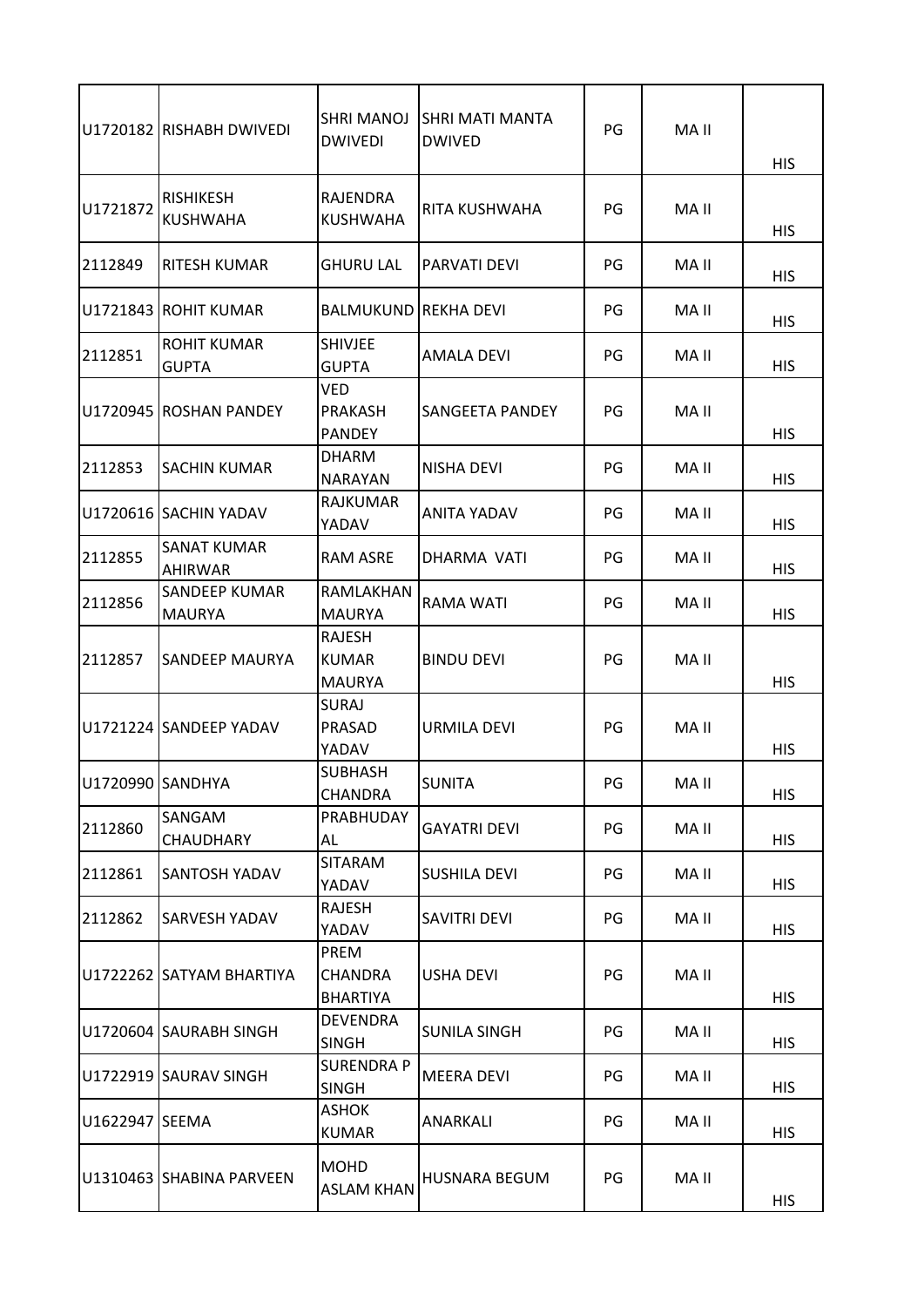| | | | | | | |
|---|---|---|---|---|---|---|
| U1720182 | RISHABH DWIVEDI | SHRI MANOJ DWIVEDI | SHRI MATI MANTA DWIVED | PG | MA II | HIS |
| U1721872 | RISHIKESH KUSHWAHA | RAJENDRA KUSHWAHA | RITA KUSHWAHA | PG | MA II | HIS |
| 2112849 | RITESH KUMAR | GHURU LAL | PARVATI DEVI | PG | MA II | HIS |
| U1721843 | ROHIT KUMAR | BALMUKUND | REKHA DEVI | PG | MA II | HIS |
| 2112851 | ROHIT KUMAR GUPTA | SHIVJEE GUPTA | AMALA DEVI | PG | MA II | HIS |
| U1720945 | ROSHAN PANDEY | VED PRAKASH PANDEY | SANGEETA PANDEY | PG | MA II | HIS |
| 2112853 | SACHIN KUMAR | DHARM NARAYAN | NISHA DEVI | PG | MA II | HIS |
| U1720616 | SACHIN YADAV | RAJKUMAR YADAV | ANITA YADAV | PG | MA II | HIS |
| 2112855 | SANAT KUMAR AHIRWAR | RAM ASRE | DHARMA VATI | PG | MA II | HIS |
| 2112856 | SANDEEP KUMAR MAURYA | RAMLAKHAN MAURYA | RAMA WATI | PG | MA II | HIS |
| 2112857 | SANDEEP MAURYA | RAJESH KUMAR MAURYA | BINDU DEVI | PG | MA II | HIS |
| U1721224 | SANDEEP YADAV | SURAJ PRASAD YADAV | URMILA DEVI | PG | MA II | HIS |
| U1720990 | SANDHYA | SUBHASH CHANDRA | SUNITA | PG | MA II | HIS |
| 2112860 | SANGAM CHAUDHARY | PRABHUDAYAL | GAYATRI DEVI | PG | MA II | HIS |
| 2112861 | SANTOSH YADAV | SITARAM YADAV | SUSHILA DEVI | PG | MA II | HIS |
| 2112862 | SARVESH YADAV | RAJESH YADAV | SAVITRI DEVI | PG | MA II | HIS |
| U1722262 | SATYAM BHARTIYA | PREM CHANDRA BHARTIYA | USHA DEVI | PG | MA II | HIS |
| U1720604 | SAURABH SINGH | DEVENDRA SINGH | SUNILA SINGH | PG | MA II | HIS |
| U1722919 | SAURAV SINGH | SURENDRA P SINGH | MEERA DEVI | PG | MA II | HIS |
| U1622947 | SEEMA | ASHOK KUMAR | ANARKALI | PG | MA II | HIS |
| U1310463 | SHABINA PARVEEN | MOHD ASLAM KHAN | HUSNARA BEGUM | PG | MA II | HIS |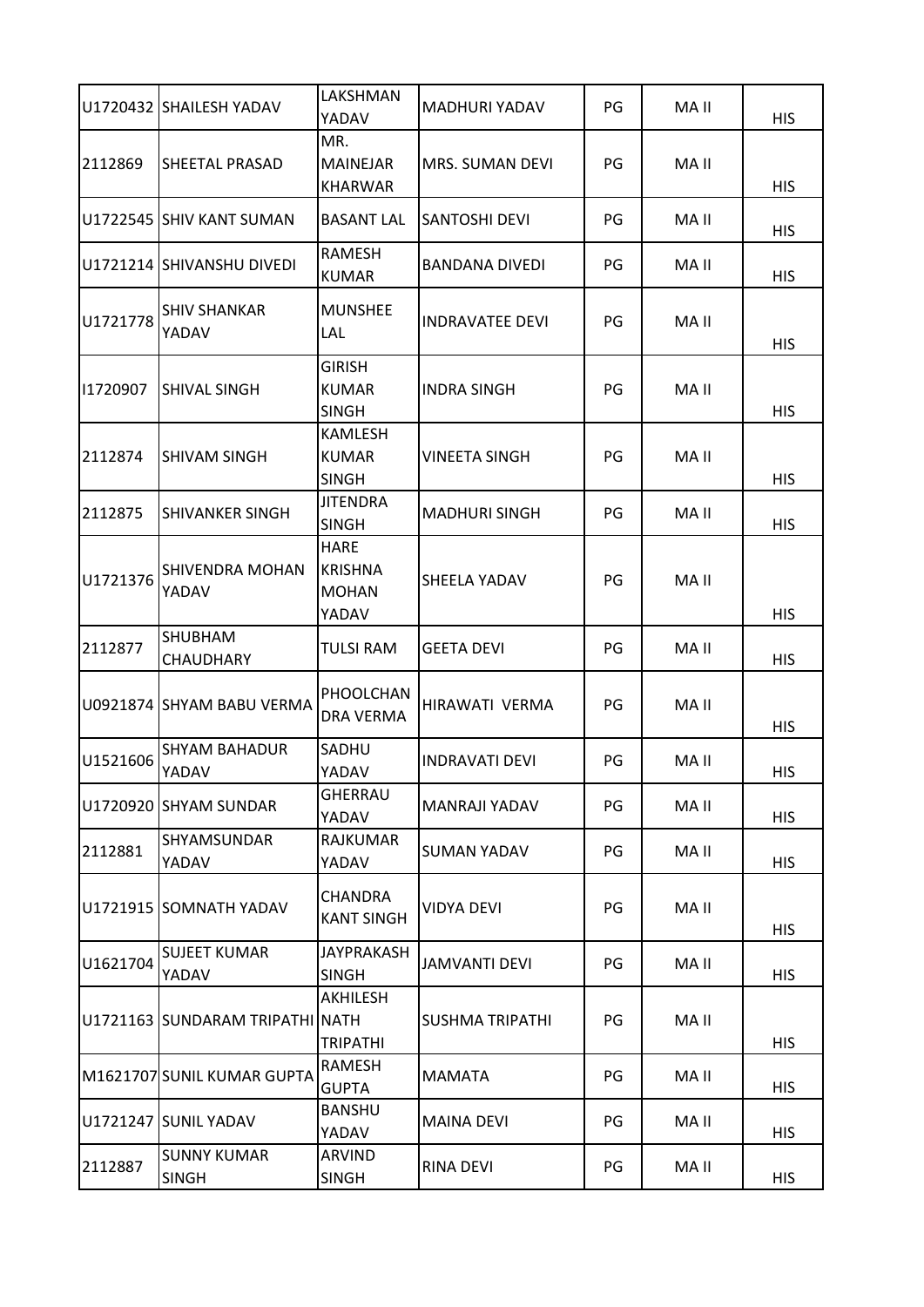| | | | | | | |
|---|---|---|---|---|---|---|
| U1720432 | SHAILESH YADAV | LAKSHMAN YADAV | MADHURI YADAV | PG | MA II | HIS |
| 2112869 | SHEETAL PRASAD | MR. MAINEJAR KHARWAR | MRS. SUMAN DEVI | PG | MA II | HIS |
| U1722545 | SHIV KANT SUMAN | BASANT LAL | SANTOSHI DEVI | PG | MA II | HIS |
| U1721214 | SHIVANSHU DIVEDI | RAMESH KUMAR | BANDANA DIVEDI | PG | MA II | HIS |
| U1721778 | SHIV SHANKAR YADAV | MUNSHEE LAL | INDRAVATEE DEVI | PG | MA II | HIS |
| I1720907 | SHIVAL SINGH | GIRISH KUMAR SINGH | INDRA SINGH | PG | MA II | HIS |
| 2112874 | SHIVAM SINGH | KAMLESH KUMAR SINGH | VINEETA SINGH | PG | MA II | HIS |
| 2112875 | SHIVANKER SINGH | JITENDRA SINGH | MADHURI SINGH | PG | MA II | HIS |
| U1721376 | SHIVENDRA MOHAN YADAV | HARE KRISHNA MOHAN YADAV | SHEELA YADAV | PG | MA II | HIS |
| 2112877 | SHUBHAM CHAUDHARY | TULSI RAM | GEETA DEVI | PG | MA II | HIS |
| U0921874 | SHYAM BABU VERMA | PHOOLCHAN DRA VERMA | HIRAWATI VERMA | PG | MA II | HIS |
| U1521606 | SHYAM BAHADUR YADAV | SADHU YADAV | INDRAVATI DEVI | PG | MA II | HIS |
| U1720920 | SHYAM SUNDAR | GHERRAU YADAV | MANRAJI YADAV | PG | MA II | HIS |
| 2112881 | SHYAMSUNDAR YADAV | RAJKUMAR YADAV | SUMAN YADAV | PG | MA II | HIS |
| U1721915 | SOMNATH YADAV | CHANDRA KANT SINGH | VIDYA DEVI | PG | MA II | HIS |
| U1621704 | SUJEET KUMAR YADAV | JAYPRAKASH SINGH | JAMVANTI DEVI | PG | MA II | HIS |
| U1721163 | SUNDARAM TRIPATHI | AKHILESH NATH TRIPATHI | SUSHMA TRIPATHI | PG | MA II | HIS |
| M1621707 | SUNIL KUMAR GUPTA | RAMESH GUPTA | MAMATA | PG | MA II | HIS |
| U1721247 | SUNIL YADAV | BANSHU YADAV | MAINA DEVI | PG | MA II | HIS |
| 2112887 | SUNNY KUMAR SINGH | ARVIND SINGH | RINA DEVI | PG | MA II | HIS |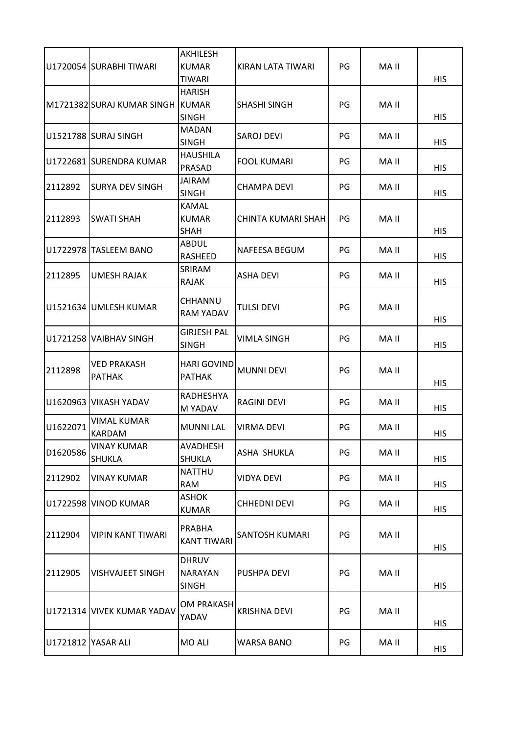| | | | | | | |
|---|---|---|---|---|---|---|
| U1720054 | SURABHI TIWARI | AKHILESH KUMAR TIWARI | KIRAN LATA TIWARI | PG | MA II | HIS |
| M1721382 | SURAJ KUMAR SINGH | HARISH KUMAR SINGH | SHASHI SINGH | PG | MA II | HIS |
| U1521788 | SURAJ SINGH | MADAN SINGH | SAROJ DEVI | PG | MA II | HIS |
| U1722681 | SURENDRA KUMAR | HAUSHILA PRASAD | FOOL KUMARI | PG | MA II | HIS |
| 2112892 | SURYA DEV SINGH | JAIRAM SINGH | CHAMPA DEVI | PG | MA II | HIS |
| 2112893 | SWATI SHAH | KAMAL KUMAR SHAH | CHINTA KUMARI SHAH | PG | MA II | HIS |
| U1722978 | TASLEEM BANO | ABDUL RASHEED | NAFEESA BEGUM | PG | MA II | HIS |
| 2112895 | UMESH RAJAK | SRIRAM RAJAK | ASHA DEVI | PG | MA II | HIS |
| U1521634 | UMLESH KUMAR | CHHANNU RAM YADAV | TULSI DEVI | PG | MA II | HIS |
| U1721258 | VAIBHAV SINGH | GIRJESH PAL SINGH | VIMLA SINGH | PG | MA II | HIS |
| 2112898 | VED PRAKASH PATHAK | HARI GOVIND PATHAK | MUNNI DEVI | PG | MA II | HIS |
| U1620963 | VIKASH YADAV | RADHESHYAM YADAV | RAGINI DEVI | PG | MA II | HIS |
| U1622071 | VIMAL KUMAR KARDAM | MUNNI LAL | VIRMA DEVI | PG | MA II | HIS |
| D1620586 | VINAY KUMAR SHUKLA | AVADHESH SHUKLA | ASHA SHUKLA | PG | MA II | HIS |
| 2112902 | VINAY KUMAR | NATTHU RAM | VIDYA DEVI | PG | MA II | HIS |
| U1722598 | VINOD KUMAR | ASHOK KUMAR | CHHEDNI DEVI | PG | MA II | HIS |
| 2112904 | VIPIN KANT TIWARI | PRABHA KANT TIWARI | SANTOSH KUMARI | PG | MA II | HIS |
| 2112905 | VISHVAJEET SINGH | DHRUV NARAYAN SINGH | PUSHPA DEVI | PG | MA II | HIS |
| U1721314 | VIVEK KUMAR YADAV | OM PRAKASH YADAV | KRISHNA DEVI | PG | MA II | HIS |
| U1721812 | YASAR ALI | MO ALI | WARSA BANO | PG | MA II | HIS |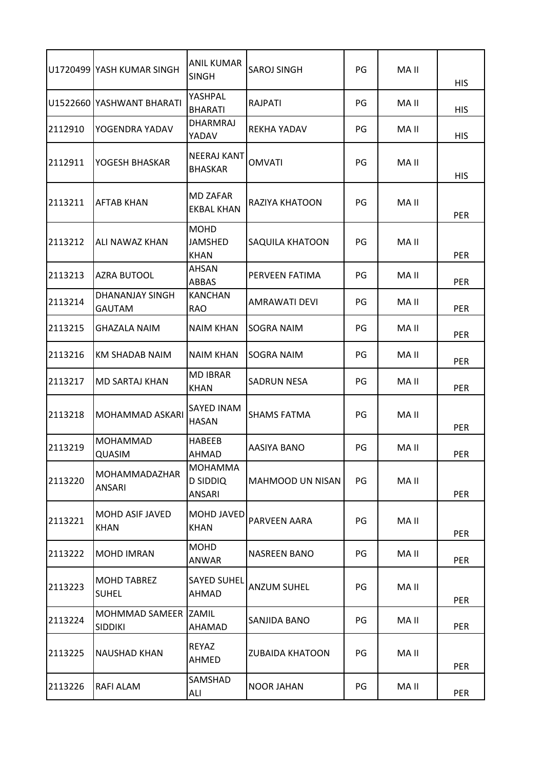| | | | | | | |
|---|---|---|---|---|---|---|
| U1720499 | YASH KUMAR SINGH | ANIL KUMAR SINGH | SAROJ SINGH | PG | MA II | HIS |
| U1522660 | YASHWANT BHARATI | YASHPAL BHARATI | RAJPATI | PG | MA II | HIS |
| 2112910 | YOGENDRA YADAV | DHARMRAJ YADAV | REKHA YADAV | PG | MA II | HIS |
| 2112911 | YOGESH BHASKAR | NEERAJ KANT BHASKAR | OMVATI | PG | MA II | HIS |
| 2113211 | AFTAB KHAN | MD ZAFAR EKBAL KHAN | RAZIYA KHATOON | PG | MA II | PER |
| 2113212 | ALI NAWAZ KHAN | MOHD JAMSHED KHAN | SAQUILA KHATOON | PG | MA II | PER |
| 2113213 | AZRA BUTOOL | AHSAN ABBAS | PERVEEN FATIMA | PG | MA II | PER |
| 2113214 | DHANANJAY SINGH GAUTAM | KANCHAN RAO | AMRAWATI DEVI | PG | MA II | PER |
| 2113215 | GHAZALA NAIM | NAIM KHAN | SOGRA NAIM | PG | MA II | PER |
| 2113216 | KM SHADAB NAIM | NAIM KHAN | SOGRA NAIM | PG | MA II | PER |
| 2113217 | MD SARTAJ KHAN | MD IBRAR KHAN | SADRUN NESA | PG | MA II | PER |
| 2113218 | MOHAMMAD ASKARI | SAYED INAM HASAN | SHAMS FATMA | PG | MA II | PER |
| 2113219 | MOHAMMAD QUASIM | HABEEB AHMAD | AASIYA BANO | PG | MA II | PER |
| 2113220 | MOHAMMADAZHAR ANSARI | MOHAMMA D SIDDIQ ANSARI | MAHMOOD UN NISAN | PG | MA II | PER |
| 2113221 | MOHD ASIF JAVED KHAN | MOHD JAVED KHAN | PARVEEN AARA | PG | MA II | PER |
| 2113222 | MOHD IMRAN | MOHD ANWAR | NASREEN BANO | PG | MA II | PER |
| 2113223 | MOHD TABREZ SUHEL | SAYED SUHEL AHMAD | ANZUM SUHEL | PG | MA II | PER |
| 2113224 | MOHMMAD SAMEER SIDDIKI | ZAMIL AHAMAD | SANJIDA BANO | PG | MA II | PER |
| 2113225 | NAUSHAD KHAN | REYAZ AHMED | ZUBAIDA KHATOON | PG | MA II | PER |
| 2113226 | RAFI ALAM | SAMSHAD ALI | NOOR JAHAN | PG | MA II | PER |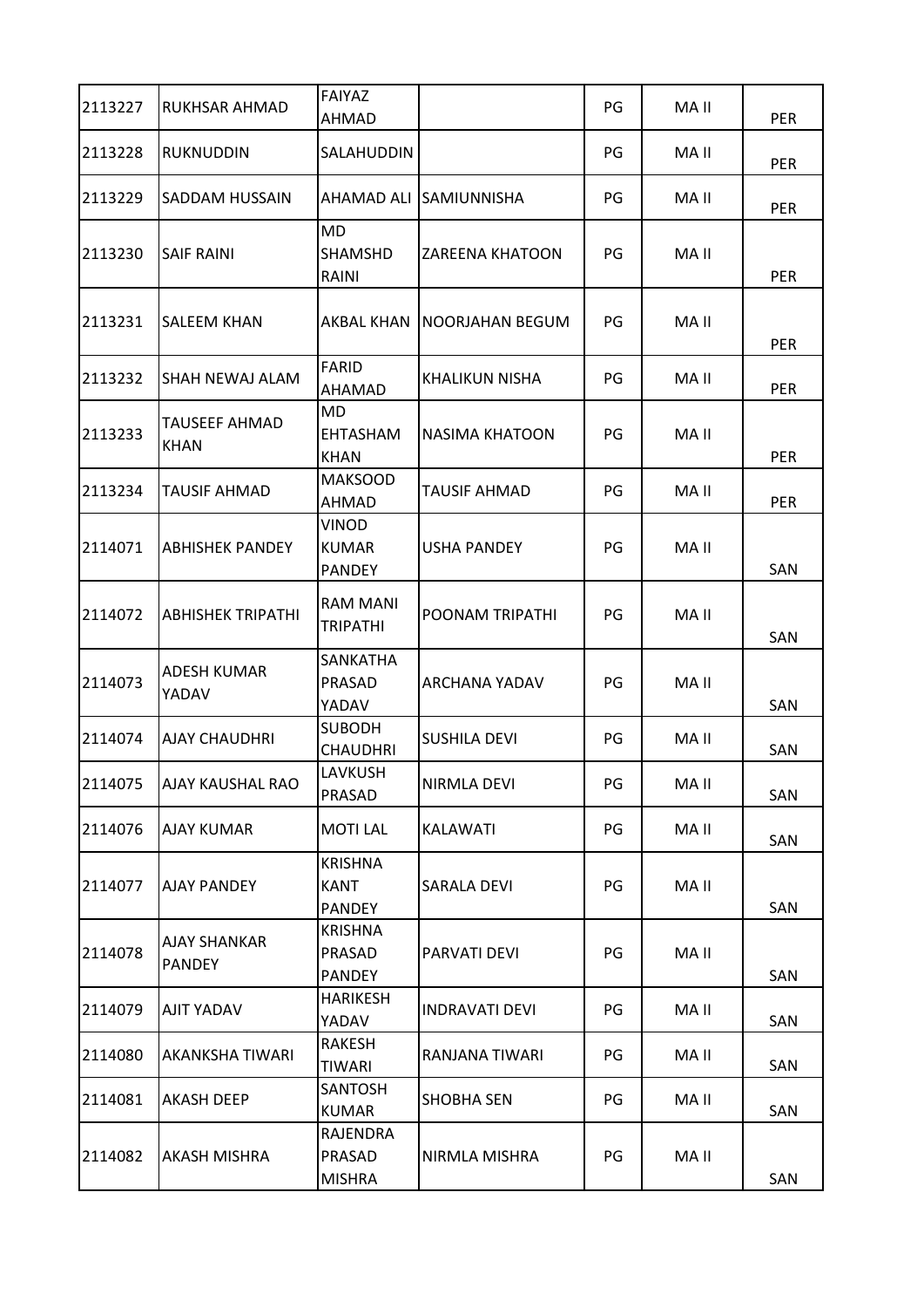| | | | | | | |
|---|---|---|---|---|---|---|
| 2113227 | RUKHSAR AHMAD | FAIYAZ AHMAD | | PG | MA II | PER |
| 2113228 | RUKNUDDIN | SALAHUDDIN | | PG | MA II | PER |
| 2113229 | SADDAM HUSSAIN | AHAMAD ALI | SAMIUNNISHA | PG | MA II | PER |
| 2113230 | SAIF RAINI | MD SHAMSHD RAINI | ZAREENA KHATOON | PG | MA II | PER |
| 2113231 | SALEEM KHAN | AKBAL KHAN | NOORJAHAN BEGUM | PG | MA II | PER |
| 2113232 | SHAH NEWAJ ALAM | FARID AHAMAD | KHALIKUN NISHA | PG | MA II | PER |
| 2113233 | TAUSEEF AHMAD KHAN | MD EHTASHAM KHAN | NASIMA KHATOON | PG | MA II | PER |
| 2113234 | TAUSIF AHMAD | MAKSOOD AHMAD | TAUSIF AHMAD | PG | MA II | PER |
| 2114071 | ABHISHEK PANDEY | VINOD KUMAR PANDEY | USHA PANDEY | PG | MA II | SAN |
| 2114072 | ABHISHEK TRIPATHI | RAM MANI TRIPATHI | POONAM TRIPATHI | PG | MA II | SAN |
| 2114073 | ADESH KUMAR YADAV | SANKATHA PRASAD YADAV | ARCHANA YADAV | PG | MA II | SAN |
| 2114074 | AJAY CHAUDHRI | SUBODH CHAUDHRI | SUSHILA DEVI | PG | MA II | SAN |
| 2114075 | AJAY KAUSHAL RAO | LAVKUSH PRASAD | NIRMLA DEVI | PG | MA II | SAN |
| 2114076 | AJAY KUMAR | MOTI LAL | KALAWATI | PG | MA II | SAN |
| 2114077 | AJAY PANDEY | KRISHNA KANT PANDEY | SARALA DEVI | PG | MA II | SAN |
| 2114078 | AJAY SHANKAR PANDEY | KRISHNA PRASAD PANDEY | PARVATI DEVI | PG | MA II | SAN |
| 2114079 | AJIT YADAV | HARIKESH YADAV | INDRAVATI DEVI | PG | MA II | SAN |
| 2114080 | AKANKSHA TIWARI | RAKESH TIWARI | RANJANA TIWARI | PG | MA II | SAN |
| 2114081 | AKASH DEEP | SANTOSH KUMAR | SHOBHA SEN | PG | MA II | SAN |
| 2114082 | AKASH MISHRA | RAJENDRA PRASAD MISHRA | NIRMLA MISHRA | PG | MA II | SAN |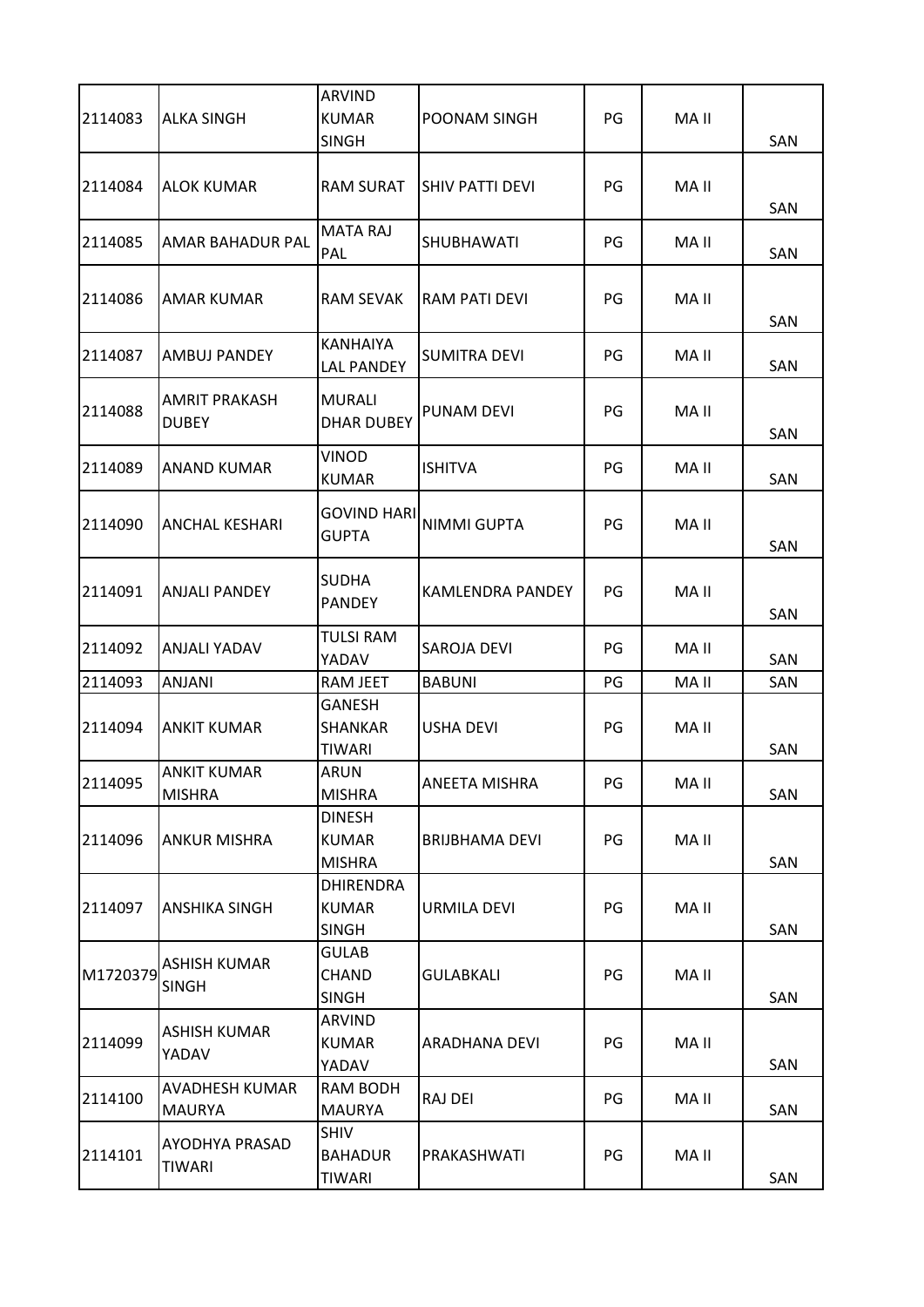| | | | | | | |
|---|---|---|---|---|---|---|
| 2114083 | ALKA SINGH | ARVIND KUMAR SINGH | POONAM SINGH | PG | MA II | SAN |
| 2114084 | ALOK KUMAR | RAM SURAT | SHIV PATTI DEVI | PG | MA II | SAN |
| 2114085 | AMAR BAHADUR PAL | MATA RAJ PAL | SHUBHAWATI | PG | MA II | SAN |
| 2114086 | AMAR KUMAR | RAM SEVAK | RAM PATI DEVI | PG | MA II | SAN |
| 2114087 | AMBUJ PANDEY | KANHAIYA LAL PANDEY | SUMITRA DEVI | PG | MA II | SAN |
| 2114088 | AMRIT PRAKASH DUBEY | MURALI DHAR DUBEY | PUNAM DEVI | PG | MA II | SAN |
| 2114089 | ANAND KUMAR | VINOD KUMAR | ISHITVA | PG | MA II | SAN |
| 2114090 | ANCHAL KESHARI | GOVIND HARI GUPTA | NIMMI GUPTA | PG | MA II | SAN |
| 2114091 | ANJALI PANDEY | SUDHA PANDEY | KAMLENDRA PANDEY | PG | MA II | SAN |
| 2114092 | ANJALI YADAV | TULSI RAM YADAV | SAROJA DEVI | PG | MA II | SAN |
| 2114093 | ANJANI | RAM JEET | BABUNI | PG | MA II | SAN |
| 2114094 | ANKIT KUMAR | GANESH SHANKAR TIWARI | USHA DEVI | PG | MA II | SAN |
| 2114095 | ANKIT KUMAR MISHRA | ARUN MISHRA | ANEETA MISHRA | PG | MA II | SAN |
| 2114096 | ANKUR MISHRA | DINESH KUMAR MISHRA | BRIJBHAMA DEVI | PG | MA II | SAN |
| 2114097 | ANSHIKA SINGH | DHIRENDRA KUMAR SINGH | URMILA DEVI | PG | MA II | SAN |
| M1720379 | ASHISH KUMAR SINGH | GULAB CHAND SINGH | GULABKALI | PG | MA II | SAN |
| 2114099 | ASHISH KUMAR YADAV | ARVIND KUMAR YADAV | ARADHANA DEVI | PG | MA II | SAN |
| 2114100 | AVADHESH KUMAR MAURYA | RAM BODH MAURYA | RAJ DEI | PG | MA II | SAN |
| 2114101 | AYODHYA PRASAD TIWARI | SHIV BAHADUR TIWARI | PRAKASHWATI | PG | MA II | SAN |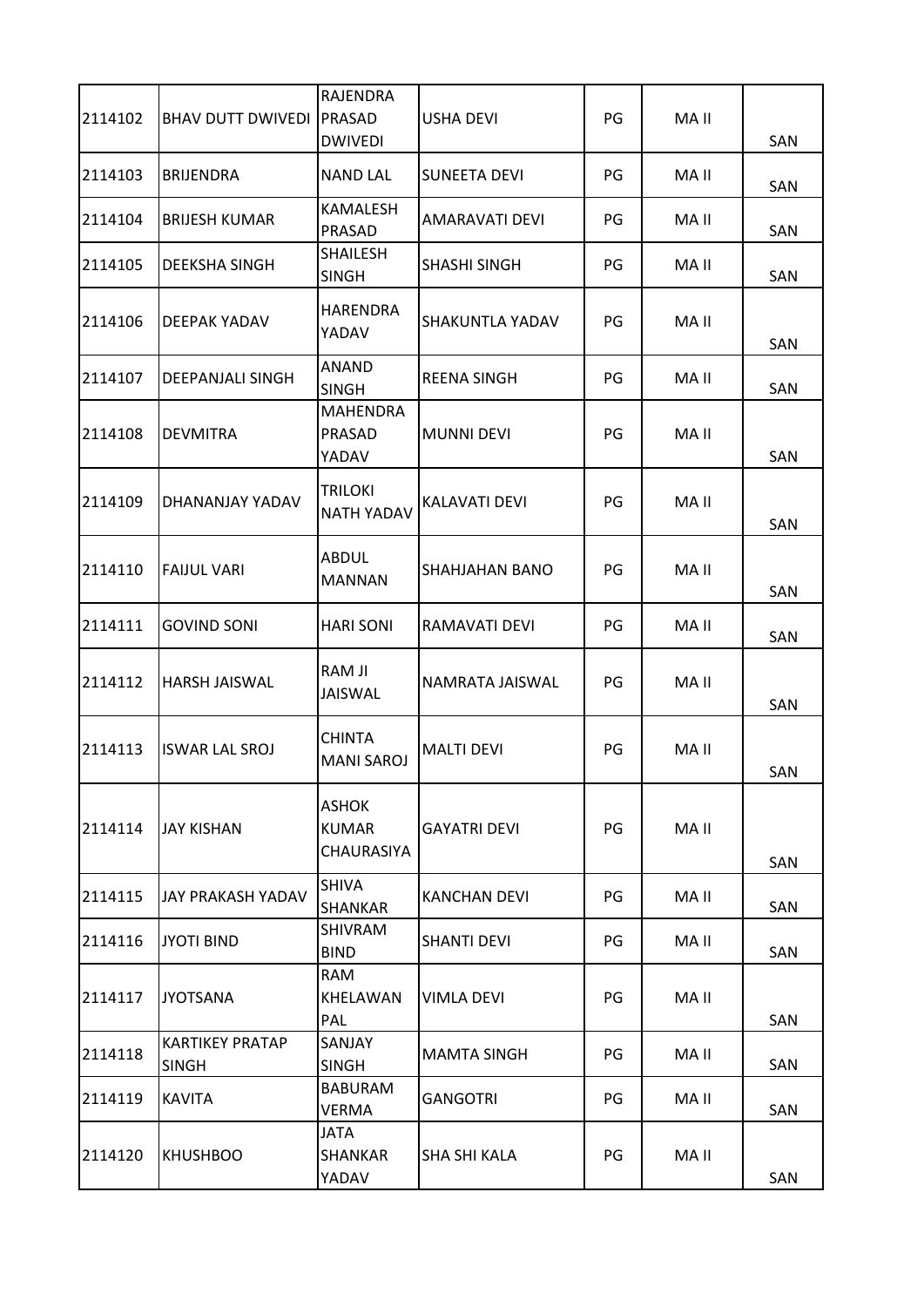| 2114102 | BHAV DUTT DWIVEDI | RAJENDRA PRASAD DWIVEDI | USHA DEVI | PG | MA II | SAN |
|---|---|---|---|---|---|---|
| 2114103 | BRIJENDRA | NAND LAL | SUNEETA DEVI | PG | MA II | SAN |
| 2114104 | BRIJESH KUMAR | KAMALESH PRASAD | AMARAVATI DEVI | PG | MA II | SAN |
| 2114105 | DEEKSHA SINGH | SHAILESH SINGH | SHASHI SINGH | PG | MA II | SAN |
| 2114106 | DEEPAK YADAV | HARENDRA YADAV | SHAKUNTLA YADAV | PG | MA II | SAN |
| 2114107 | DEEPANJALI SINGH | ANAND SINGH | REENA SINGH | PG | MA II | SAN |
| 2114108 | DEVMITRA | MAHENDRA PRASAD YADAV | MUNNI DEVI | PG | MA II | SAN |
| 2114109 | DHANANJAY YADAV | TRILOKI NATH YADAV | KALAVATI DEVI | PG | MA II | SAN |
| 2114110 | FAIJUL VARI | ABDUL MANNAN | SHAHJAHAN BANO | PG | MA II | SAN |
| 2114111 | GOVIND SONI | HARI SONI | RAMAVATI DEVI | PG | MA II | SAN |
| 2114112 | HARSH JAISWAL | RAM JI JAISWAL | NAMRATA JAISWAL | PG | MA II | SAN |
| 2114113 | ISWAR LAL SROJ | CHINTA MANI SAROJ | MALTI DEVI | PG | MA II | SAN |
| 2114114 | JAY KISHAN | ASHOK KUMAR CHAURASIYA | GAYATRI DEVI | PG | MA II | SAN |
| 2114115 | JAY PRAKASH YADAV | SHIVA SHANKAR | KANCHAN DEVI | PG | MA II | SAN |
| 2114116 | JYOTI BIND | SHIVRAM BIND | SHANTI DEVI | PG | MA II | SAN |
| 2114117 | JYOTSANA | RAM KHELAWAN PAL | VIMLA DEVI | PG | MA II | SAN |
| 2114118 | KARTIKEY PRATAP SINGH | SANJAY SINGH | MAMTA SINGH | PG | MA II | SAN |
| 2114119 | KAVITA | BABURAM VERMA | GANGOTRI | PG | MA II | SAN |
| 2114120 | KHUSHBOO | JATA SHANKAR YADAV | SHA SHI KALA | PG | MA II | SAN |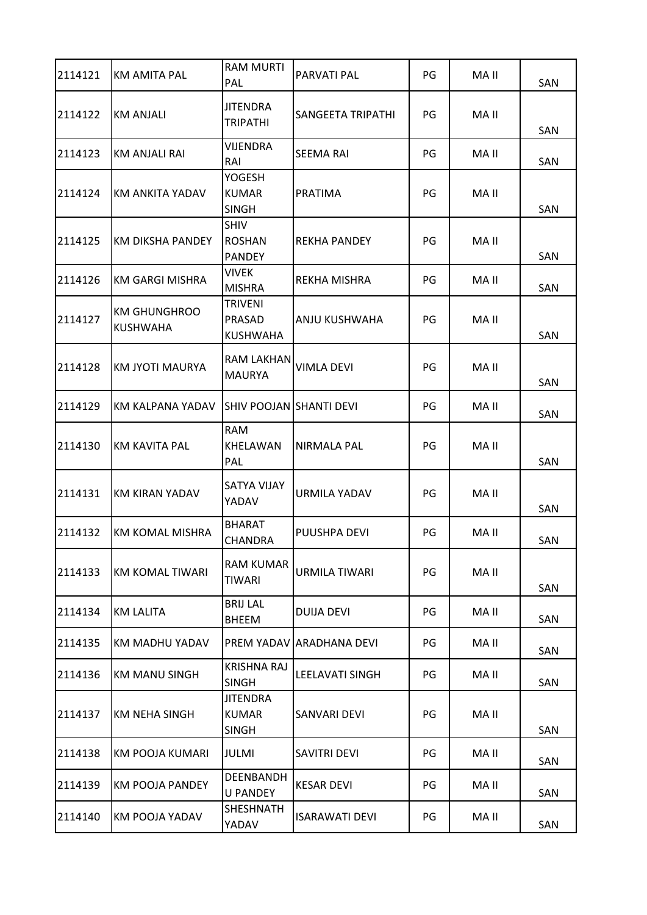| 2114121 | KM AMITA PAL | RAM MURTI PAL | PARVATI PAL | PG | MA II | SAN |
|---|---|---|---|---|---|---|
| 2114122 | KM ANJALI | JITENDRA TRIPATHI | SANGEETA TRIPATHI | PG | MA II | SAN |
| 2114123 | KM ANJALI RAI | VIJENDRA RAI | SEEMA RAI | PG | MA II | SAN |
| 2114124 | KM ANKITA YADAV | YOGESH KUMAR SINGH | PRATIMA | PG | MA II | SAN |
| 2114125 | KM DIKSHA PANDEY | SHIV ROSHAN PANDEY | REKHA PANDEY | PG | MA II | SAN |
| 2114126 | KM GARGI MISHRA | VIVEK MISHRA | REKHA MISHRA | PG | MA II | SAN |
| 2114127 | KM GHUNGHROO KUSHWAHA | TRIVENI PRASAD KUSHWAHA | ANJU KUSHWAHA | PG | MA II | SAN |
| 2114128 | KM JYOTI MAURYA | RAM LAKHAN MAURYA | VIMLA DEVI | PG | MA II | SAN |
| 2114129 | KM KALPANA YADAV | SHIV POOJAN | SHANTI DEVI | PG | MA II | SAN |
| 2114130 | KM KAVITA PAL | RAM KHELAWAN PAL | NIRMALA PAL | PG | MA II | SAN |
| 2114131 | KM KIRAN YADAV | SATYA VIJAY YADAV | URMILA YADAV | PG | MA II | SAN |
| 2114132 | KM KOMAL MISHRA | BHARAT CHANDRA | PUUSHPA DEVI | PG | MA II | SAN |
| 2114133 | KM KOMAL TIWARI | RAM KUMAR TIWARI | URMILA TIWARI | PG | MA II | SAN |
| 2114134 | KM LALITA | BRIJ LAL BHEEM | DUIJA DEVI | PG | MA II | SAN |
| 2114135 | KM MADHU YADAV | PREM YADAV | ARADHANA DEVI | PG | MA II | SAN |
| 2114136 | KM MANU SINGH | KRISHNA RAJ SINGH | LEELAVATI SINGH | PG | MA II | SAN |
| 2114137 | KM NEHA SINGH | JITENDRA KUMAR SINGH | SANVARI DEVI | PG | MA II | SAN |
| 2114138 | KM POOJA KUMARI | JULMI | SAVITRI DEVI | PG | MA II | SAN |
| 2114139 | KM POOJA PANDEY | DEENBANDHU PANDEY | KESAR DEVI | PG | MA II | SAN |
| 2114140 | KM POOJA YADAV | SHESHNATH YADAV | ISARAWATI DEVI | PG | MA II | SAN |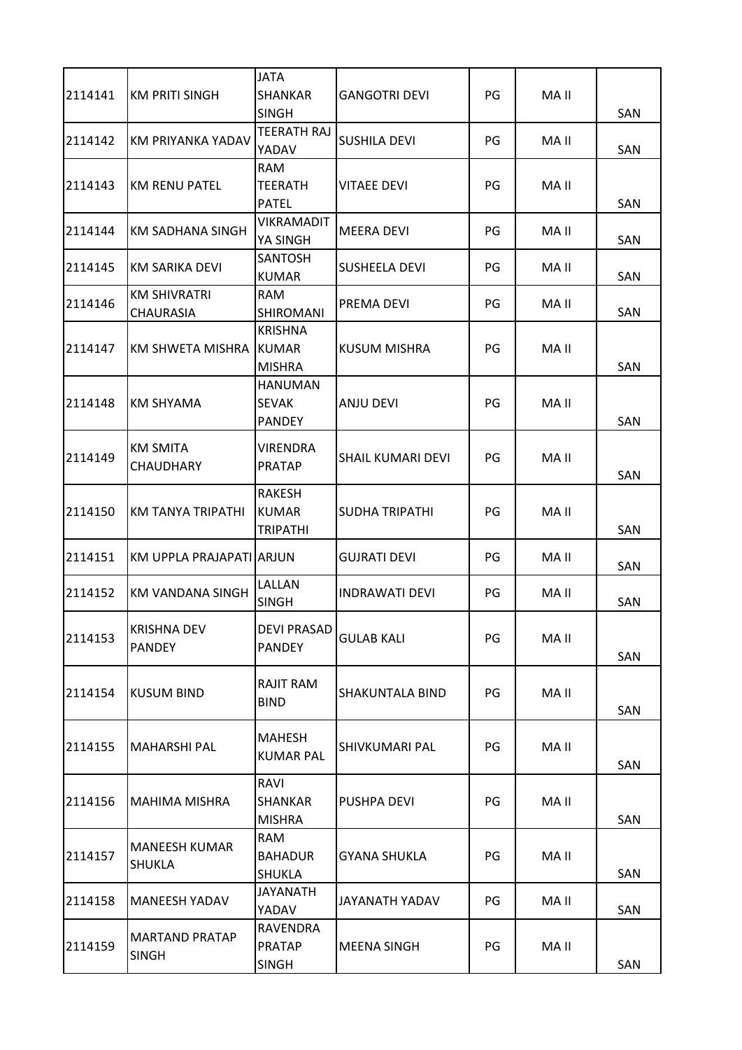| | | | | | | |
|---|---|---|---|---|---|---|
| 2114141 | KM PRITI SINGH | JATA SHANKAR SINGH | GANGOTRI DEVI | PG | MA II | SAN |
| 2114142 | KM PRIYANKA YADAV | TEERATH RAJ YADAV | SUSHILA DEVI | PG | MA II | SAN |
| 2114143 | KM RENU PATEL | RAM TEERATH PATEL | VITAEE DEVI | PG | MA II | SAN |
| 2114144 | KM SADHANA SINGH | VIKRAMADIT YA SINGH | MEERA DEVI | PG | MA II | SAN |
| 2114145 | KM SARIKA DEVI | SANTOSH KUMAR | SUSHEELA DEVI | PG | MA II | SAN |
| 2114146 | KM SHIVRATRI CHAURASIA | RAM SHIROMANI | PREMA DEVI | PG | MA II | SAN |
| 2114147 | KM SHWETA MISHRA | KRISHNA KUMAR MISHRA | KUSUM MISHRA | PG | MA II | SAN |
| 2114148 | KM SHYAMA | HANUMAN SEVAK PANDEY | ANJU DEVI | PG | MA II | SAN |
| 2114149 | KM SMITA CHAUDHARY | VIRENDRA PRATAP | SHAIL KUMARI DEVI | PG | MA II | SAN |
| 2114150 | KM TANYA TRIPATHI | RAKESH KUMAR TRIPATHI | SUDHA TRIPATHI | PG | MA II | SAN |
| 2114151 | KM UPPLA PRAJAPATI | ARJUN | GUJRATI DEVI | PG | MA II | SAN |
| 2114152 | KM VANDANA SINGH | LALLAN SINGH | INDRAWATI DEVI | PG | MA II | SAN |
| 2114153 | KRISHNA DEV PANDEY | DEVI PRASAD PANDEY | GULAB KALI | PG | MA II | SAN |
| 2114154 | KUSUM BIND | RAJIT RAM BIND | SHAKUNTALA BIND | PG | MA II | SAN |
| 2114155 | MAHARSHI PAL | MAHESH KUMAR PAL | SHIVKUMARI PAL | PG | MA II | SAN |
| 2114156 | MAHIMA MISHRA | RAVI SHANKAR MISHRA | PUSHPA DEVI | PG | MA II | SAN |
| 2114157 | MANEESH KUMAR SHUKLA | RAM BAHADUR SHUKLA | GYANA SHUKLA | PG | MA II | SAN |
| 2114158 | MANEESH YADAV | JAYANATH YADAV | JAYANATH YADAV | PG | MA II | SAN |
| 2114159 | MARTAND PRATAP SINGH | RAVENDRA PRATAP SINGH | MEENA SINGH | PG | MA II | SAN |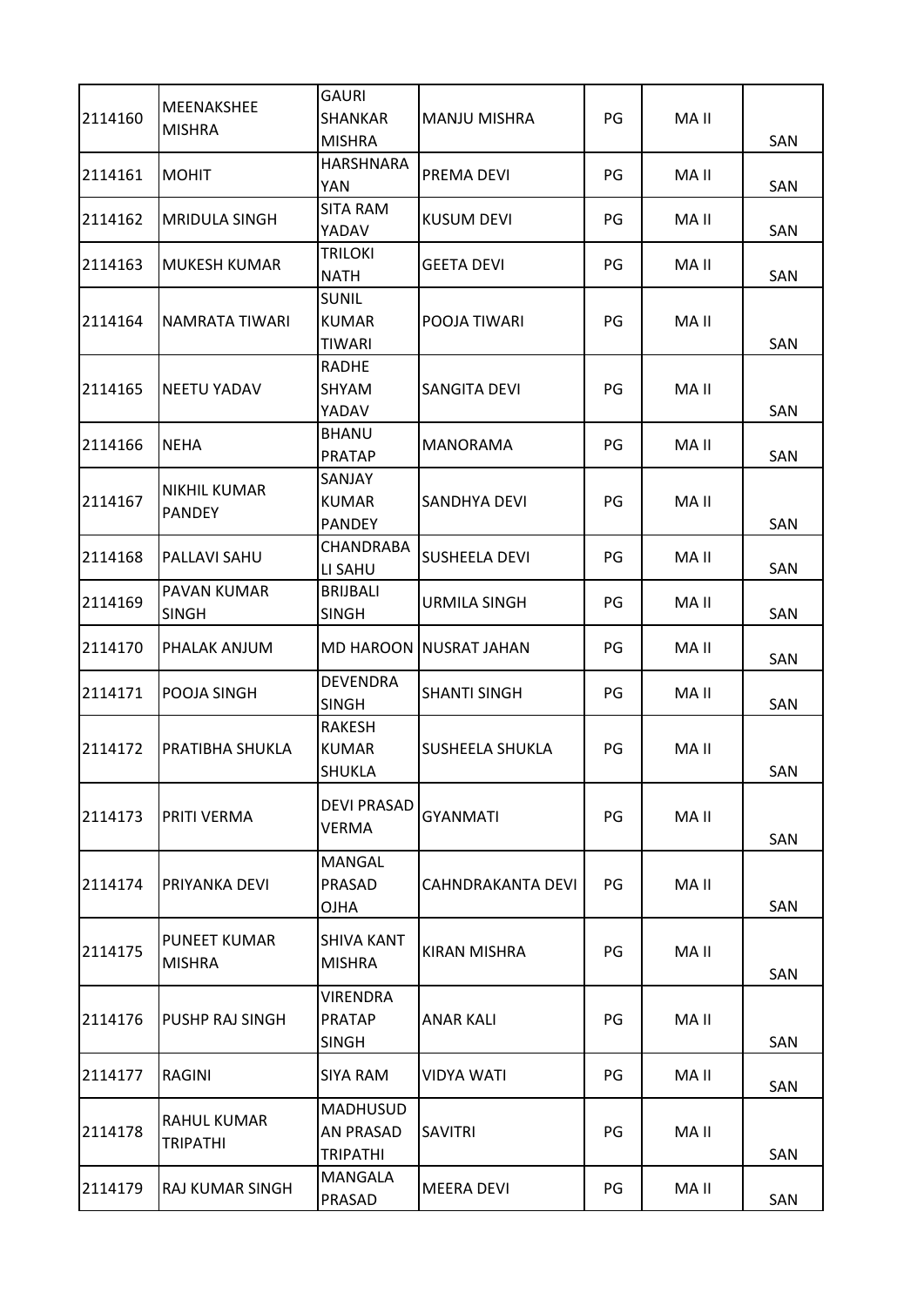| | | | | | | |
|---|---|---|---|---|---|---|
| 2114160 | MEENAKSHEE MISHRA | GAURI SHANKAR MISHRA | MANJU MISHRA | PG | MA II | SAN |
| 2114161 | MOHIT | HARSHNARAYAN | PREMA DEVI | PG | MA II | SAN |
| 2114162 | MRIDULA SINGH | SITA RAM YADAV | KUSUM DEVI | PG | MA II | SAN |
| 2114163 | MUKESH KUMAR | TRILOKI NATH | GEETA DEVI | PG | MA II | SAN |
| 2114164 | NAMRATA TIWARI | SUNIL KUMAR TIWARI | POOJA TIWARI | PG | MA II | SAN |
| 2114165 | NEETU YADAV | RADHE SHYAM YADAV | SANGITA DEVI | PG | MA II | SAN |
| 2114166 | NEHA | BHANU PRATAP | MANORAMA | PG | MA II | SAN |
| 2114167 | NIKHIL KUMAR PANDEY | SANJAY KUMAR PANDEY | SANDHYA DEVI | PG | MA II | SAN |
| 2114168 | PALLAVI SAHU | CHANDRABALI SAHU | SUSHEELA DEVI | PG | MA II | SAN |
| 2114169 | PAVAN KUMAR SINGH | BRIJBALI SINGH | URMILA SINGH | PG | MA II | SAN |
| 2114170 | PHALAK ANJUM | MD HAROON | NUSRAT JAHAN | PG | MA II | SAN |
| 2114171 | POOJA SINGH | DEVENDRA SINGH | SHANTI SINGH | PG | MA II | SAN |
| 2114172 | PRATIBHA SHUKLA | RAKESH KUMAR SHUKLA | SUSHEELA SHUKLA | PG | MA II | SAN |
| 2114173 | PRITI VERMA | DEVI PRASAD VERMA | GYANMATI | PG | MA II | SAN |
| 2114174 | PRIYANKA DEVI | MANGAL PRASAD OJHA | CAHNDRAKANTA DEVI | PG | MA II | SAN |
| 2114175 | PUNEET KUMAR MISHRA | SHIVA KANT MISHRA | KIRAN MISHRA | PG | MA II | SAN |
| 2114176 | PUSHP RAJ SINGH | VIRENDRA PRATAP SINGH | ANAR KALI | PG | MA II | SAN |
| 2114177 | RAGINI | SIYA RAM | VIDYA WATI | PG | MA II | SAN |
| 2114178 | RAHUL KUMAR TRIPATHI | MADHUSUDAN PRASAD TRIPATHI | SAVITRI | PG | MA II | SAN |
| 2114179 | RAJ KUMAR SINGH | MANGALA PRASAD | MEERA DEVI | PG | MA II | SAN |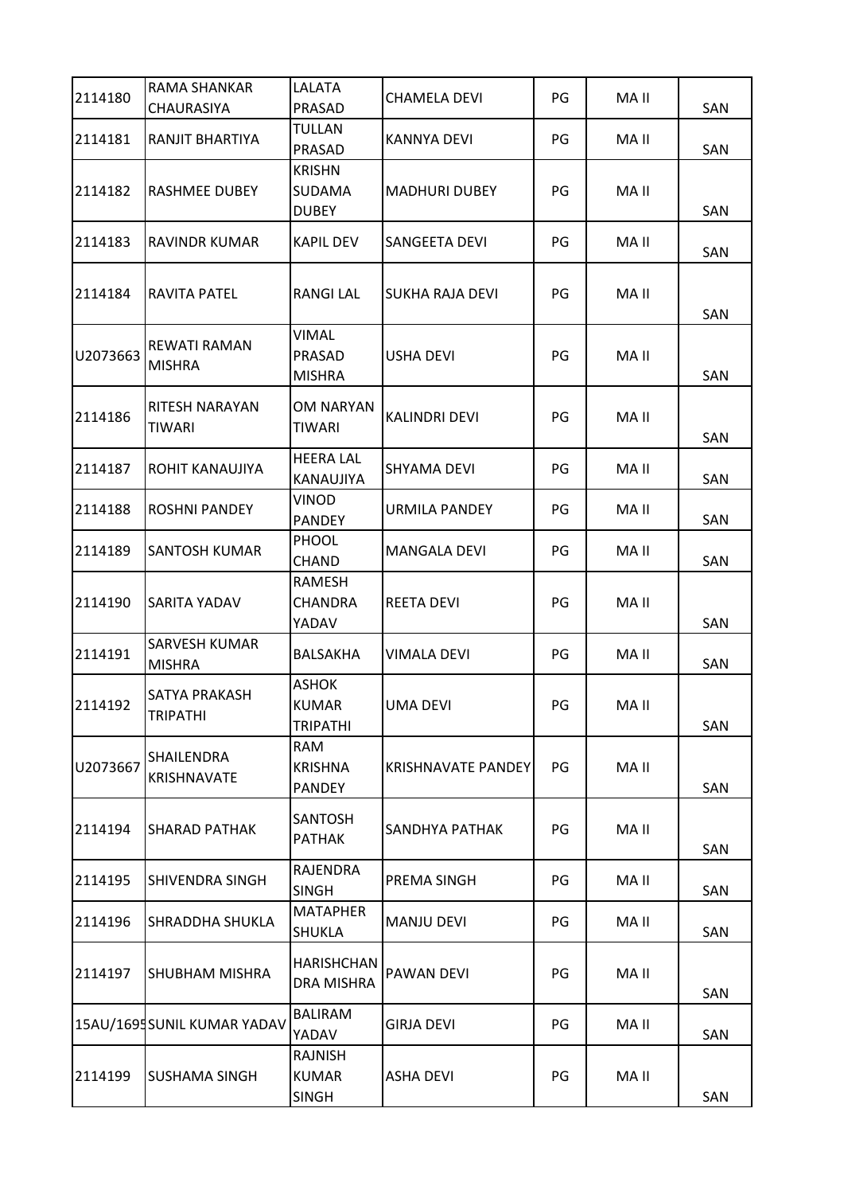| | | | | | | |
|---|---|---|---|---|---|---|
| 2114180 | RAMA SHANKAR CHAURASIYA | LALATA PRASAD | CHAMELA DEVI | PG | MA II | SAN |
| 2114181 | RANJIT BHARTIYA | TULLAN PRASAD | KANNYA DEVI | PG | MA II | SAN |
| 2114182 | RASHMEE DUBEY | KRISHN SUDAMA DUBEY | MADHURI DUBEY | PG | MA II | SAN |
| 2114183 | RAVINDR KUMAR | KAPIL DEV | SANGEETA DEVI | PG | MA II | SAN |
| 2114184 | RAVITA PATEL | RANGI LAL | SUKHA RAJA DEVI | PG | MA II | SAN |
| U2073663 | REWATI RAMAN MISHRA | VIMAL PRASAD MISHRA | USHA DEVI | PG | MA II | SAN |
| 2114186 | RITESH NARAYAN TIWARI | OM NARYAN TIWARI | KALINDRI DEVI | PG | MA II | SAN |
| 2114187 | ROHIT KANAUJIYA | HEERA LAL KANAUJIYA | SHYAMA DEVI | PG | MA II | SAN |
| 2114188 | ROSHNI PANDEY | VINOD PANDEY | URMILA PANDEY | PG | MA II | SAN |
| 2114189 | SANTOSH KUMAR | PHOOL CHAND | MANGALA DEVI | PG | MA II | SAN |
| 2114190 | SARITA YADAV | RAMESH CHANDRA YADAV | REETA DEVI | PG | MA II | SAN |
| 2114191 | SARVESH KUMAR MISHRA | BALSAKHA | VIMALA DEVI | PG | MA II | SAN |
| 2114192 | SATYA PRAKASH TRIPATHI | ASHOK KUMAR TRIPATHI | UMA DEVI | PG | MA II | SAN |
| U2073667 | SHAILENDRA KRISHNAVATE | RAM KRISHNA PANDEY | KRISHNAVATE PANDEY | PG | MA II | SAN |
| 2114194 | SHARAD PATHAK | SANTOSH PATHAK | SANDHYA PATHAK | PG | MA II | SAN |
| 2114195 | SHIVENDRA SINGH | RAJENDRA SINGH | PREMA SINGH | PG | MA II | SAN |
| 2114196 | SHRADDHA SHUKLA | MATAPHER SHUKLA | MANJU DEVI | PG | MA II | SAN |
| 2114197 | SHUBHAM MISHRA | HARISHCHANDRA MISHRA | PAWAN DEVI | PG | MA II | SAN |
| 15AU/1695 | SUNIL KUMAR YADAV | BALIRAM YADAV | GIRJA DEVI | PG | MA II | SAN |
| 2114199 | SUSHAMA SINGH | RAJNISH KUMAR SINGH | ASHA DEVI | PG | MA II | SAN |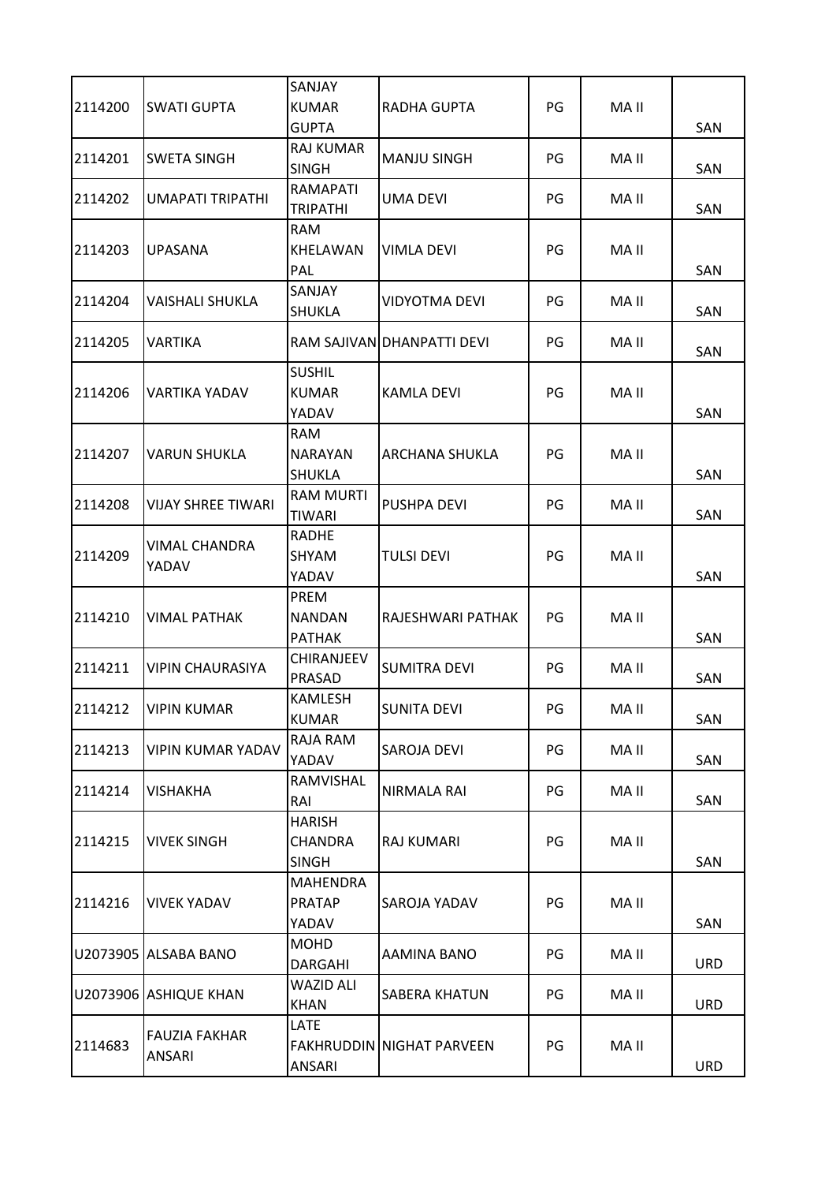| 2114200 | SWATI GUPTA | SANJAY KUMAR GUPTA | RADHA GUPTA | PG | MA II | SAN |
|---|---|---|---|---|---|---|
| 2114201 | SWETA SINGH | RAJ KUMAR SINGH | MANJU SINGH | PG | MA II | SAN |
| 2114202 | UMAPATI TRIPATHI | RAMAPATI TRIPATHI | UMA DEVI | PG | MA II | SAN |
| 2114203 | UPASANA | RAM KHELAWAN PAL | VIMLA DEVI | PG | MA II | SAN |
| 2114204 | VAISHALI SHUKLA | SANJAY SHUKLA | VIDYOTMA DEVI | PG | MA II | SAN |
| 2114205 | VARTIKA | RAM SAJIVAN | DHANPATTI DEVI | PG | MA II | SAN |
| 2114206 | VARTIKA YADAV | SUSHIL KUMAR YADAV | KAMLA DEVI | PG | MA II | SAN |
| 2114207 | VARUN SHUKLA | RAM NARAYAN SHUKLA | ARCHANA SHUKLA | PG | MA II | SAN |
| 2114208 | VIJAY SHREE TIWARI | RAM MURTI TIWARI | PUSHPA DEVI | PG | MA II | SAN |
| 2114209 | VIMAL CHANDRA YADAV | RADHE SHYAM YADAV | TULSI DEVI | PG | MA II | SAN |
| 2114210 | VIMAL PATHAK | PREM NANDAN PATHAK | RAJESHWARI PATHAK | PG | MA II | SAN |
| 2114211 | VIPIN CHAURASIYA | CHIRANJEEV PRASAD | SUMITRA DEVI | PG | MA II | SAN |
| 2114212 | VIPIN KUMAR | KAMLESH KUMAR | SUNITA DEVI | PG | MA II | SAN |
| 2114213 | VIPIN KUMAR YADAV | RAJA RAM YADAV | SAROJA DEVI | PG | MA II | SAN |
| 2114214 | VISHAKHA | RAMVISHAL RAI | NIRMALA RAI | PG | MA II | SAN |
| 2114215 | VIVEK SINGH | HARISH CHANDRA SINGH | RAJ KUMARI | PG | MA II | SAN |
| 2114216 | VIVEK YADAV | MAHENDRA PRATAP YADAV | SAROJA YADAV | PG | MA II | SAN |
| U2073905 | ALSABA BANO | MOHD DARGAHI | AAMINA BANO | PG | MA II | URD |
| U2073906 | ASHIQUE KHAN | WAZID ALI KHAN | SABERA KHATUN | PG | MA II | URD |
| 2114683 | FAUZIA FAKHAR ANSARI | LATE FAKHRUDDIN ANSARI | NIGHAT PARVEEN | PG | MA II | URD |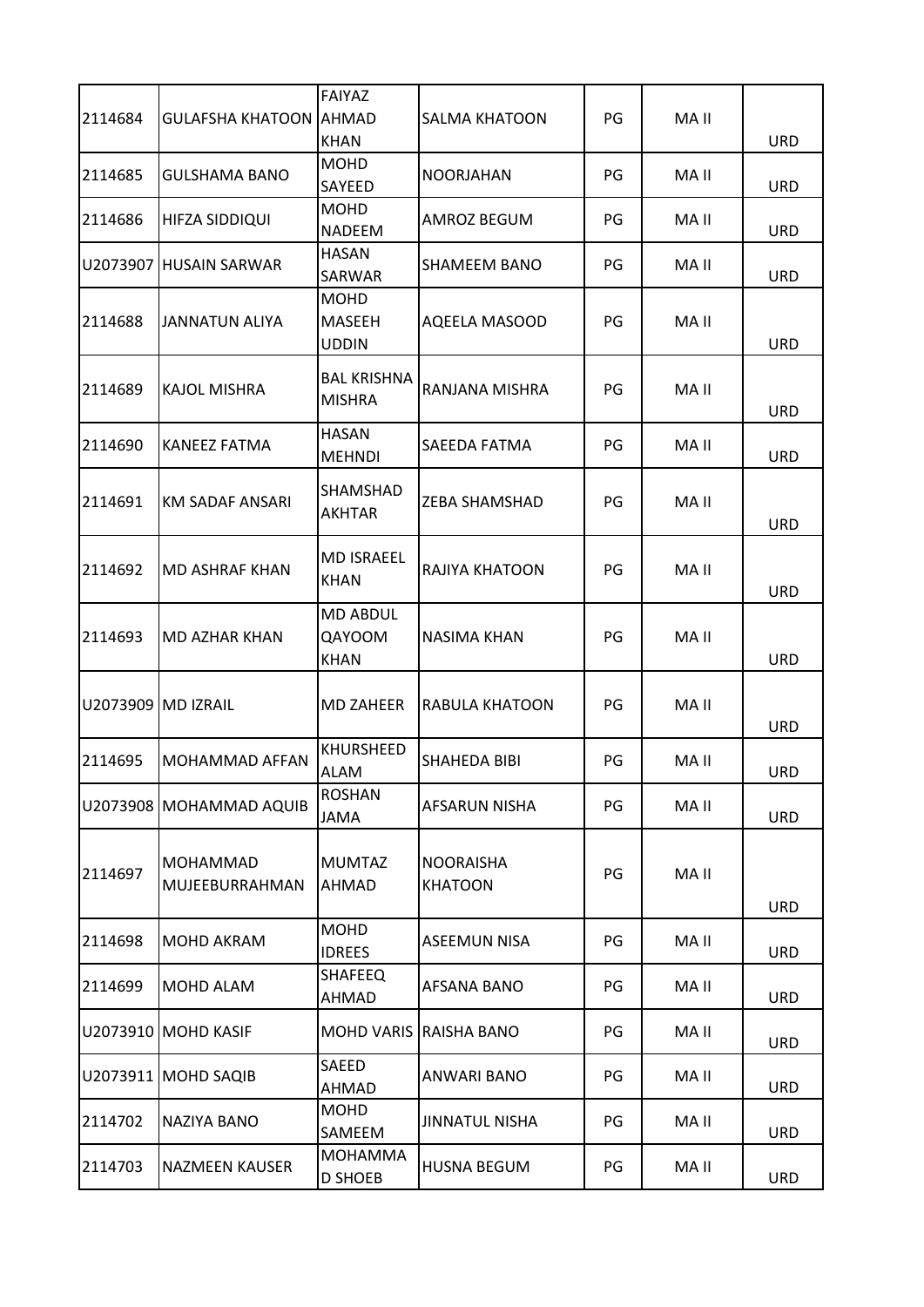| | | | | | | |
|---|---|---|---|---|---|---|
| 2114684 | GULAFSHA KHATOON | FAIYAZ AHMAD KHAN | SALMA KHATOON | PG | MA II | URD |
| 2114685 | GULSHAMA BANO | MOHD SAYEED | NOORJAHAN | PG | MA II | URD |
| 2114686 | HIFZA SIDDIQUI | MOHD NADEEM | AMROZ BEGUM | PG | MA II | URD |
| U2073907 | HUSAIN SARWAR | HASAN SARWAR | SHAMEEM BANO | PG | MA II | URD |
| 2114688 | JANNATUN ALIYA | MOHD MASEEH UDDIN | AQEELA MASOOD | PG | MA II | URD |
| 2114689 | KAJOL MISHRA | BAL KRISHNA MISHRA | RANJANA MISHRA | PG | MA II | URD |
| 2114690 | KANEEZ FATMA | HASAN MEHNDI | SAEEDA FATMA | PG | MA II | URD |
| 2114691 | KM SADAF ANSARI | SHAMSHAD AKHTAR | ZEBA SHAMSHAD | PG | MA II | URD |
| 2114692 | MD ASHRAF KHAN | MD ISRAEEL KHAN | RAJIYA KHATOON | PG | MA II | URD |
| 2114693 | MD AZHAR KHAN | MD ABDUL QAYOOM KHAN | NASIMA KHAN | PG | MA II | URD |
| U2073909 | MD IZRAIL | MD ZAHEER | RABULA KHATOON | PG | MA II | URD |
| 2114695 | MOHAMMAD AFFAN | KHURSHEED ALAM | SHAHEDA BIBI | PG | MA II | URD |
| U2073908 | MOHAMMAD AQUIB | ROSHAN JAMA | AFSARUN NISHA | PG | MA II | URD |
| 2114697 | MOHAMMAD MUJEEBURRAHMAN | MUMTAZ AHMAD | NOORAISHA KHATOON | PG | MA II | URD |
| 2114698 | MOHD AKRAM | MOHD IDREES | ASEEMUN NISA | PG | MA II | URD |
| 2114699 | MOHD ALAM | SHAFEEQ AHMAD | AFSANA BANO | PG | MA II | URD |
| U2073910 | MOHD KASIF | MOHD VARIS | RAISHA BANO | PG | MA II | URD |
| U2073911 | MOHD SAQIB | SAEED AHMAD | ANWARI BANO | PG | MA II | URD |
| 2114702 | NAZIYA BANO | MOHD SAMEEM | JINNATUL NISHA | PG | MA II | URD |
| 2114703 | NAZMEEN KAUSER | MOHAMMA D SHOEB | HUSNA BEGUM | PG | MA II | URD |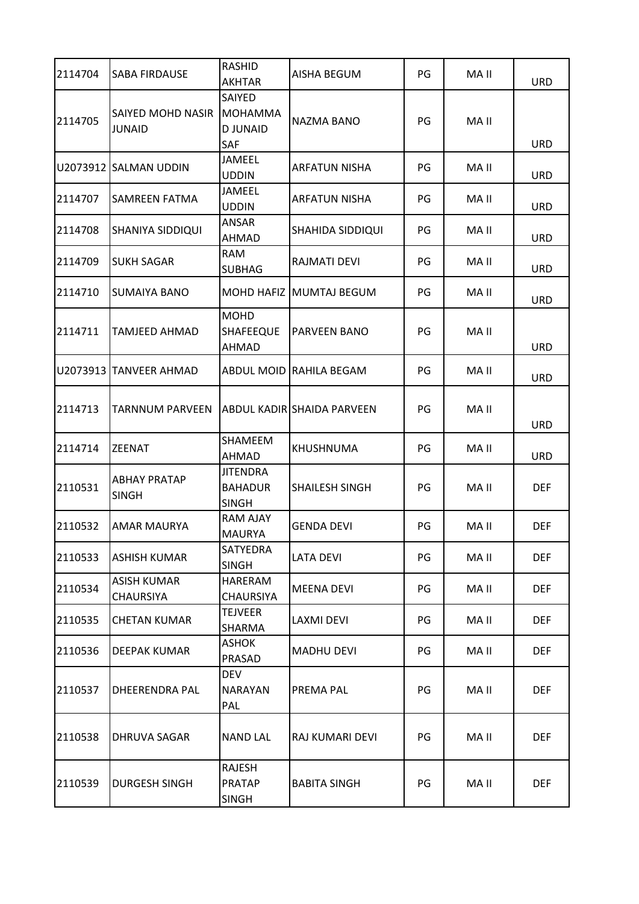| | | | | | | |
|---|---|---|---|---|---|---|
| 2114704 | SABA FIRDAUSE | RASHID AKHTAR | AISHA BEGUM | PG | MA II | URD |
| 2114705 | SAIYED MOHD NASIR JUNAID | SAIYED MOHAMMA D JUNAID SAF | NAZMA BANO | PG | MA II | URD |
| U2073912 | SALMAN UDDIN | JAMEEL UDDIN | ARFATUN NISHA | PG | MA II | URD |
| 2114707 | SAMREEN FATMA | JAMEEL UDDIN | ARFATUN NISHA | PG | MA II | URD |
| 2114708 | SHANIYA SIDDIQUI | ANSAR AHMAD | SHAHIDA SIDDIQUI | PG | MA II | URD |
| 2114709 | SUKH SAGAR | RAM SUBHAG | RAJMATI DEVI | PG | MA II | URD |
| 2114710 | SUMAIYA BANO | MOHD HAFIZ | MUMTAJ BEGUM | PG | MA II | URD |
| 2114711 | TAMJEED AHMAD | MOHD SHAFEEQUE AHMAD | PARVEEN BANO | PG | MA II | URD |
| U2073913 | TANVEER AHMAD | ABDUL MOID | RAHILA BEGAM | PG | MA II | URD |
| 2114713 | TARNNUM PARVEEN | ABDUL KADIR | SHAIDA PARVEEN | PG | MA II | URD |
| 2114714 | ZEENAT | SHAMEEM AHMAD | KHUSHNUMA | PG | MA II | URD |
| 2110531 | ABHAY PRATAP SINGH | JITENDRA BAHADUR SINGH | SHAILESH SINGH | PG | MA II | DEF |
| 2110532 | AMAR MAURYA | RAM AJAY MAURYA | GENDA DEVI | PG | MA II | DEF |
| 2110533 | ASHISH KUMAR | SATYEDRA SINGH | LATA DEVI | PG | MA II | DEF |
| 2110534 | ASISH KUMAR CHAURSIYA | HARERAM CHAURSIYA | MEENA DEVI | PG | MA II | DEF |
| 2110535 | CHETAN KUMAR | TEJVEER SHARMA | LAXMI DEVI | PG | MA II | DEF |
| 2110536 | DEEPAK KUMAR | ASHOK PRASAD | MADHU DEVI | PG | MA II | DEF |
| 2110537 | DHEERENDRA PAL | DEV NARAYAN PAL | PREMA PAL | PG | MA II | DEF |
| 2110538 | DHRUVA SAGAR | NAND LAL | RAJ KUMARI DEVI | PG | MA II | DEF |
| 2110539 | DURGESH SINGH | RAJESH PRATAP SINGH | BABITA SINGH | PG | MA II | DEF |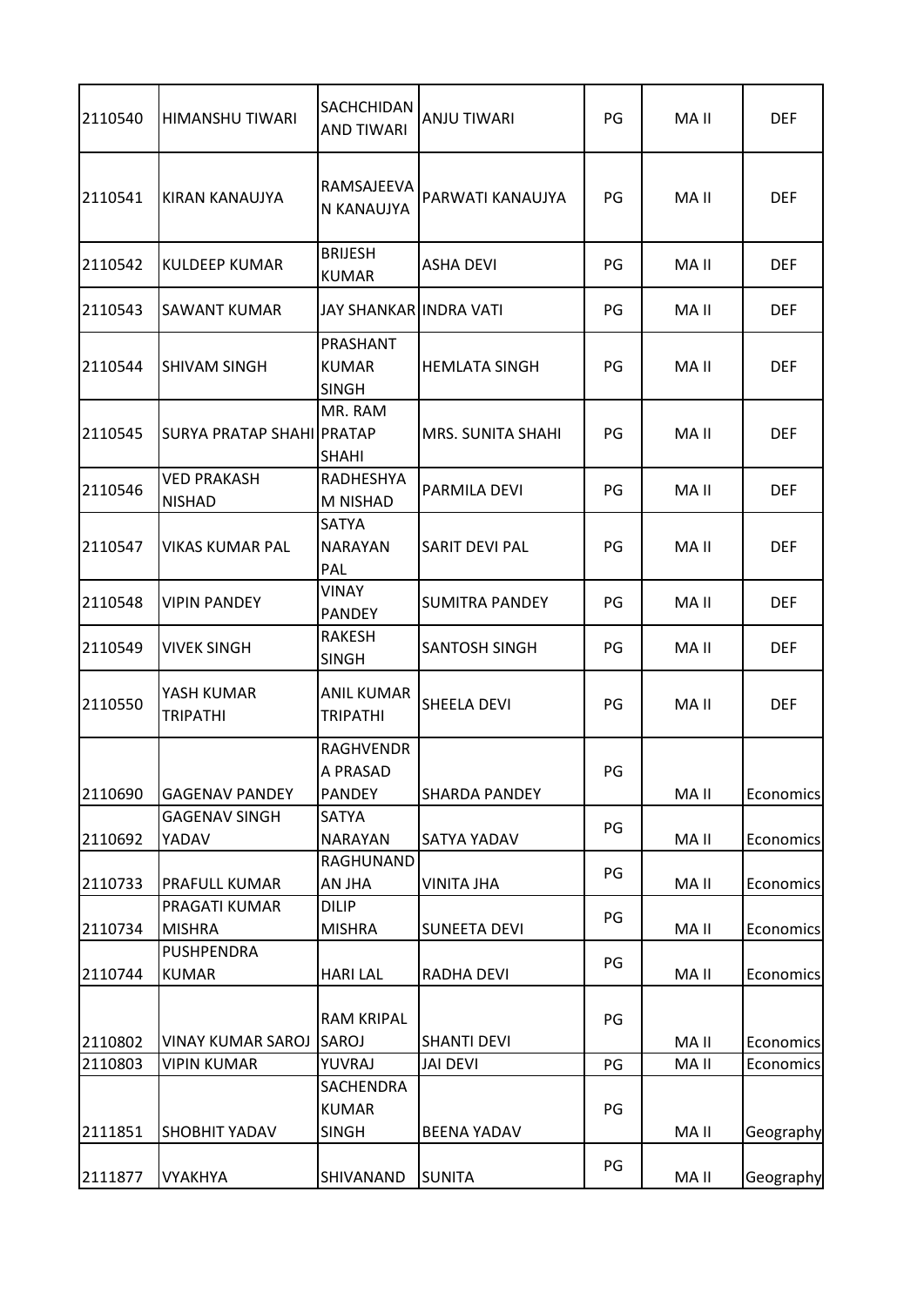| 2110540 | HIMANSHU TIWARI | SACHCHIDANAND TIWARI | ANJU TIWARI | PG | MA II | DEF |
|---|---|---|---|---|---|---|
| 2110541 | KIRAN KANAUJYA | RAMSAJEEVAN KANAUJYA | PARWATI KANAUJYA | PG | MA II | DEF |
| 2110542 | KULDEEP KUMAR | BRIJESH KUMAR | ASHA DEVI | PG | MA II | DEF |
| 2110543 | SAWANT KUMAR | JAY SHANKAR | INDRA VATI | PG | MA II | DEF |
| 2110544 | SHIVAM SINGH | PRASHANT KUMAR SINGH | HEMLATA SINGH | PG | MA II | DEF |
| 2110545 | SURYA PRATAP SHAHI | MR. RAM PRATAP SHAHI | MRS. SUNITA SHAHI | PG | MA II | DEF |
| 2110546 | VED PRAKASH NISHAD | RADHESHYAM NISHAD | PARMILA DEVI | PG | MA II | DEF |
| 2110547 | VIKAS KUMAR PAL | SATYA NARAYAN PAL | SARIT DEVI PAL | PG | MA II | DEF |
| 2110548 | VIPIN PANDEY | VINAY PANDEY | SUMITRA PANDEY | PG | MA II | DEF |
| 2110549 | VIVEK SINGH | RAKESH SINGH | SANTOSH SINGH | PG | MA II | DEF |
| 2110550 | YASH KUMAR TRIPATHI | ANIL KUMAR TRIPATHI | SHEELA DEVI | PG | MA II | DEF |
| 2110690 | GAGENAV PANDEY | RAGHVENDRA PRASAD PANDEY | SHARDA PANDEY | PG | MA II | Economics |
| 2110692 | GAGENAV SINGH YADAV | SATYA NARAYAN | SATYA YADAV | PG | MA II | Economics |
| 2110733 | PRAFULL KUMAR | RAGHUNANDAN JHA | VINITA JHA | PG | MA II | Economics |
| 2110734 | PRAGATI KUMAR MISHRA | DILIP MISHRA | SUNEETA DEVI | PG | MA II | Economics |
| 2110744 | PUSHPENDRA KUMAR | HARI LAL | RADHA DEVI | PG | MA II | Economics |
| 2110802 | VINAY KUMAR SAROJ | RAM KRIPAL SAROJ | SHANTI DEVI | PG | MA II | Economics |
| 2110803 | VIPIN KUMAR | YUVRAJ | JAI DEVI | PG | MA II | Economics |
| 2111851 | SHOBHIT YADAV | SACHENDRA KUMAR SINGH | BEENA YADAV | PG | MA II | Geography |
| 2111877 | VYAKHYA | SHIVANAND | SUNITA | PG | MA II | Geography |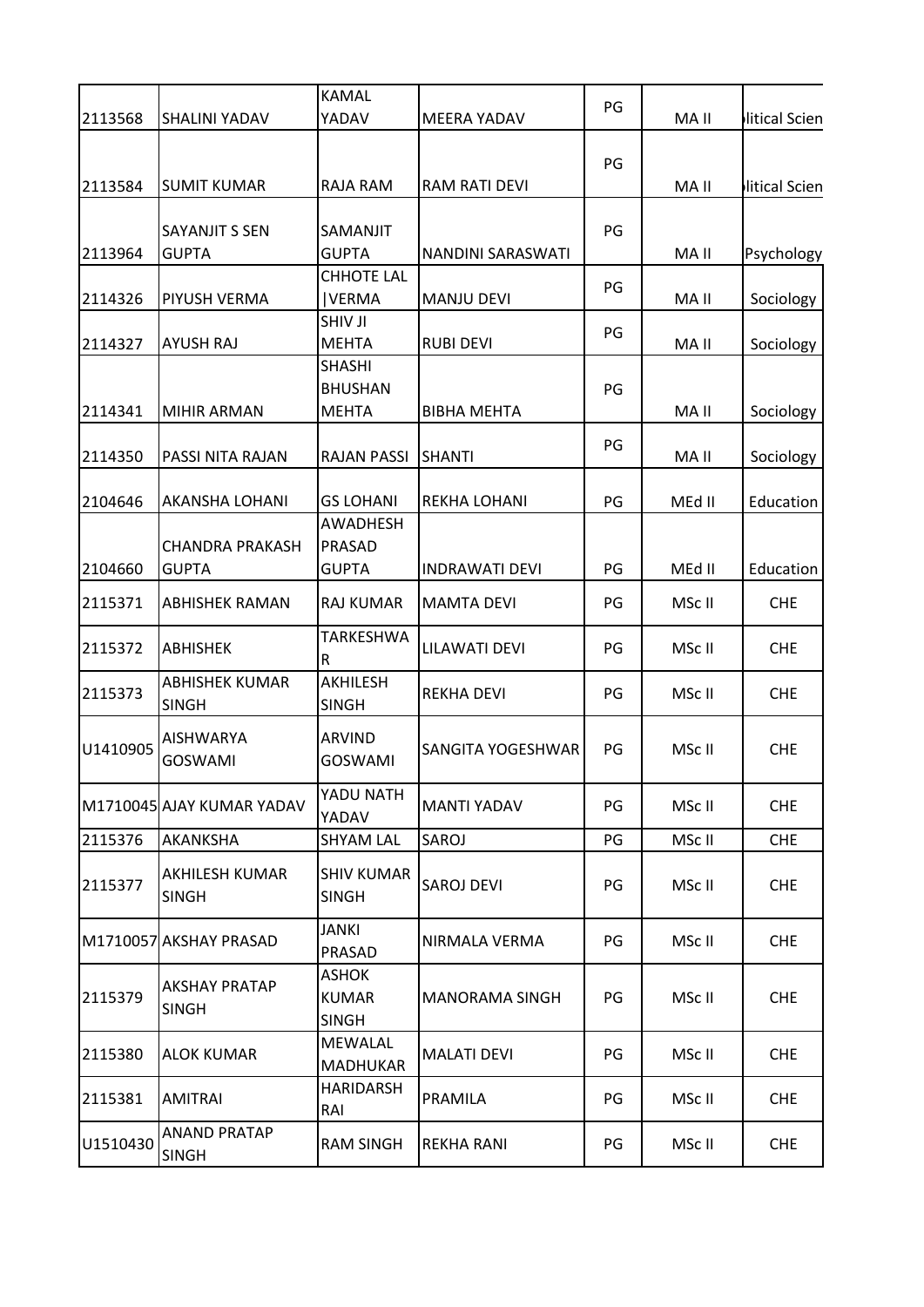| | | | | | | |
|---|---|---|---|---|---|---|
| 2113568 | SHALINI YADAV | KAMAL YADAV | MEERA YADAV | PG | MA II | litical Scien |
| 2113584 | SUMIT KUMAR | RAJA RAM | RAM RATI DEVI | PG | MA II | litical Scien |
| 2113964 | SAYANJIT S SEN GUPTA | SAMANJIT GUPTA | NANDINI SARASWATI | PG | MA II | Psychology |
| 2114326 | PIYUSH VERMA | CHHOTE LAL \|VERMA | MANJU DEVI | PG | MA II | Sociology |
| 2114327 | AYUSH RAJ | SHIV JI MEHTA | RUBI DEVI | PG | MA II | Sociology |
| 2114341 | MIHIR ARMAN | SHASHI BHUSHAN MEHTA | BIBHA MEHTA | PG | MA II | Sociology |
| 2114350 | PASSI NITA RAJAN | RAJAN PASSI | SHANTI | PG | MA II | Sociology |
| 2104646 | AKANSHA LOHANI | GS LOHANI | REKHA LOHANI | PG | MEd II | Education |
| 2104660 | CHANDRA PRAKASH GUPTA | AWADHESH PRASAD GUPTA | INDRAWATI DEVI | PG | MEd II | Education |
| 2115371 | ABHISHEK RAMAN | RAJ KUMAR | MAMTA DEVI | PG | MSc II | CHE |
| 2115372 | ABHISHEK | TARKESHWAR | LILAWATI DEVI | PG | MSc II | CHE |
| 2115373 | ABHISHEK KUMAR SINGH | AKHILESH SINGH | REKHA DEVI | PG | MSc II | CHE |
| U1410905 | AISHWARYA GOSWAMI | ARVIND GOSWAMI | SANGITA YOGESHWAR | PG | MSc II | CHE |
| M1710045 | AJAY KUMAR YADAV | YADU NATH YADAV | MANTI YADAV | PG | MSc II | CHE |
| 2115376 | AKANKSHA | SHYAM LAL | SAROJ | PG | MSc II | CHE |
| 2115377 | AKHILESH KUMAR SINGH | SHIV KUMAR SINGH | SAROJ DEVI | PG | MSc II | CHE |
| M1710057 | AKSHAY PRASAD | JANKI PRASAD | NIRMALA VERMA | PG | MSc II | CHE |
| 2115379 | AKSHAY PRATAP SINGH | ASHOK KUMAR SINGH | MANORAMA SINGH | PG | MSc II | CHE |
| 2115380 | ALOK KUMAR | MEWALAL MADHUKAR | MALATI DEVI | PG | MSc II | CHE |
| 2115381 | AMITRAI | HARIDARSH RAI | PRAMILA | PG | MSc II | CHE |
| U1510430 | ANAND PRATAP SINGH | RAM SINGH | REKHA RANI | PG | MSc II | CHE |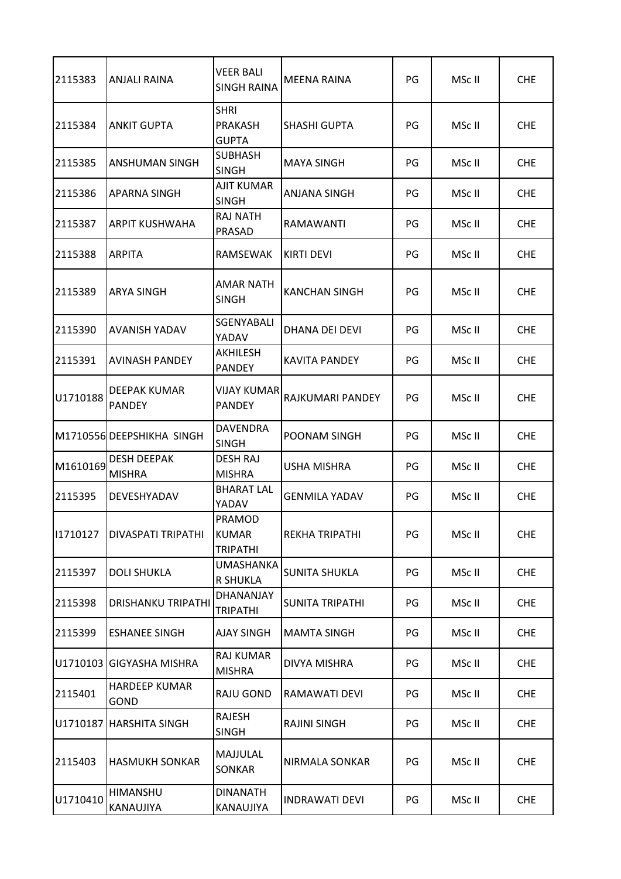| 2115383 | ANJALI RAINA | VEER BALI SINGH RAINA | MEENA RAINA | PG | MSc II | CHE |
|---|---|---|---|---|---|---|
| 2115384 | ANKIT GUPTA | SHRI PRAKASH GUPTA | SHASHI GUPTA | PG | MSc II | CHE |
| 2115385 | ANSHUMAN SINGH | SUBHASH SINGH | MAYA SINGH | PG | MSc II | CHE |
| 2115386 | APARNA SINGH | AJIT KUMAR SINGH | ANJANA SINGH | PG | MSc II | CHE |
| 2115387 | ARPIT KUSHWAHA | RAJ NATH PRASAD | RAMAWANTI | PG | MSc II | CHE |
| 2115388 | ARPITA | RAMSEWAK | KIRTI DEVI | PG | MSc II | CHE |
| 2115389 | ARYA SINGH | AMAR NATH SINGH | KANCHAN SINGH | PG | MSc II | CHE |
| 2115390 | AVANISH YADAV | SGENYABALI YADAV | DHANA DEI DEVI | PG | MSc II | CHE |
| 2115391 | AVINASH PANDEY | AKHILESH PANDEY | KAVITA PANDEY | PG | MSc II | CHE |
| U1710188 | DEEPAK KUMAR PANDEY | VIJAY KUMAR PANDEY | RAJKUMARI PANDEY | PG | MSc II | CHE |
| M1710556 | DEEPSHIKHA SINGH | DAVENDRA SINGH | POONAM SINGH | PG | MSc II | CHE |
| M1610169 | DESH DEEPAK MISHRA | DESH RAJ MISHRA | USHA MISHRA | PG | MSc II | CHE |
| 2115395 | DEVESHYADAV | BHARAT LAL YADAV | GENMILA YADAV | PG | MSc II | CHE |
| I1710127 | DIVASPATI TRIPATHI | PRAMOD KUMAR TRIPATHI | REKHA TRIPATHI | PG | MSc II | CHE |
| 2115397 | DOLI SHUKLA | UMASHANKAR SHUKLA | SUNITA SHUKLA | PG | MSc II | CHE |
| 2115398 | DRISHANKU TRIPATHI | DHANANJAY TRIPATHI | SUNITA TRIPATHI | PG | MSc II | CHE |
| 2115399 | ESHANEE SINGH | AJAY SINGH | MAMTA SINGH | PG | MSc II | CHE |
| U1710103 | GIGYASHA MISHRA | RAJ KUMAR MISHRA | DIVYA MISHRA | PG | MSc II | CHE |
| 2115401 | HARDEEP KUMAR GOND | RAJU GOND | RAMAWATI DEVI | PG | MSc II | CHE |
| U1710187 | HARSHITA SINGH | RAJESH SINGH | RAJINI SINGH | PG | MSc II | CHE |
| 2115403 | HASMUKH SONKAR | MAJJULAL SONKAR | NIRMALA SONKAR | PG | MSc II | CHE |
| U1710410 | HIMANSHU KANAUJIYA | DINANATH KANAUJIYA | INDRAWATI DEVI | PG | MSc II | CHE |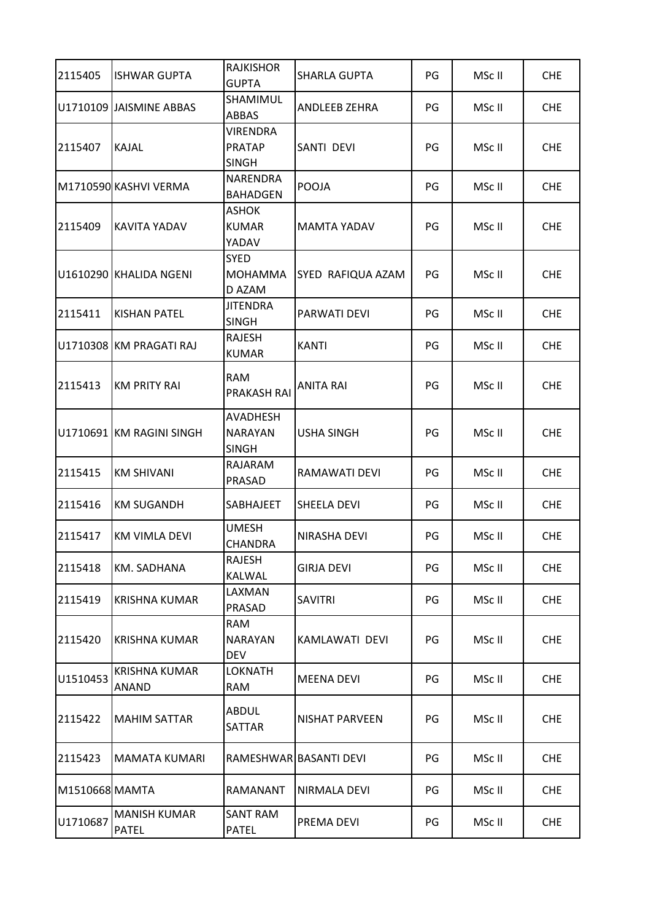| | | | | | | |
|---|---|---|---|---|---|---|
| 2115405 | ISHWAR GUPTA | RAJKISHOR GUPTA | SHARLA GUPTA | PG | MSc II | CHE |
| U1710109 | JAISMINE ABBAS | SHAMIMUL ABBAS | ANDLEEB ZEHRA | PG | MSc II | CHE |
| 2115407 | KAJAL | VIRENDRA PRATAP SINGH | SANTI DEVI | PG | MSc II | CHE |
| M1710590 | KASHVI VERMA | NARENDRA BAHADGEN | POOJA | PG | MSc II | CHE |
| 2115409 | KAVITA YADAV | ASHOK KUMAR YADAV | MAMTA YADAV | PG | MSc II | CHE |
| U1610290 | KHALIDA NGENI | SYED MOHAMMA D AZAM | SYED RAFIQUA AZAM | PG | MSc II | CHE |
| 2115411 | KISHAN PATEL | JITENDRA SINGH | PARWATI DEVI | PG | MSc II | CHE |
| U1710308 | KM PRAGATI RAJ | RAJESH KUMAR | KANTI | PG | MSc II | CHE |
| 2115413 | KM PRITY RAI | RAM PRAKASH RAI | ANITA RAI | PG | MSc II | CHE |
| U1710691 | KM RAGINI SINGH | AVADHESH NARAYAN SINGH | USHA SINGH | PG | MSc II | CHE |
| 2115415 | KM SHIVANI | RAJARAM PRASAD | RAMAWATI DEVI | PG | MSc II | CHE |
| 2115416 | KM SUGANDH | SABHAJEET | SHEELA DEVI | PG | MSc II | CHE |
| 2115417 | KM VIMLA DEVI | UMESH CHANDRA | NIRASHA DEVI | PG | MSc II | CHE |
| 2115418 | KM. SADHANA | RAJESH KALWAL | GIRJA DEVI | PG | MSc II | CHE |
| 2115419 | KRISHNA KUMAR | LAXMAN PRASAD | SAVITRI | PG | MSc II | CHE |
| 2115420 | KRISHNA KUMAR | RAM NARAYAN DEV | KAMLAWATI DEVI | PG | MSc II | CHE |
| U1510453 | KRISHNA KUMAR ANAND | LOKNATH RAM | MEENA DEVI | PG | MSc II | CHE |
| 2115422 | MAHIM SATTAR | ABDUL SATTAR | NISHAT PARVEEN | PG | MSc II | CHE |
| 2115423 | MAMATA KUMARI | RAMESHWAR | BASANTI DEVI | PG | MSc II | CHE |
| M1510668 | MAMTA | RAMANANT | NIRMALA DEVI | PG | MSc II | CHE |
| U1710687 | MANISH KUMAR PATEL | SANT RAM PATEL | PREMA DEVI | PG | MSc II | CHE |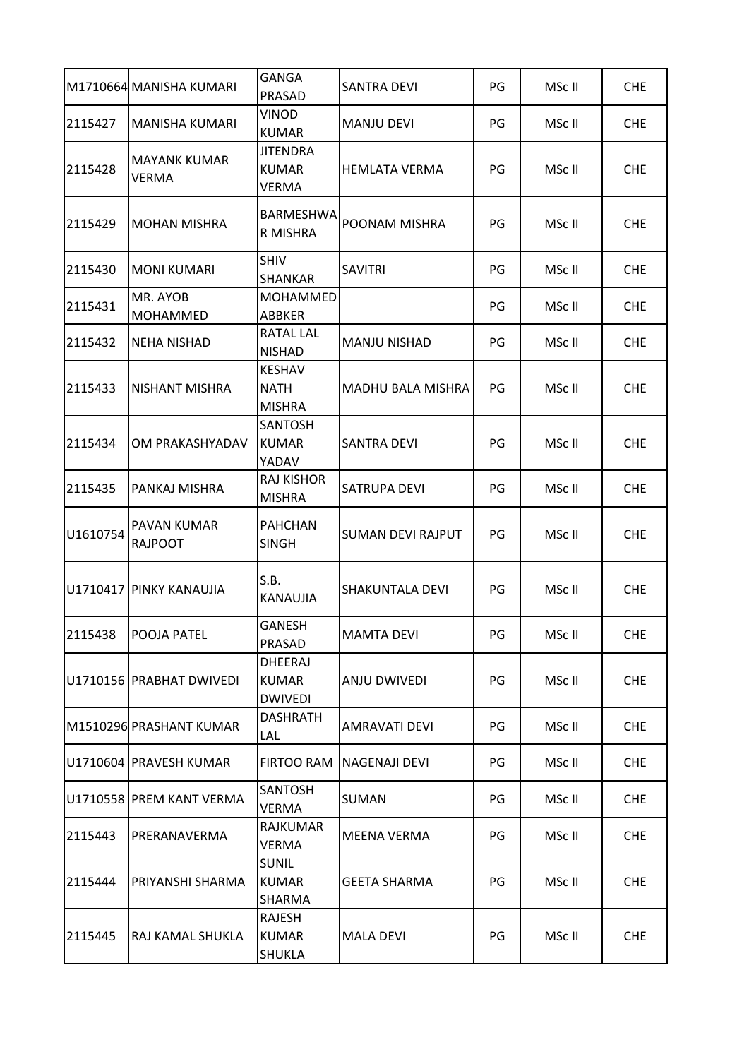| M1710664 | MANISHA KUMARI | GANGA PRASAD | SANTRA DEVI | PG | MSc II | CHE |
|---|---|---|---|---|---|---|
| 2115427 | MANISHA KUMARI | VINOD KUMAR | MANJU DEVI | PG | MSc II | CHE |
| 2115428 | MAYANK KUMAR VERMA | JITENDRA KUMAR VERMA | HEMLATA VERMA | PG | MSc II | CHE |
| 2115429 | MOHAN MISHRA | BARMESHWAR MISHRA | POONAM MISHRA | PG | MSc II | CHE |
| 2115430 | MONI KUMARI | SHIV SHANKAR | SAVITRI | PG | MSc II | CHE |
| 2115431 | MR. AYOB MOHAMMED | MOHAMMED ABBKER | | PG | MSc II | CHE |
| 2115432 | NEHA NISHAD | RATAL LAL NISHAD | MANJU NISHAD | PG | MSc II | CHE |
| 2115433 | NISHANT MISHRA | KESHAV NATH MISHRA | MADHU BALA MISHRA | PG | MSc II | CHE |
| 2115434 | OM PRAKASHYADAV | SANTOSH KUMAR YADAV | SANTRA DEVI | PG | MSc II | CHE |
| 2115435 | PANKAJ MISHRA | RAJ KISHOR MISHRA | SATRUPA DEVI | PG | MSc II | CHE |
| U1610754 | PAVAN KUMAR RAJPOOT | PAHCHAN SINGH | SUMAN DEVI RAJPUT | PG | MSc II | CHE |
| U1710417 | PINKY KANAUJIA | S.B. KANAUJIA | SHAKUNTALA DEVI | PG | MSc II | CHE |
| 2115438 | POOJA PATEL | GANESH PRASAD | MAMTA DEVI | PG | MSc II | CHE |
| U1710156 | PRABHAT DWIVEDI | DHEERAJ KUMAR DWIVEDI | ANJU DWIVEDI | PG | MSc II | CHE |
| M1510296 | PRASHANT KUMAR | DASHRATH LAL | AMRAVATI DEVI | PG | MSc II | CHE |
| U1710604 | PRAVESH KUMAR | FIRTOO RAM | NAGENAJI DEVI | PG | MSc II | CHE |
| U1710558 | PREM KANT VERMA | SANTOSH VERMA | SUMAN | PG | MSc II | CHE |
| 2115443 | PRERANAVERMA | RAJKUMAR VERMA | MEENA VERMA | PG | MSc II | CHE |
| 2115444 | PRIYANSHI SHARMA | SUNIL KUMAR SHARMA | GEETA SHARMA | PG | MSc II | CHE |
| 2115445 | RAJ KAMAL SHUKLA | RAJESH KUMAR SHUKLA | MALA DEVI | PG | MSc II | CHE |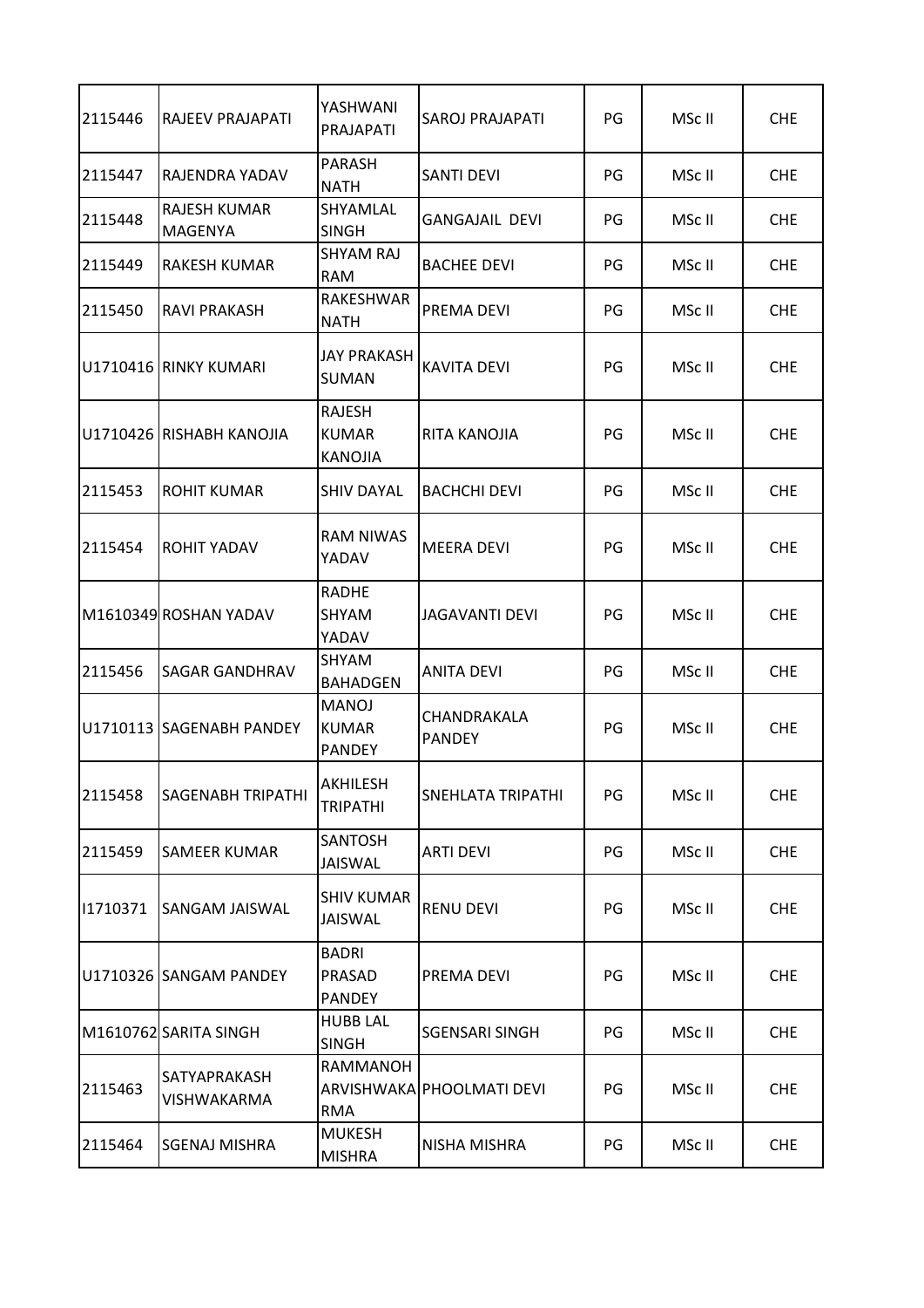| | | | | | | |
|---|---|---|---|---|---|---|
| 2115446 | RAJEEV PRAJAPATI | YASHWANI PRAJAPATI | SAROJ PRAJAPATI | PG | MSc II | CHE |
| 2115447 | RAJENDRA YADAV | PARASH NATH | SANTI DEVI | PG | MSc II | CHE |
| 2115448 | RAJESH KUMAR MAGENYA | SHYAMLAL SINGH | GANGAJAIL DEVI | PG | MSc II | CHE |
| 2115449 | RAKESH KUMAR | SHYAM RAJ RAM | BACHEE DEVI | PG | MSc II | CHE |
| 2115450 | RAVI PRAKASH | RAKESHWAR NATH | PREMA DEVI | PG | MSc II | CHE |
| U1710416 | RINKY KUMARI | JAY PRAKASH SUMAN | KAVITA DEVI | PG | MSc II | CHE |
| U1710426 | RISHABH KANOJIA | RAJESH KUMAR KANOJIA | RITA KANOJIA | PG | MSc II | CHE |
| 2115453 | ROHIT KUMAR | SHIV DAYAL | BACHCHI DEVI | PG | MSc II | CHE |
| 2115454 | ROHIT YADAV | RAM NIWAS YADAV | MEERA DEVI | PG | MSc II | CHE |
| M1610349 | ROSHAN YADAV | RADHE SHYAM YADAV | JAGAVANTI DEVI | PG | MSc II | CHE |
| 2115456 | SAGAR GANDHRAV | SHYAM BAHADGEN | ANITA DEVI | PG | MSc II | CHE |
| U1710113 | SAGENABH PANDEY | MANOJ KUMAR PANDEY | CHANDRAKALA PANDEY | PG | MSc II | CHE |
| 2115458 | SAGENABH TRIPATHI | AKHILESH TRIPATHI | SNEHLATA TRIPATHI | PG | MSc II | CHE |
| 2115459 | SAMEER KUMAR | SANTOSH JAISWAL | ARTI DEVI | PG | MSc II | CHE |
| I1710371 | SANGAM JAISWAL | SHIV KUMAR JAISWAL | RENU DEVI | PG | MSc II | CHE |
| U1710326 | SANGAM PANDEY | BADRI PRASAD PANDEY | PREMA DEVI | PG | MSc II | CHE |
| M1610762 | SARITA SINGH | HUBB LAL SINGH | SGENSARI SINGH | PG | MSc II | CHE |
| 2115463 | SATYAPRAKASH VISHWAKARMA | RAMMANOH ARVISHWAKA RMA | PHOOLMATI DEVI | PG | MSc II | CHE |
| 2115464 | SGENAJ MISHRA | MUKESH MISHRA | NISHA MISHRA | PG | MSc II | CHE |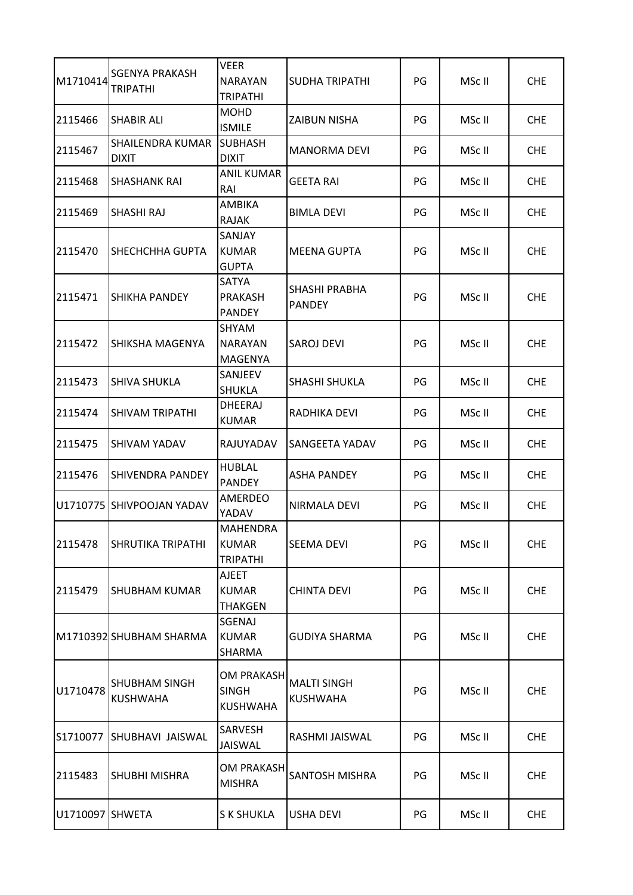| | | | | | | |
|---|---|---|---|---|---|---|
| M1710414 | SGENYA PRAKASH TRIPATHI | VEER NARAYAN TRIPATHI | SUDHA TRIPATHI | PG | MSc II | CHE |
| 2115466 | SHABIR ALI | MOHD ISMILE | ZAIBUN NISHA | PG | MSc II | CHE |
| 2115467 | SHAILENDRA KUMAR DIXIT | SUBHASH DIXIT | MANORMA DEVI | PG | MSc II | CHE |
| 2115468 | SHASHANK RAI | ANIL KUMAR RAI | GEETA RAI | PG | MSc II | CHE |
| 2115469 | SHASHI RAJ | AMBIKA RAJAK | BIMLA DEVI | PG | MSc II | CHE |
| 2115470 | SHECHCHHA GUPTA | SANJAY KUMAR GUPTA | MEENA GUPTA | PG | MSc II | CHE |
| 2115471 | SHIKHA PANDEY | SATYA PRAKASH PANDEY | SHASHI PRABHA PANDEY | PG | MSc II | CHE |
| 2115472 | SHIKSHA MAGENYA | SHYAM NARAYAN MAGENYA | SAROJ DEVI | PG | MSc II | CHE |
| 2115473 | SHIVA SHUKLA | SANJEEV SHUKLA | SHASHI SHUKLA | PG | MSc II | CHE |
| 2115474 | SHIVAM TRIPATHI | DHEERAJ KUMAR | RADHIKA DEVI | PG | MSc II | CHE |
| 2115475 | SHIVAM YADAV | RAJUYADAV | SANGEETA YADAV | PG | MSc II | CHE |
| 2115476 | SHIVENDRA PANDEY | HUBLAL PANDEY | ASHA PANDEY | PG | MSc II | CHE |
| U1710775 | SHIVPOOJAN YADAV | AMERDEO YADAV | NIRMALA DEVI | PG | MSc II | CHE |
| 2115478 | SHRUTIKA TRIPATHI | MAHENDRA KUMAR TRIPATHI | SEEMA DEVI | PG | MSc II | CHE |
| 2115479 | SHUBHAM KUMAR | AJEET KUMAR THAKGEN | CHINTA DEVI | PG | MSc II | CHE |
| M1710392 | SHUBHAM SHARMA | SGENAJ KUMAR SHARMA | GUDIYA SHARMA | PG | MSc II | CHE |
| U1710478 | SHUBHAM SINGH KUSHWAHA | OM PRAKASH SINGH KUSHWAHA | MALTI SINGH KUSHWAHA | PG | MSc II | CHE |
| S1710077 | SHUBHAVI JAISWAL | SARVESH JAISWAL | RASHMI JAISWAL | PG | MSc II | CHE |
| 2115483 | SHUBHI MISHRA | OM PRAKASH MISHRA | SANTOSH MISHRA | PG | MSc II | CHE |
| U1710097 | SHWETA | S K SHUKLA | USHA DEVI | PG | MSc II | CHE |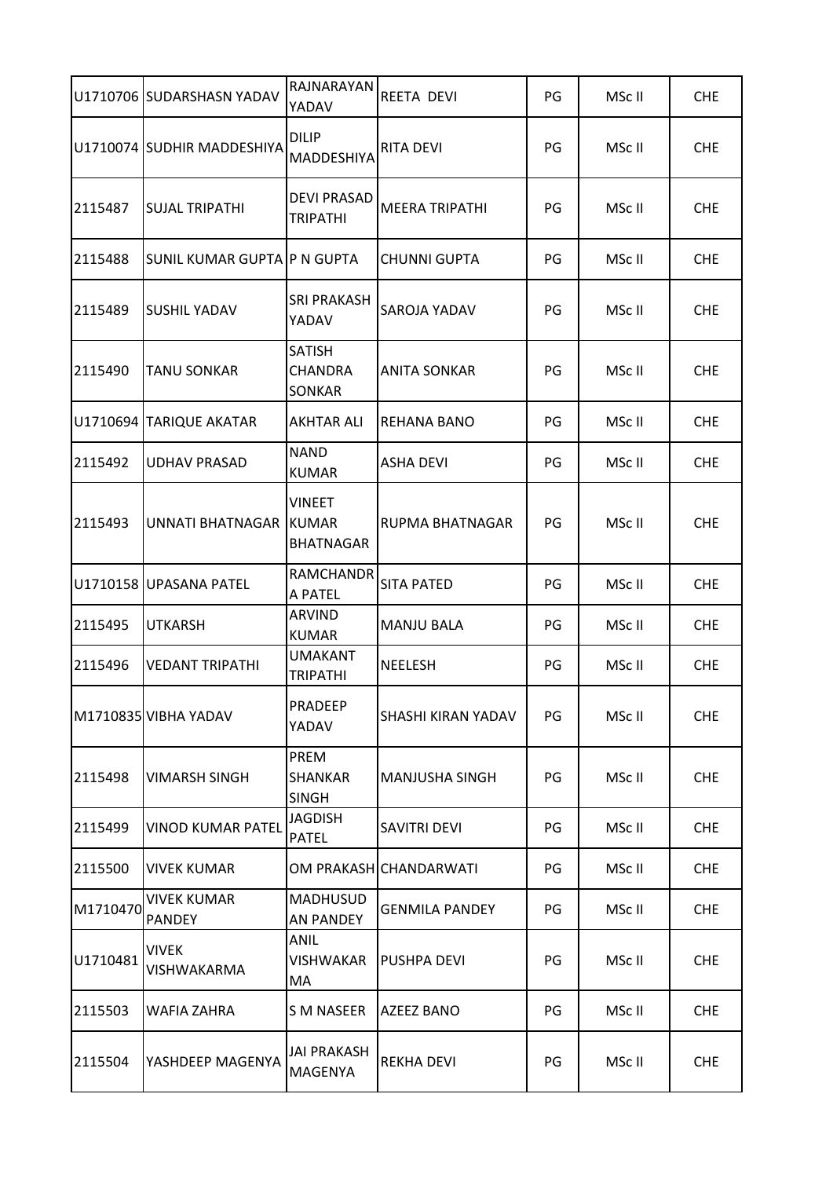| | | | | | | |
|---|---|---|---|---|---|---|
| U1710706 | SUDARSHASN YADAV | RAJNARAYAN YADAV | REETA DEVI | PG | MSc II | CHE |
| U1710074 | SUDHIR MADDESHIYA | DILIP MADDESHIYA | RITA DEVI | PG | MSc II | CHE |
| 2115487 | SUJAL TRIPATHI | DEVI PRASAD TRIPATHI | MEERA TRIPATHI | PG | MSc II | CHE |
| 2115488 | SUNIL KUMAR GUPTA | P N GUPTA | CHUNNI GUPTA | PG | MSc II | CHE |
| 2115489 | SUSHIL YADAV | SRI PRAKASH YADAV | SAROJA YADAV | PG | MSc II | CHE |
| 2115490 | TANU SONKAR | SATISH CHANDRA SONKAR | ANITA SONKAR | PG | MSc II | CHE |
| U1710694 | TARIQUE AKATAR | AKHTAR ALI | REHANA BANO | PG | MSc II | CHE |
| 2115492 | UDHAV PRASAD | NAND KUMAR | ASHA DEVI | PG | MSc II | CHE |
| 2115493 | UNNATI BHATNAGAR | VINEET KUMAR BHATNAGAR | RUPMA BHATNAGAR | PG | MSc II | CHE |
| U1710158 | UPASANA PATEL | RAMCHANDRA PATEL | SITA PATED | PG | MSc II | CHE |
| 2115495 | UTKARSH | ARVIND KUMAR | MANJU BALA | PG | MSc II | CHE |
| 2115496 | VEDANT TRIPATHI | UMAKANT TRIPATHI | NEELESH | PG | MSc II | CHE |
| M1710835 | VIBHA YADAV | PRADEEP YADAV | SHASHI KIRAN YADAV | PG | MSc II | CHE |
| 2115498 | VIMARSH SINGH | PREM SHANKAR SINGH | MANJUSHA SINGH | PG | MSc II | CHE |
| 2115499 | VINOD KUMAR PATEL | JAGDISH PATEL | SAVITRI DEVI | PG | MSc II | CHE |
| 2115500 | VIVEK KUMAR | OM PRAKASH | CHANDARWATI | PG | MSc II | CHE |
| M1710470 | VIVEK KUMAR PANDEY | MADHUSUDAN PANDEY | GENMILA PANDEY | PG | MSc II | CHE |
| U1710481 | VIVEK VISHWAKARMA | ANIL VISHWAKARMA | PUSHPA DEVI | PG | MSc II | CHE |
| 2115503 | WAFIA ZAHRA | S M NASEER | AZEEZ BANO | PG | MSc II | CHE |
| 2115504 | YASHDEEP MAGENYA | JAI PRAKASH MAGENYA | REKHA DEVI | PG | MSc II | CHE |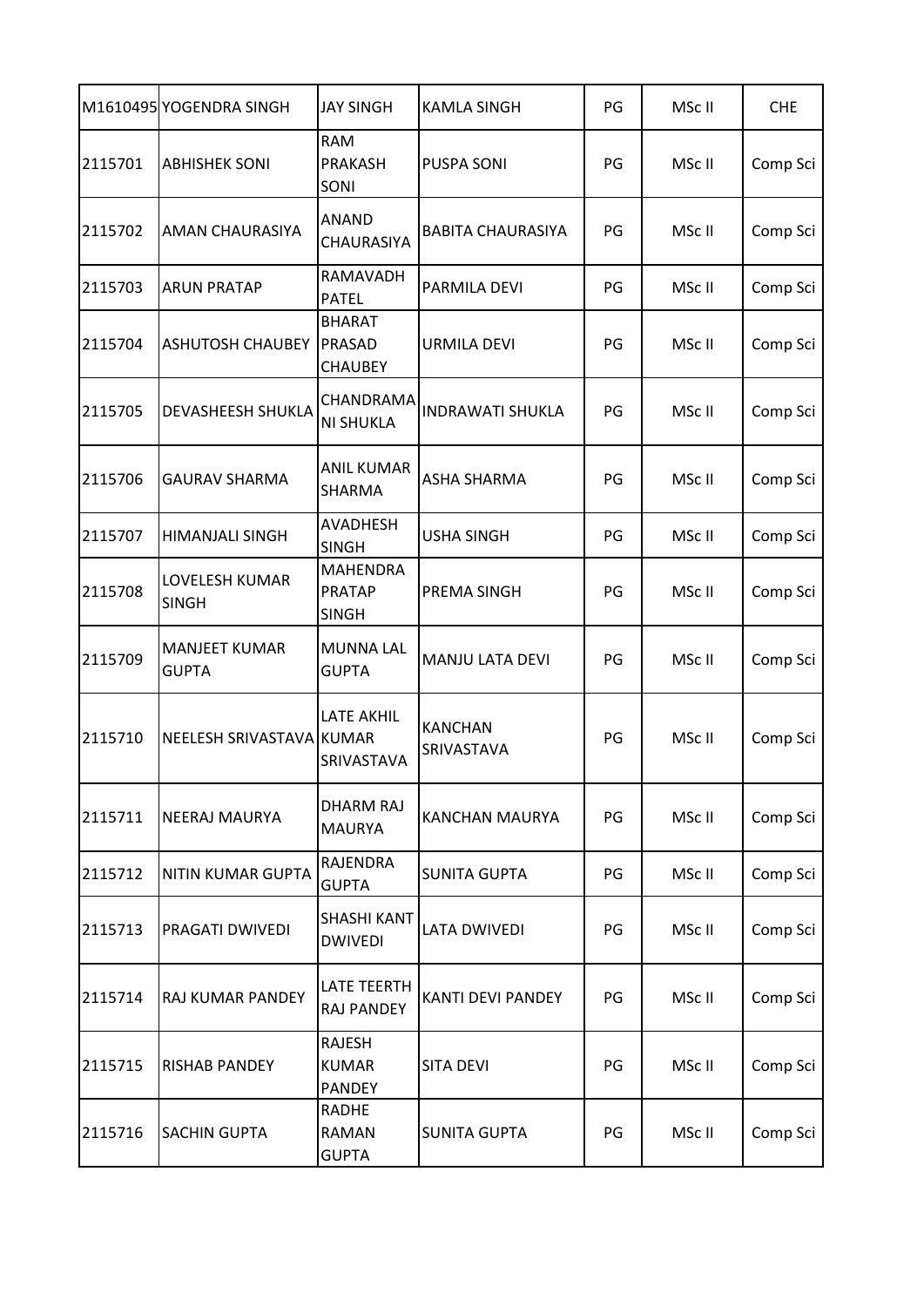| M1610495 | YOGENDRA SINGH | JAY SINGH | KAMLA SINGH | PG | MSc II | CHE |
|---|---|---|---|---|---|---|
| 2115701 | ABHISHEK SONI | RAM PRAKASH SONI | PUSPA SONI | PG | MSc II | Comp Sci |
| 2115702 | AMAN CHAURASIYA | ANAND CHAURASIYA | BABITA CHAURASIYA | PG | MSc II | Comp Sci |
| 2115703 | ARUN PRATAP | RAMAVADH PATEL | PARMILA DEVI | PG | MSc II | Comp Sci |
| 2115704 | ASHUTOSH CHAUBEY | BHARAT PRASAD CHAUBEY | URMILA DEVI | PG | MSc II | Comp Sci |
| 2115705 | DEVASHEESH SHUKLA | CHANDRAMANI SHUKLA | INDRAWATI SHUKLA | PG | MSc II | Comp Sci |
| 2115706 | GAURAV SHARMA | ANIL KUMAR SHARMA | ASHA SHARMA | PG | MSc II | Comp Sci |
| 2115707 | HIMANJALI SINGH | AVADHESH SINGH | USHA SINGH | PG | MSc II | Comp Sci |
| 2115708 | LOVELESH KUMAR SINGH | MAHENDRA PRATAP SINGH | PREMA SINGH | PG | MSc II | Comp Sci |
| 2115709 | MANJEET KUMAR GUPTA | MUNNA LAL GUPTA | MANJU LATA DEVI | PG | MSc II | Comp Sci |
| 2115710 | NEELESH SRIVASTAVA | LATE AKHIL KUMAR SRIVASTAVA | KANCHAN SRIVASTAVA | PG | MSc II | Comp Sci |
| 2115711 | NEERAJ MAURYA | DHARM RAJ MAURYA | KANCHAN MAURYA | PG | MSc II | Comp Sci |
| 2115712 | NITIN KUMAR GUPTA | RAJENDRA GUPTA | SUNITA GUPTA | PG | MSc II | Comp Sci |
| 2115713 | PRAGATI DWIVEDI | SHASHI KANT DWIVEDI | LATA DWIVEDI | PG | MSc II | Comp Sci |
| 2115714 | RAJ KUMAR PANDEY | LATE TEERTH RAJ PANDEY | KANTI DEVI PANDEY | PG | MSc II | Comp Sci |
| 2115715 | RISHAB PANDEY | RAJESH KUMAR PANDEY | SITA DEVI | PG | MSc II | Comp Sci |
| 2115716 | SACHIN GUPTA | RADHE RAMAN GUPTA | SUNITA GUPTA | PG | MSc II | Comp Sci |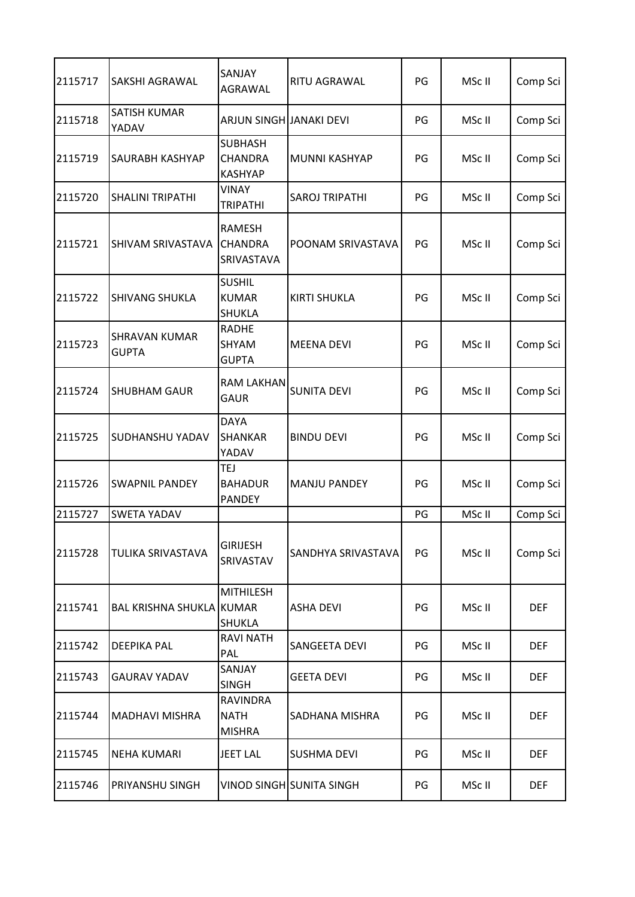| | | | | | | |
|---|---|---|---|---|---|---|
| 2115717 | SAKSHI AGRAWAL | SANJAY AGRAWAL | RITU AGRAWAL | PG | MSc II | Comp Sci |
| 2115718 | SATISH KUMAR YADAV | ARJUN SINGH | JANAKI DEVI | PG | MSc II | Comp Sci |
| 2115719 | SAURABH KASHYAP | SUBHASH CHANDRA KASHYAP | MUNNI KASHYAP | PG | MSc II | Comp Sci |
| 2115720 | SHALINI TRIPATHI | VINAY TRIPATHI | SAROJ TRIPATHI | PG | MSc II | Comp Sci |
| 2115721 | SHIVAM SRIVASTAVA | RAMESH CHANDRA SRIVASTAVA | POONAM SRIVASTAVA | PG | MSc II | Comp Sci |
| 2115722 | SHIVANG SHUKLA | SUSHIL KUMAR SHUKLA | KIRTI SHUKLA | PG | MSc II | Comp Sci |
| 2115723 | SHRAVAN KUMAR GUPTA | RADHE SHYAM GUPTA | MEENA DEVI | PG | MSc II | Comp Sci |
| 2115724 | SHUBHAM GAUR | RAM LAKHAN GAUR | SUNITA DEVI | PG | MSc II | Comp Sci |
| 2115725 | SUDHANSHU YADAV | DAYA SHANKAR YADAV | BINDU DEVI | PG | MSc II | Comp Sci |
| 2115726 | SWAPNIL PANDEY | TEJ BAHADUR PANDEY | MANJU PANDEY | PG | MSc II | Comp Sci |
| 2115727 | SWETA YADAV | | | PG | MSc II | Comp Sci |
| 2115728 | TULIKA SRIVASTAVA | GIRIJESH SRIVASTAV | SANDHYA SRIVASTAVA | PG | MSc II | Comp Sci |
| 2115741 | BAL KRISHNA SHUKLA | MITHILESH KUMAR SHUKLA | ASHA DEVI | PG | MSc II | DEF |
| 2115742 | DEEPIKA PAL | RAVI NATH PAL | SANGEETA DEVI | PG | MSc II | DEF |
| 2115743 | GAURAV YADAV | SANJAY SINGH | GEETA DEVI | PG | MSc II | DEF |
| 2115744 | MADHAVI MISHRA | RAVINDRA NATH MISHRA | SADHANA MISHRA | PG | MSc II | DEF |
| 2115745 | NEHA KUMARI | JEET LAL | SUSHMA DEVI | PG | MSc II | DEF |
| 2115746 | PRIYANSHU SINGH | VINOD SINGH | SUNITA SINGH | PG | MSc II | DEF |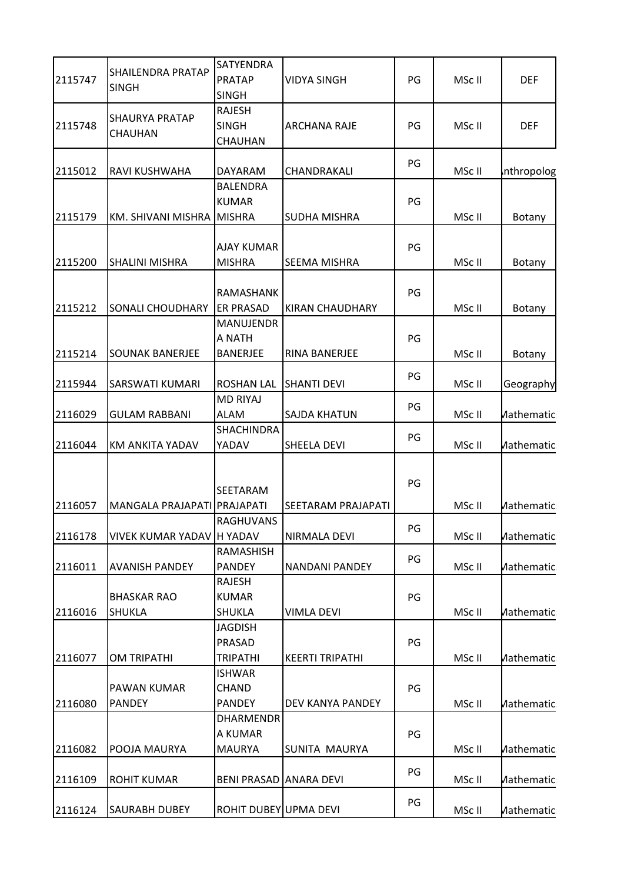| | | | | | | |
|---|---|---|---|---|---|---|
| 2115747 | SHAILENDRA PRATAP SINGH | SATYENDRA PRATAP SINGH | VIDYA SINGH | PG | MSc II | DEF |
| 2115748 | SHAURYA PRATAP CHAUHAN | RAJESH SINGH CHAUHAN | ARCHANA RAJE | PG | MSc II | DEF |
| 2115012 | RAVI KUSHWAHA | DAYARAM | CHANDRAKALI | PG | MSc II | nthropolog |
| 2115179 | KM. SHIVANI MISHRA | BALENDRA KUMAR MISHRA | SUDHA MISHRA | PG | MSc II | Botany |
| 2115200 | SHALINI MISHRA | AJAY KUMAR MISHRA | SEEMA MISHRA | PG | MSc II | Botany |
| 2115212 | SONALI CHOUDHARY | RAMASHANKER PRASAD | KIRAN CHAUDHARY | PG | MSc II | Botany |
| 2115214 | SOUNAK BANERJEE | MANUJENDRA NATH BANERJEE | RINA BANERJEE | PG | MSc II | Botany |
| 2115944 | SARSWATI KUMARI | ROSHAN LAL | SHANTI DEVI | PG | MSc II | Geography |
| 2116029 | GULAM RABBANI | MD RIYAJ ALAM | SAJDA KHATUN | PG | MSc II | Mathematic |
| 2116044 | KM ANKITA YADAV | SHACHINDRA YADAV | SHEELA DEVI | PG | MSc II | Mathematic |
| 2116057 | MANGALA PRAJAPATI | SEETARAM PRAJAPATI | SEETARAM PRAJAPATI | PG | MSc II | Mathematic |
| 2116178 | VIVEK KUMAR YADAV | RAGHUVANSH YADAV | NIRMALA DEVI | PG | MSc II | Mathematic |
| 2116011 | AVANISH PANDEY | RAMASHISH PANDEY | NANDANI PANDEY | PG | MSc II | Mathematic |
| 2116016 | BHASKAR RAO SHUKLA | RAJESH KUMAR SHUKLA | VIMLA DEVI | PG | MSc II | Mathematic |
| 2116077 | OM TRIPATHI | JAGDISH PRASAD TRIPATHI | KEERTI TRIPATHI | PG | MSc II | Mathematic |
| 2116080 | PAWAN KUMAR PANDEY | ISHWAR CHAND PANDEY | DEV KANYA PANDEY | PG | MSc II | Mathematic |
| 2116082 | POOJA MAURYA | DHARMENDRA KUMAR MAURYA | SUNITA MAURYA | PG | MSc II | Mathematic |
| 2116109 | ROHIT KUMAR | BENI PRASAD | ANARA DEVI | PG | MSc II | Mathematic |
| 2116124 | SAURABH DUBEY | ROHIT DUBEY | UPMA DEVI | PG | MSc II | Mathematic |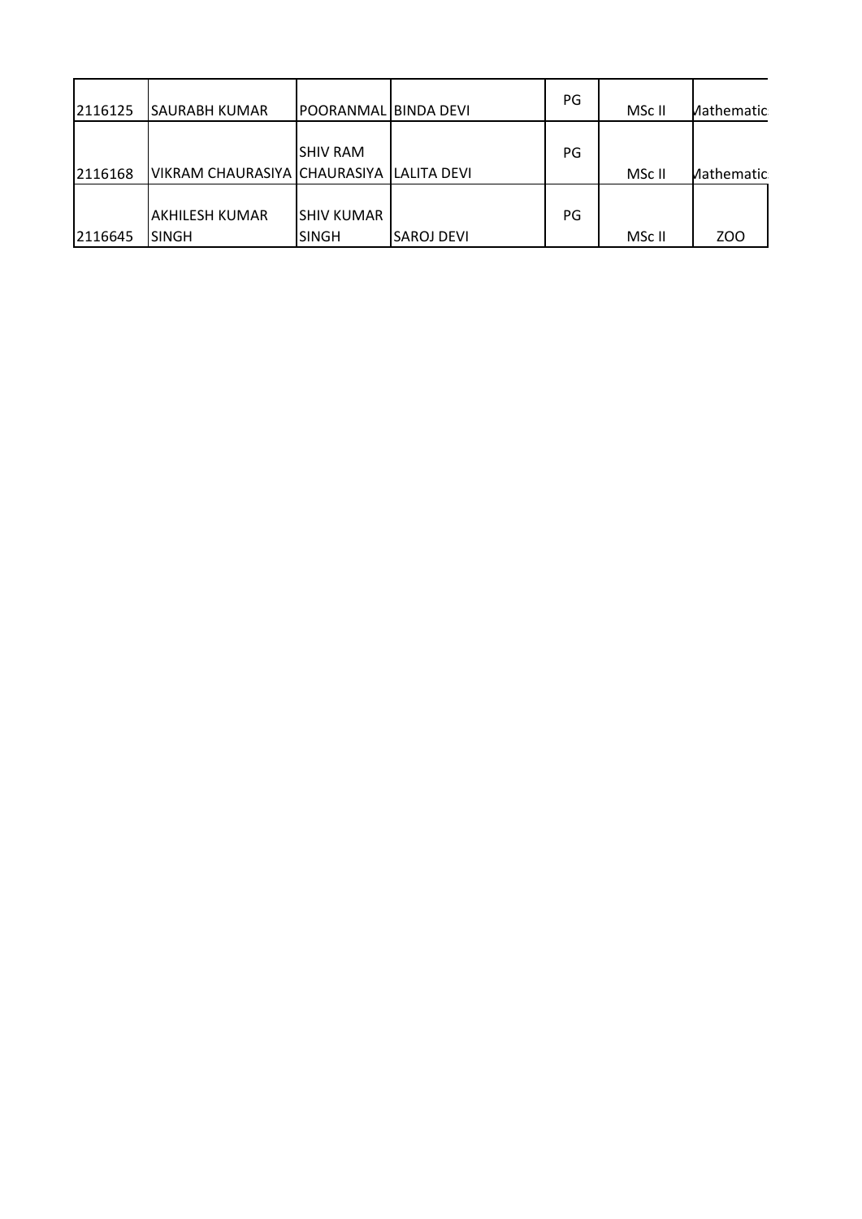| | | | | | | |
|---|---|---|---|---|---|---|
| 2116125 | SAURABH KUMAR | POORANMAL | BINDA DEVI | PG | MSc II | Mathematic |
| 2116168 | VIKRAM CHAURASIYA | SHIV RAM CHAURASIYA | LALITA DEVI | PG | MSc II | Mathematic |
| 2116645 | AKHILESH KUMAR SINGH | SHIV KUMAR SINGH | SAROJ DEVI | PG | MSc II | ZOO |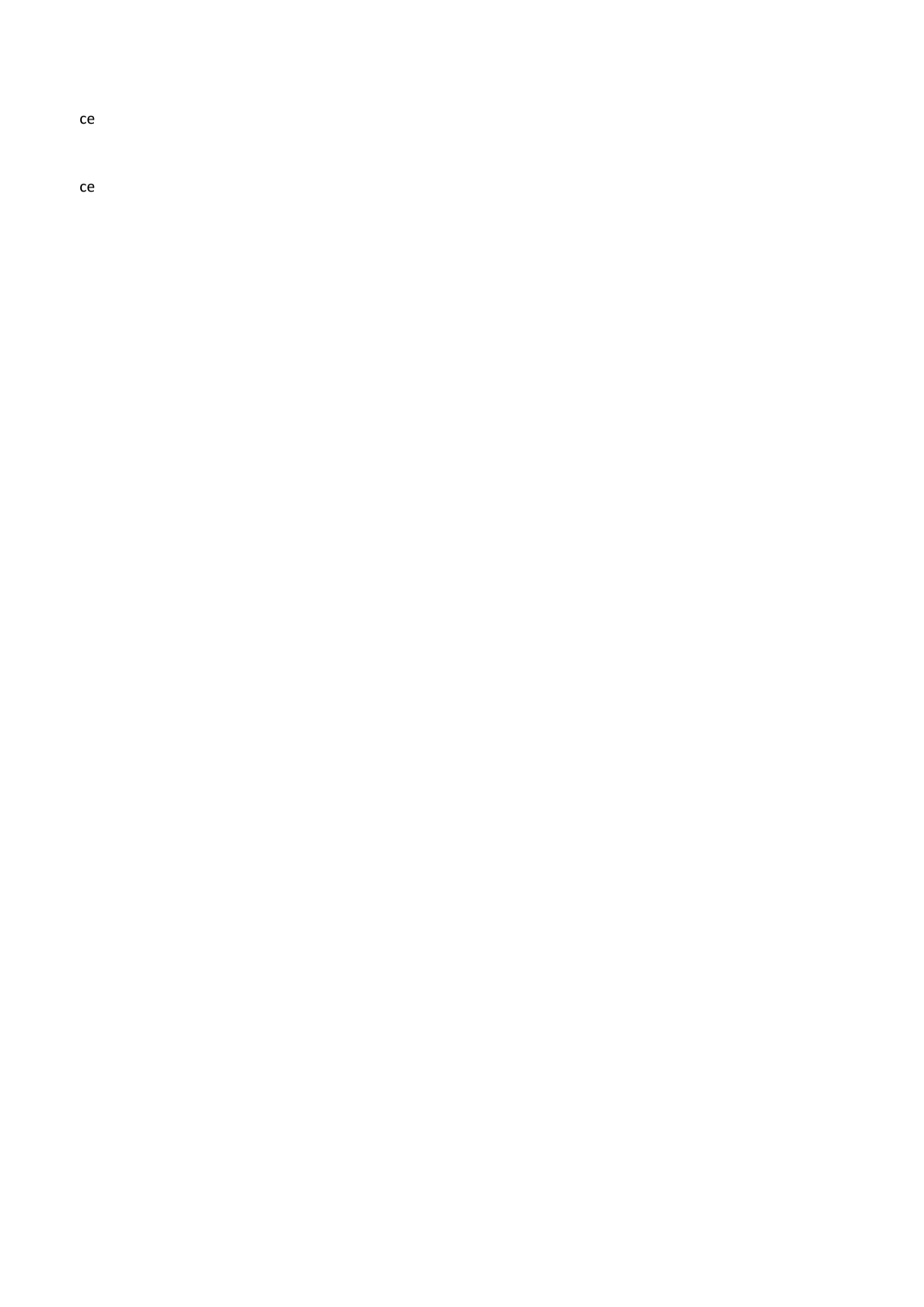ce

ce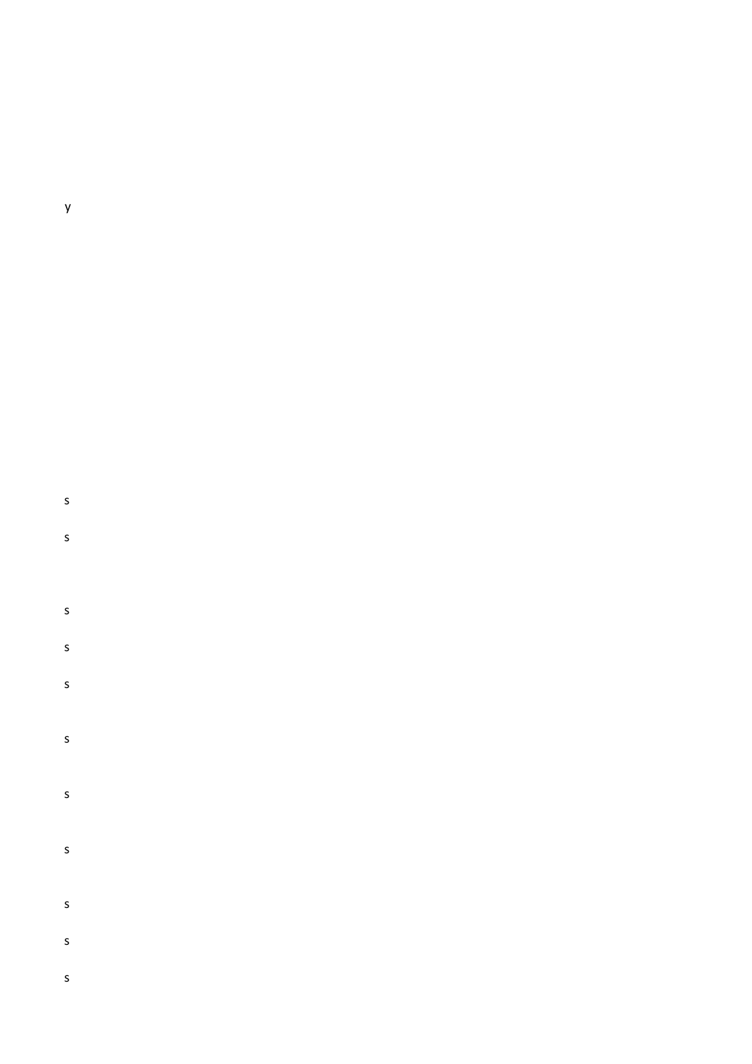y

s

s

s

s

s

s

s

s

s

s

s